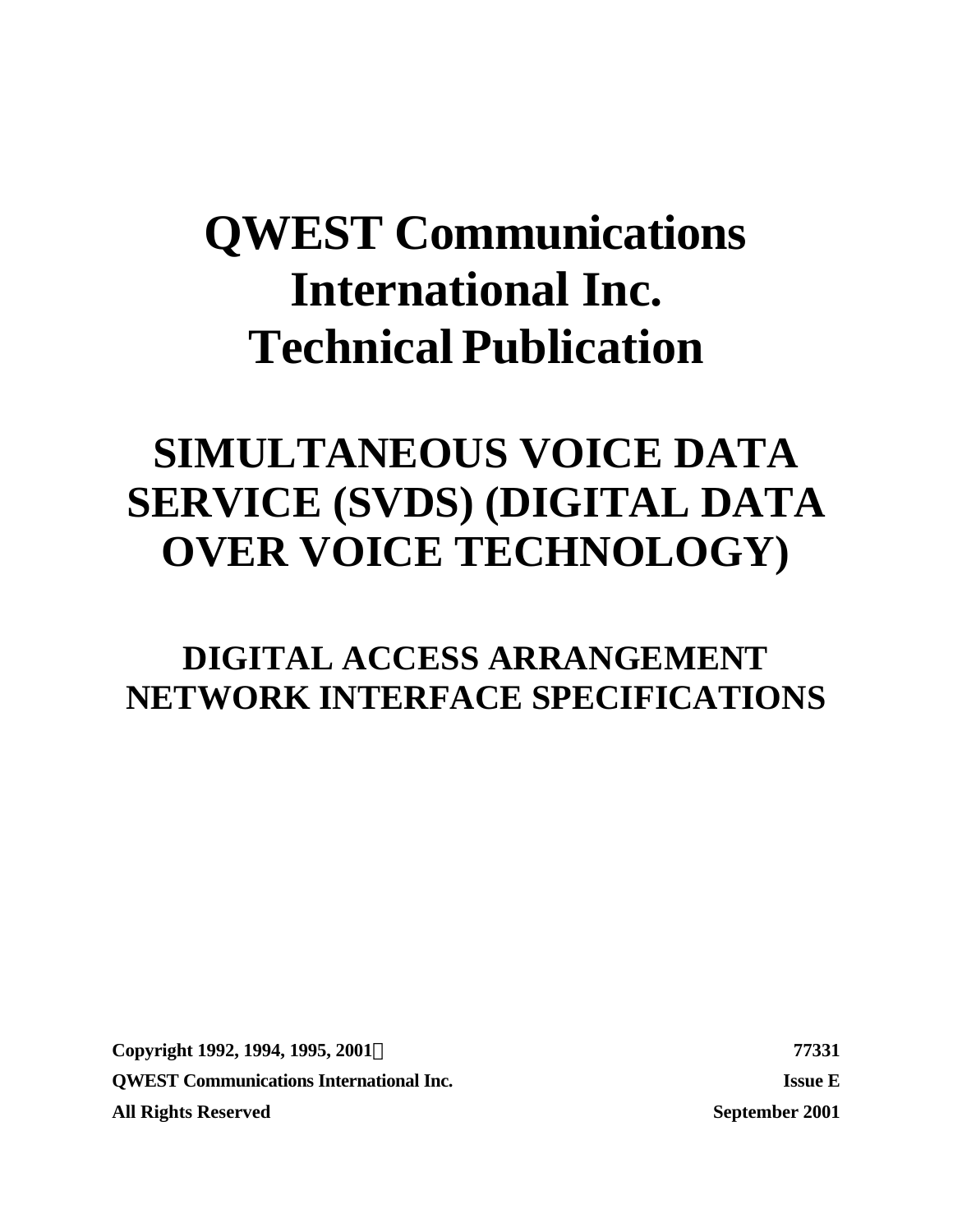# QWEST Communications International Inc. Technical Publication

# SIMULTANEOUS VOICE DATA SERVICE (SVDS) (DIGITAL DATA OVER VOICE TECHNOLOGY)

## DIGITAL ACCESS ARRANGEMENT NETWORK INTERFACE SPECIFICATIONS

| | |
|---|---|
| **Copyright 1992, 1994, 1995, 2001©** | **77331** |
| **QWEST Communications International Inc.** | **Issue E** |
| **All Rights Reserved** | **September 2001** |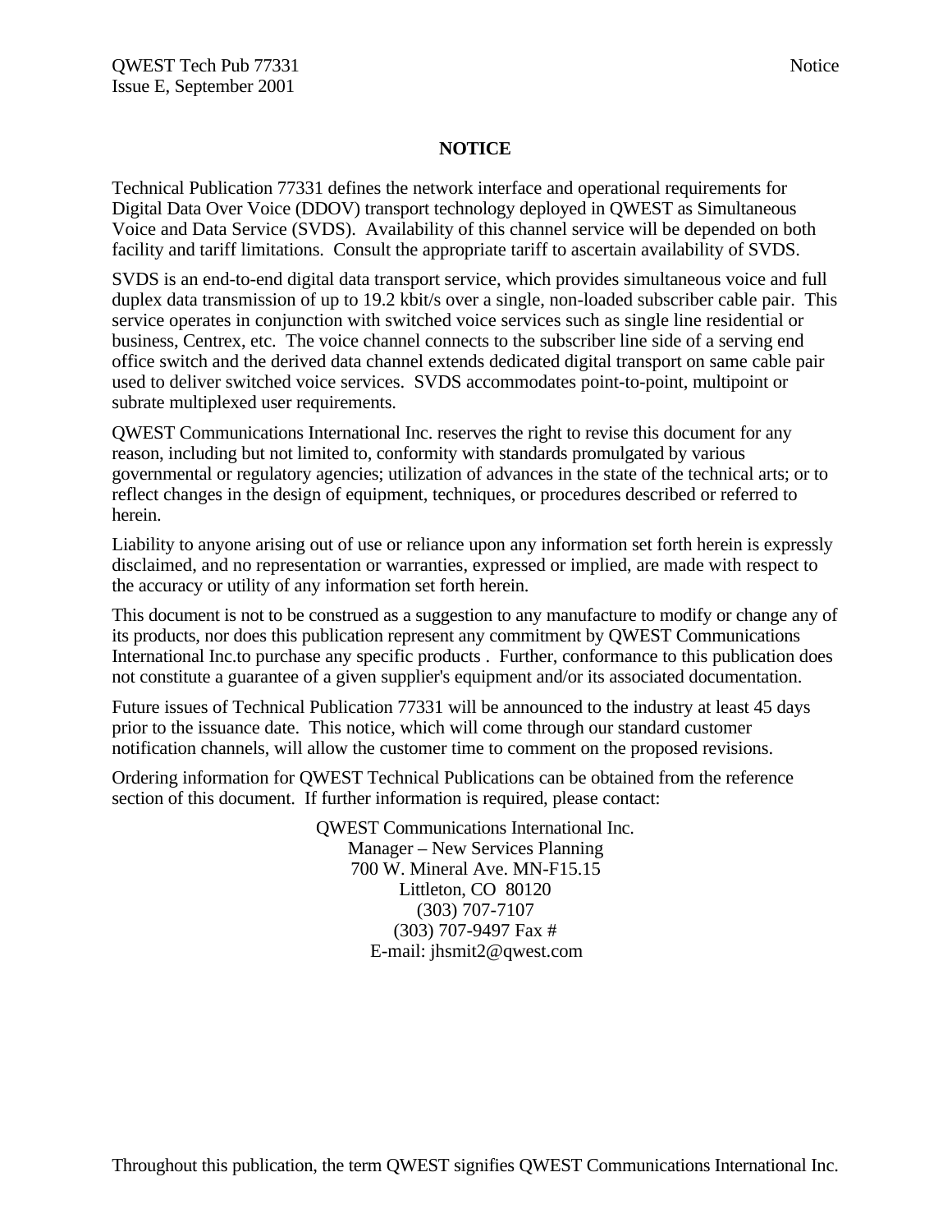# NOTICE

Technical Publication 77331 defines the network interface and operational requirements for Digital Data Over Voice (DDOV) transport technology deployed in QWEST as Simultaneous Voice and Data Service (SVDS). Availability of this channel service will be depended on both facility and tariff limitations. Consult the appropriate tariff to ascertain availability of SVDS.

SVDS is an end-to-end digital data transport service, which provides simultaneous voice and full duplex data transmission of up to 19.2 kbit/s over a single, non-loaded subscriber cable pair. This service operates in conjunction with switched voice services such as single line residential or business, Centrex, etc. The voice channel connects to the subscriber line side of a serving end office switch and the derived data channel extends dedicated digital transport on same cable pair used to deliver switched voice services. SVDS accommodates point-to-point, multipoint or subrate multiplexed user requirements.

QWEST Communications International Inc. reserves the right to revise this document for any reason, including but not limited to, conformity with standards promulgated by various governmental or regulatory agencies; utilization of advances in the state of the technical arts; or to reflect changes in the design of equipment, techniques, or procedures described or referred to herein.

Liability to anyone arising out of use or reliance upon any information set forth herein is expressly disclaimed, and no representation or warranties, expressed or implied, are made with respect to the accuracy or utility of any information set forth herein.

This document is not to be construed as a suggestion to any manufacture to modify or change any of its products, nor does this publication represent any commitment by QWEST Communications International Inc.to purchase any specific products . Further, conformance to this publication does not constitute a guarantee of a given supplier's equipment and/or its associated documentation.

Future issues of Technical Publication 77331 will be announced to the industry at least 45 days prior to the issuance date. This notice, which will come through our standard customer notification channels, will allow the customer time to comment on the proposed revisions.

Ordering information for QWEST Technical Publications can be obtained from the reference section of this document. If further information is required, please contact:

QWEST Communications International Inc.
Manager – New Services Planning
700 W. Mineral Ave. MN-F15.15
Littleton, CO 80120
(303) 707-7107
(303) 707-9497 Fax #
E-mail: jhsmit2@qwest.com

Throughout this publication, the term QWEST signifies QWEST Communications International Inc.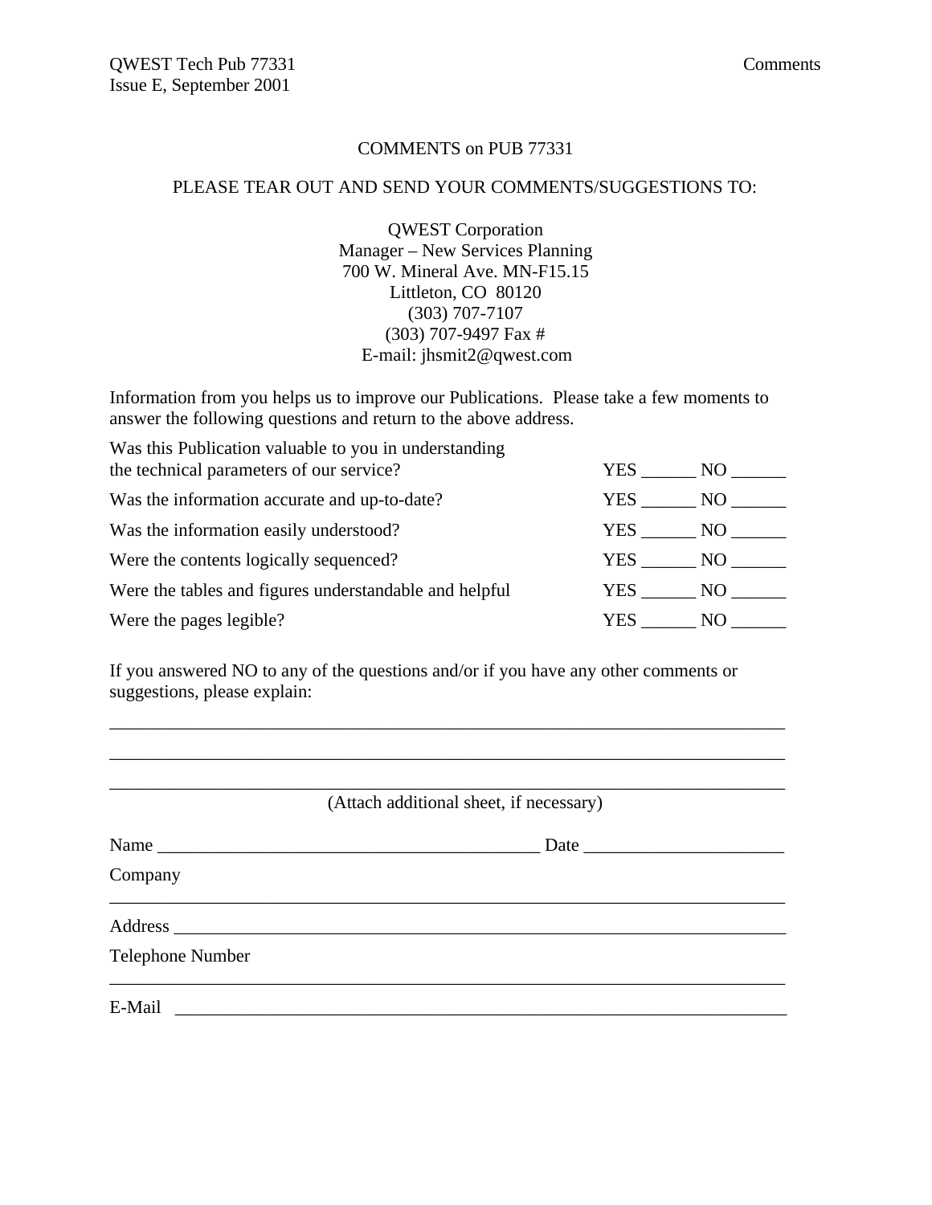# COMMENTS on PUB 77331

PLEASE TEAR OUT AND SEND YOUR COMMENTS/SUGGESTIONS TO:

QWEST Corporation
Manager – New Services Planning
700 W. Mineral Ave. MN-F15.15
Littleton, CO 80120
(303) 707-7107
(303) 707-9497 Fax #
E-mail: jhsmit2@qwest.com

Information from you helps us to improve our Publications. Please take a few moments to answer the following questions and return to the above address.

| Question | Answer |
|---|---|
| Was this Publication valuable to you in understanding the technical parameters of our service? | YES ______ NO ______ |
| Was the information accurate and up-to-date? | YES ______ NO ______ |
| Was the information easily understood? | YES ______ NO ______ |
| Were the contents logically sequenced? | YES ______ NO ______ |
| Were the tables and figures understandable and helpful | YES ______ NO ______ |
| Were the pages legible? | YES ______ NO ______ |

If you answered NO to any of the questions and/or if you have any other comments or suggestions, please explain:

______________________________________________________________________________

______________________________________________________________________________

______________________________________________________________________________

(Attach additional sheet, if necessary)

Name ____________________________________________ Date ______________________

Company ______________________________________________________________________

Address ______________________________________________________________________

Telephone Number ______________________________________________________________

E-Mail ________________________________________________________________________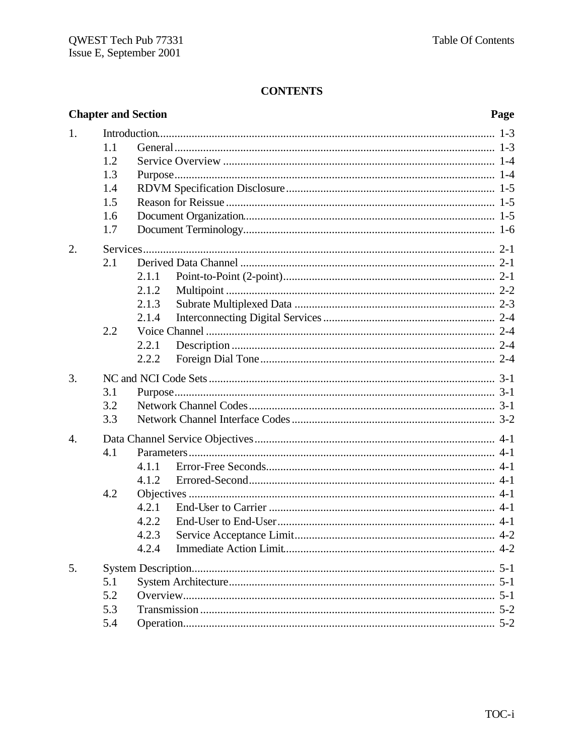# CONTENTS

| Chapter and Section | | | Page |
|---|---|---|---|
| 1. | Introduction | | 1-3 |
| | 1.1 | General | 1-3 |
| | 1.2 | Service Overview | 1-4 |
| | 1.3 | Purpose | 1-4 |
| | 1.4 | RDVM Specification Disclosure | 1-5 |
| | 1.5 | Reason for Reissue | 1-5 |
| | 1.6 | Document Organization | 1-5 |
| | 1.7 | Document Terminology | 1-6 |
| 2. | Services | | 2-1 |
| | 2.1 | Derived Data Channel | 2-1 |
| | | 2.1.1 Point-to-Point (2-point) | 2-1 |
| | | 2.1.2 Multipoint | 2-2 |
| | | 2.1.3 Subrate Multiplexed Data | 2-3 |
| | | 2.1.4 Interconnecting Digital Services | 2-4 |
| | 2.2 | Voice Channel | 2-4 |
| | | 2.2.1 Description | 2-4 |
| | | 2.2.2 Foreign Dial Tone | 2-4 |
| 3. | NC and NCI Code Sets | | 3-1 |
| | 3.1 | Purpose | 3-1 |
| | 3.2 | Network Channel Codes | 3-1 |
| | 3.3 | Network Channel Interface Codes | 3-2 |
| 4. | Data Channel Service Objectives | | 4-1 |
| | 4.1 | Parameters | 4-1 |
| | | 4.1.1 Error-Free Seconds | 4-1 |
| | | 4.1.2 Errored-Second | 4-1 |
| | 4.2 | Objectives | 4-1 |
| | | 4.2.1 End-User to Carrier | 4-1 |
| | | 4.2.2 End-User to End-User | 4-1 |
| | | 4.2.3 Service Acceptance Limit | 4-2 |
| | | 4.2.4 Immediate Action Limit | 4-2 |
| 5. | System Description | | 5-1 |
| | 5.1 | System Architecture | 5-1 |
| | 5.2 | Overview | 5-1 |
| | 5.3 | Transmission | 5-2 |
| | 5.4 | Operation | 5-2 |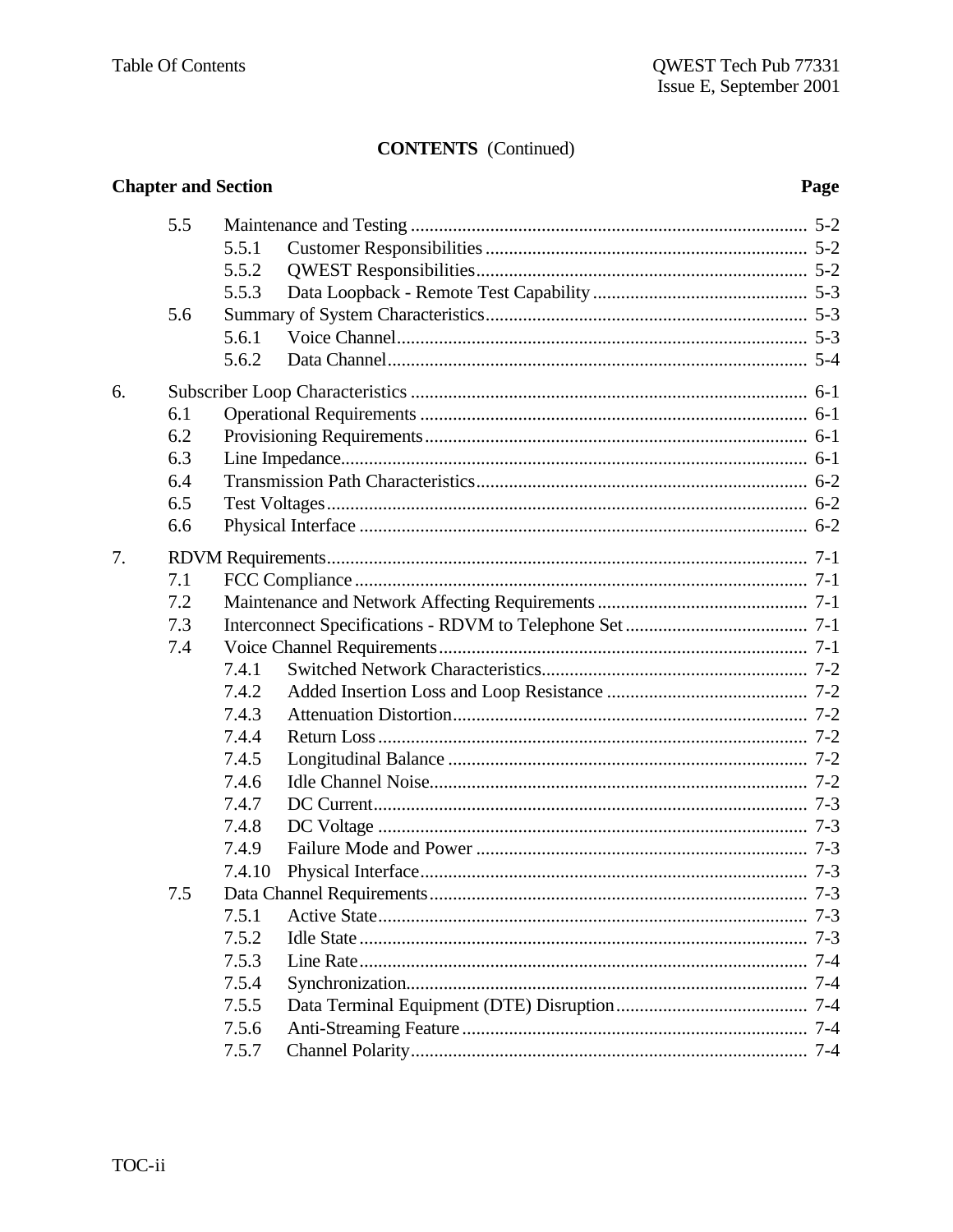**CONTENTS** (Continued)

| Chapter and Section | | | Page |
|---|---|---|---|
| | 5.5 | Maintenance and Testing | 5-2 |
| | | 5.5.1 Customer Responsibilities | 5-2 |
| | | 5.5.2 QWEST Responsibilities | 5-2 |
| | | 5.5.3 Data Loopback - Remote Test Capability | 5-3 |
| | 5.6 | Summary of System Characteristics | 5-3 |
| | | 5.6.1 Voice Channel | 5-3 |
| | | 5.6.2 Data Channel | 5-4 |
| 6. | | Subscriber Loop Characteristics | 6-1 |
| | 6.1 | Operational Requirements | 6-1 |
| | 6.2 | Provisioning Requirements | 6-1 |
| | 6.3 | Line Impedance | 6-1 |
| | 6.4 | Transmission Path Characteristics | 6-2 |
| | 6.5 | Test Voltages | 6-2 |
| | 6.6 | Physical Interface | 6-2 |
| 7. | | RDVM Requirements | 7-1 |
| | 7.1 | FCC Compliance | 7-1 |
| | 7.2 | Maintenance and Network Affecting Requirements | 7-1 |
| | 7.3 | Interconnect Specifications - RDVM to Telephone Set | 7-1 |
| | 7.4 | Voice Channel Requirements | 7-1 |
| | | 7.4.1 Switched Network Characteristics | 7-2 |
| | | 7.4.2 Added Insertion Loss and Loop Resistance | 7-2 |
| | | 7.4.3 Attenuation Distortion | 7-2 |
| | | 7.4.4 Return Loss | 7-2 |
| | | 7.4.5 Longitudinal Balance | 7-2 |
| | | 7.4.6 Idle Channel Noise | 7-2 |
| | | 7.4.7 DC Current | 7-3 |
| | | 7.4.8 DC Voltage | 7-3 |
| | | 7.4.9 Failure Mode and Power | 7-3 |
| | | 7.4.10 Physical Interface | 7-3 |
| | 7.5 | Data Channel Requirements | 7-3 |
| | | 7.5.1 Active State | 7-3 |
| | | 7.5.2 Idle State | 7-3 |
| | | 7.5.3 Line Rate | 7-4 |
| | | 7.5.4 Synchronization | 7-4 |
| | | 7.5.5 Data Terminal Equipment (DTE) Disruption | 7-4 |
| | | 7.5.6 Anti-Streaming Feature | 7-4 |
| | | 7.5.7 Channel Polarity | 7-4 |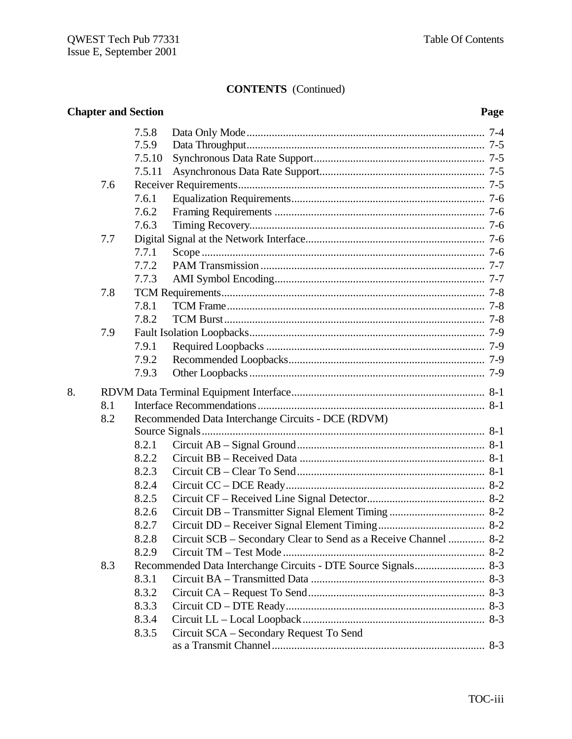**CONTENTS** (Continued)

| Chapter and Section | | | Page |
|---|---|---|---|
| | | 7.5.8 Data Only Mode | 7-4 |
| | | 7.5.9 Data Throughput | 7-5 |
| | | 7.5.10 Synchronous Data Rate Support | 7-5 |
| | | 7.5.11 Asynchronous Data Rate Support | 7-5 |
| | 7.6 | Receiver Requirements | 7-5 |
| | | 7.6.1 Equalization Requirements | 7-6 |
| | | 7.6.2 Framing Requirements | 7-6 |
| | | 7.6.3 Timing Recovery | 7-6 |
| | 7.7 | Digital Signal at the Network Interface | 7-6 |
| | | 7.7.1 Scope | 7-6 |
| | | 7.7.2 PAM Transmission | 7-7 |
| | | 7.7.3 AMI Symbol Encoding | 7-7 |
| | 7.8 | TCM Requirements | 7-8 |
| | | 7.8.1 TCM Frame | 7-8 |
| | | 7.8.2 TCM Burst | 7-8 |
| | 7.9 | Fault Isolation Loopbacks | 7-9 |
| | | 7.9.1 Required Loopbacks | 7-9 |
| | | 7.9.2 Recommended Loopbacks | 7-9 |
| | | 7.9.3 Other Loopbacks | 7-9 |
| 8. | | RDVM Data Terminal Equipment Interface | 8-1 |
| | 8.1 | Interface Recommendations | 8-1 |
| | 8.2 | Recommended Data Interchange Circuits - DCE (RDVM) Source Signals | 8-1 |
| | | 8.2.1 Circuit AB – Signal Ground | 8-1 |
| | | 8.2.2 Circuit BB – Received Data | 8-1 |
| | | 8.2.3 Circuit CB – Clear To Send | 8-1 |
| | | 8.2.4 Circuit CC – DCE Ready | 8-2 |
| | | 8.2.5 Circuit CF – Received Line Signal Detector | 8-2 |
| | | 8.2.6 Circuit DB – Transmitter Signal Element Timing | 8-2 |
| | | 8.2.7 Circuit DD – Receiver Signal Element Timing | 8-2 |
| | | 8.2.8 Circuit SCB – Secondary Clear to Send as a Receive Channel | 8-2 |
| | | 8.2.9 Circuit TM – Test Mode | 8-2 |
| | 8.3 | Recommended Data Interchange Circuits - DTE Source Signals | 8-3 |
| | | 8.3.1 Circuit BA – Transmitted Data | 8-3 |
| | | 8.3.2 Circuit CA – Request To Send | 8-3 |
| | | 8.3.3 Circuit CD – DTE Ready | 8-3 |
| | | 8.3.4 Circuit LL – Local Loopback | 8-3 |
| | | 8.3.5 Circuit SCA – Secondary Request To Send as a Transmit Channel | 8-3 |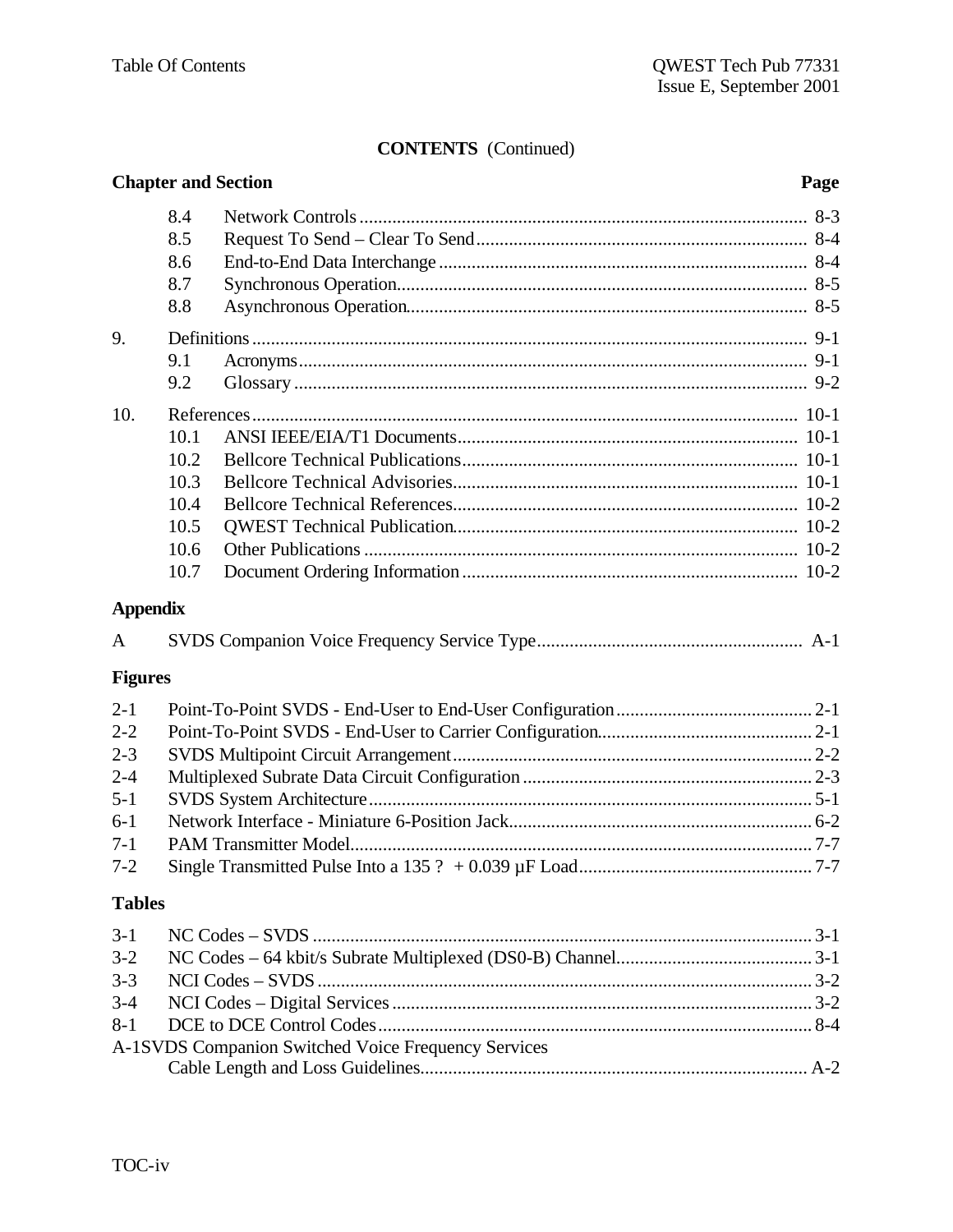**CONTENTS** (Continued)

| Chapter and Section | | | Page |
|---|---|---|---|
| | 8.4 | Network Controls | 8-3 |
| | 8.5 | Request To Send – Clear To Send | 8-4 |
| | 8.6 | End-to-End Data Interchange | 8-4 |
| | 8.7 | Synchronous Operation | 8-5 |
| | 8.8 | Asynchronous Operation | 8-5 |
| 9. | Definitions | | 9-1 |
| | 9.1 | Acronyms | 9-1 |
| | 9.2 | Glossary | 9-2 |
| 10. | References | | 10-1 |
| | 10.1 | ANSI IEEE/EIA/T1 Documents | 10-1 |
| | 10.2 | Bellcore Technical Publications | 10-1 |
| | 10.3 | Bellcore Technical Advisories | 10-1 |
| | 10.4 | Bellcore Technical References | 10-2 |
| | 10.5 | QWEST Technical Publication | 10-2 |
| | 10.6 | Other Publications | 10-2 |
| | 10.7 | Document Ordering Information | 10-2 |

**Appendix**

| | | |
|---|---|---|
| A | SVDS Companion Voice Frequency Service Type | A-1 |

**Figures**

| | | |
|---|---|---|
| 2-1 | Point-To-Point SVDS - End-User to End-User Configuration | 2-1 |
| 2-2 | Point-To-Point SVDS - End-User to Carrier Configuration | 2-1 |
| 2-3 | SVDS Multipoint Circuit Arrangement | 2-2 |
| 2-4 | Multiplexed Subrate Data Circuit Configuration | 2-3 |
| 5-1 | SVDS System Architecture | 5-1 |
| 6-1 | Network Interface - Miniature 6-Position Jack | 6-2 |
| 7-1 | PAM Transmitter Model | 7-7 |
| 7-2 | Single Transmitted Pulse Into a 135 ? + 0.039 µF Load | 7-7 |

**Tables**

| | | |
|---|---|---|
| 3-1 | NC Codes – SVDS | 3-1 |
| 3-2 | NC Codes – 64 kbit/s Subrate Multiplexed (DS0-B) Channel | 3-1 |
| 3-3 | NCI Codes – SVDS | 3-2 |
| 3-4 | NCI Codes – Digital Services | 3-2 |
| 8-1 | DCE to DCE Control Codes | 8-4 |
| A-1 | SVDS Companion Switched Voice Frequency Services Cable Length and Loss Guidelines | A-2 |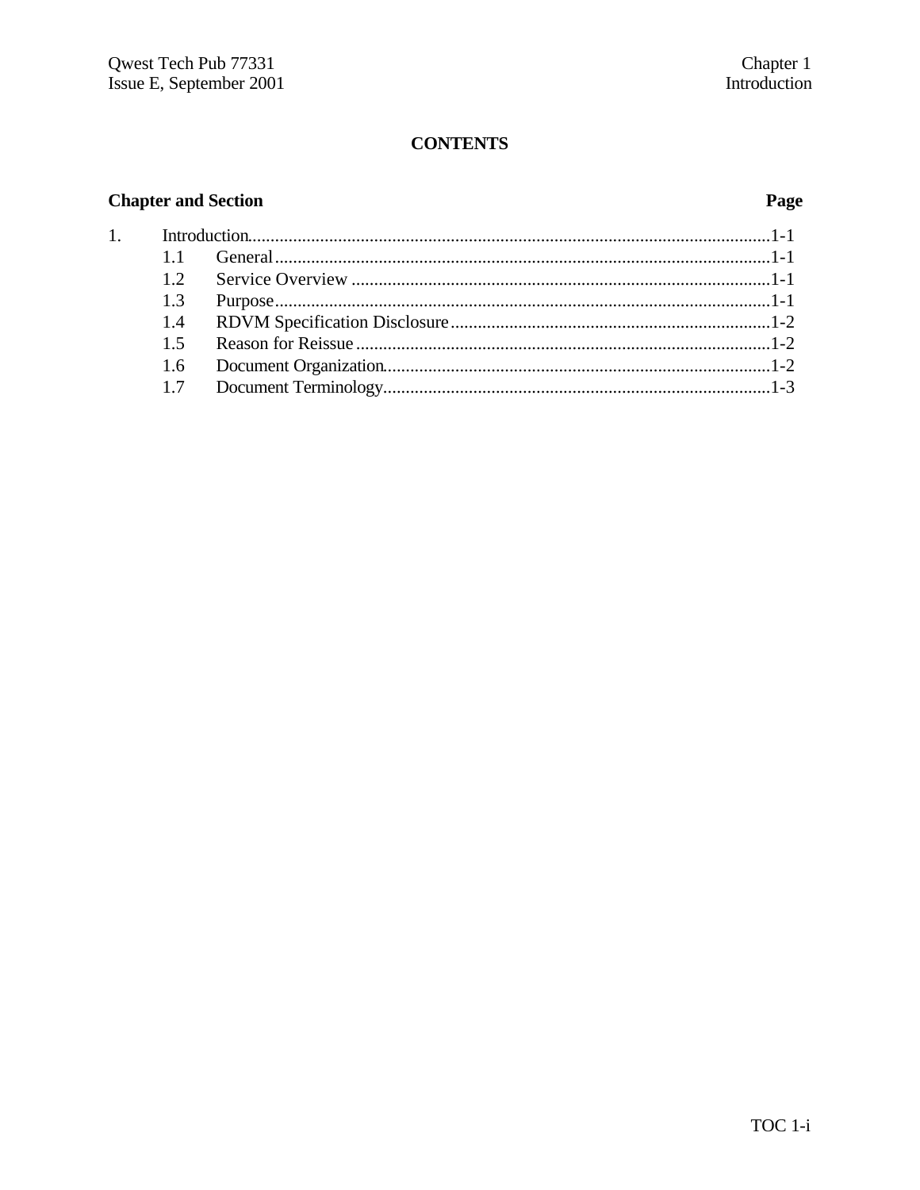# CONTENTS

| Chapter and Section | | Page |
|---|---|---|
| 1. | Introduction | 1-1 |
| 1.1 | General | 1-1 |
| 1.2 | Service Overview | 1-1 |
| 1.3 | Purpose | 1-1 |
| 1.4 | RDVM Specification Disclosure | 1-2 |
| 1.5 | Reason for Reissue | 1-2 |
| 1.6 | Document Organization | 1-2 |
| 1.7 | Document Terminology | 1-3 |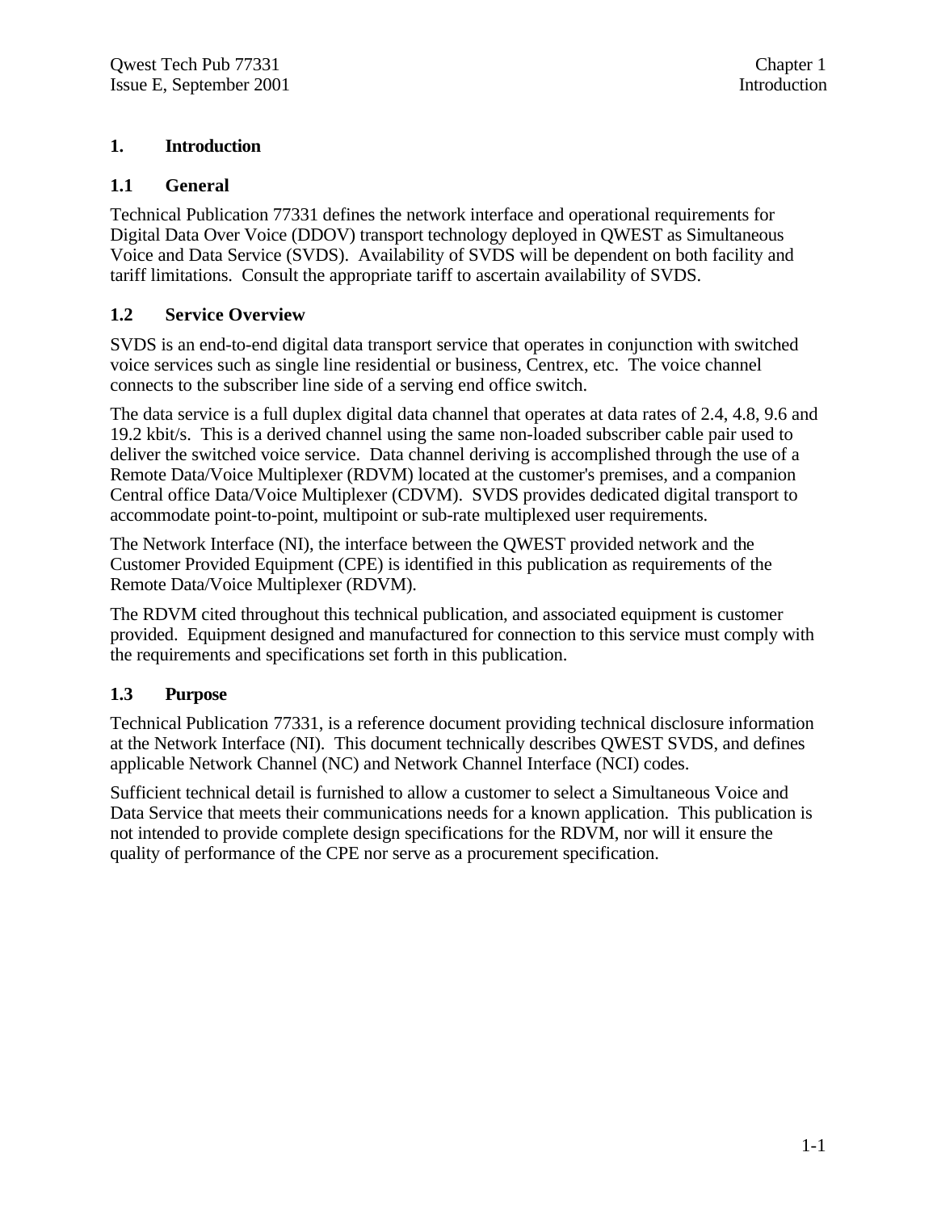# 1. Introduction

## 1.1 General

Technical Publication 77331 defines the network interface and operational requirements for Digital Data Over Voice (DDOV) transport technology deployed in QWEST as Simultaneous Voice and Data Service (SVDS). Availability of SVDS will be dependent on both facility and tariff limitations. Consult the appropriate tariff to ascertain availability of SVDS.

## 1.2 Service Overview

SVDS is an end-to-end digital data transport service that operates in conjunction with switched voice services such as single line residential or business, Centrex, etc. The voice channel connects to the subscriber line side of a serving end office switch.

The data service is a full duplex digital data channel that operates at data rates of 2.4, 4.8, 9.6 and 19.2 kbit/s. This is a derived channel using the same non-loaded subscriber cable pair used to deliver the switched voice service. Data channel deriving is accomplished through the use of a Remote Data/Voice Multiplexer (RDVM) located at the customer's premises, and a companion Central office Data/Voice Multiplexer (CDVM). SVDS provides dedicated digital transport to accommodate point-to-point, multipoint or sub-rate multiplexed user requirements.

The Network Interface (NI), the interface between the QWEST provided network and the Customer Provided Equipment (CPE) is identified in this publication as requirements of the Remote Data/Voice Multiplexer (RDVM).

The RDVM cited throughout this technical publication, and associated equipment is customer provided. Equipment designed and manufactured for connection to this service must comply with the requirements and specifications set forth in this publication.

## 1.3 Purpose

Technical Publication 77331, is a reference document providing technical disclosure information at the Network Interface (NI). This document technically describes QWEST SVDS, and defines applicable Network Channel (NC) and Network Channel Interface (NCI) codes.

Sufficient technical detail is furnished to allow a customer to select a Simultaneous Voice and Data Service that meets their communications needs for a known application. This publication is not intended to provide complete design specifications for the RDVM, nor will it ensure the quality of performance of the CPE nor serve as a procurement specification.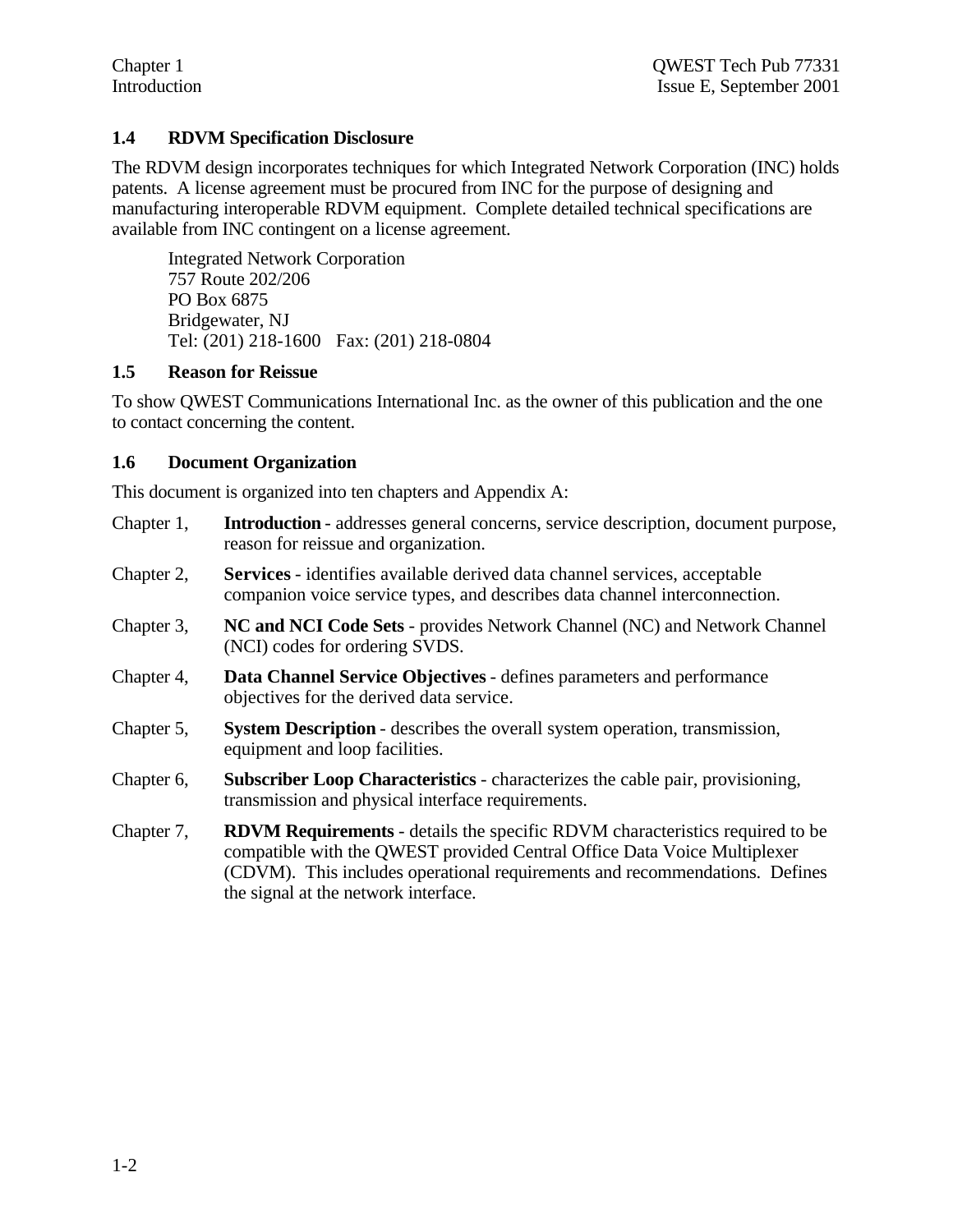### 1.4 RDVM Specification Disclosure

The RDVM design incorporates techniques for which Integrated Network Corporation (INC) holds patents. A license agreement must be procured from INC for the purpose of designing and manufacturing interoperable RDVM equipment. Complete detailed technical specifications are available from INC contingent on a license agreement.

Integrated Network Corporation
757 Route 202/206
PO Box 6875
Bridgewater, NJ
Tel: (201) 218-1600 Fax: (201) 218-0804

### 1.5 Reason for Reissue

To show QWEST Communications International Inc. as the owner of this publication and the one to contact concerning the content.

### 1.6 Document Organization

This document is organized into ten chapters and Appendix A:

Chapter 1, **Introduction** - addresses general concerns, service description, document purpose, reason for reissue and organization.

Chapter 2, **Services** - identifies available derived data channel services, acceptable companion voice service types, and describes data channel interconnection.

Chapter 3, **NC and NCI Code Sets** - provides Network Channel (NC) and Network Channel (NCI) codes for ordering SVDS.

Chapter 4, **Data Channel Service Objectives** - defines parameters and performance objectives for the derived data service.

Chapter 5, **System Description** - describes the overall system operation, transmission, equipment and loop facilities.

Chapter 6, **Subscriber Loop Characteristics** - characterizes the cable pair, provisioning, transmission and physical interface requirements.

Chapter 7, **RDVM Requirements** - details the specific RDVM characteristics required to be compatible with the QWEST provided Central Office Data Voice Multiplexer (CDVM). This includes operational requirements and recommendations. Defines the signal at the network interface.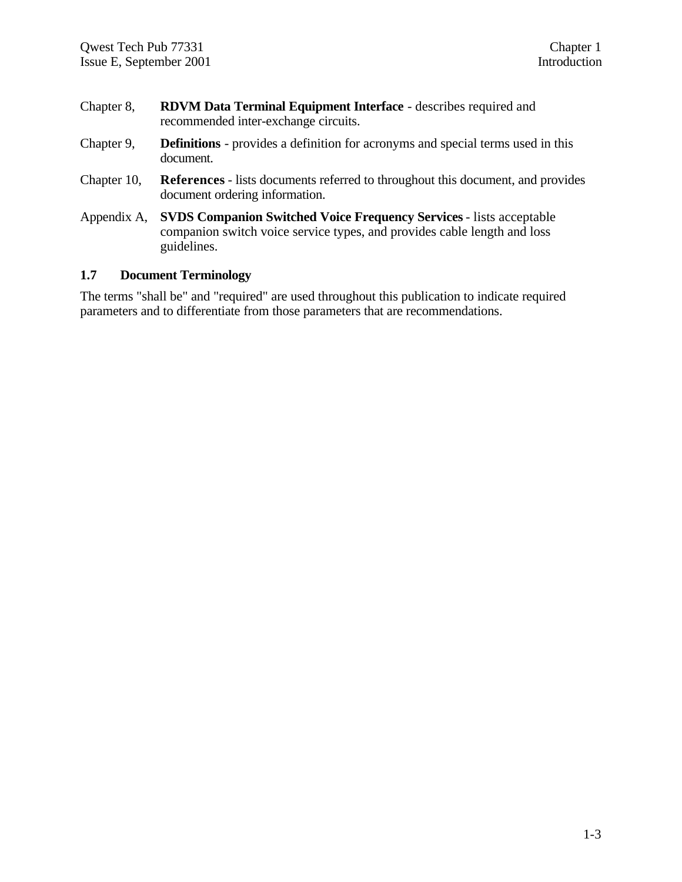Chapter 8, **RDVM Data Terminal Equipment Interface** - describes required and recommended inter-exchange circuits.

Chapter 9, **Definitions** - provides a definition for acronyms and special terms used in this document.

Chapter 10, **References** - lists documents referred to throughout this document, and provides document ordering information.

Appendix A, **SVDS Companion Switched Voice Frequency Services** - lists acceptable companion switch voice service types, and provides cable length and loss guidelines.

### 1.7 Document Terminology

The terms "shall be" and "required" are used throughout this publication to indicate required parameters and to differentiate from those parameters that are recommendations.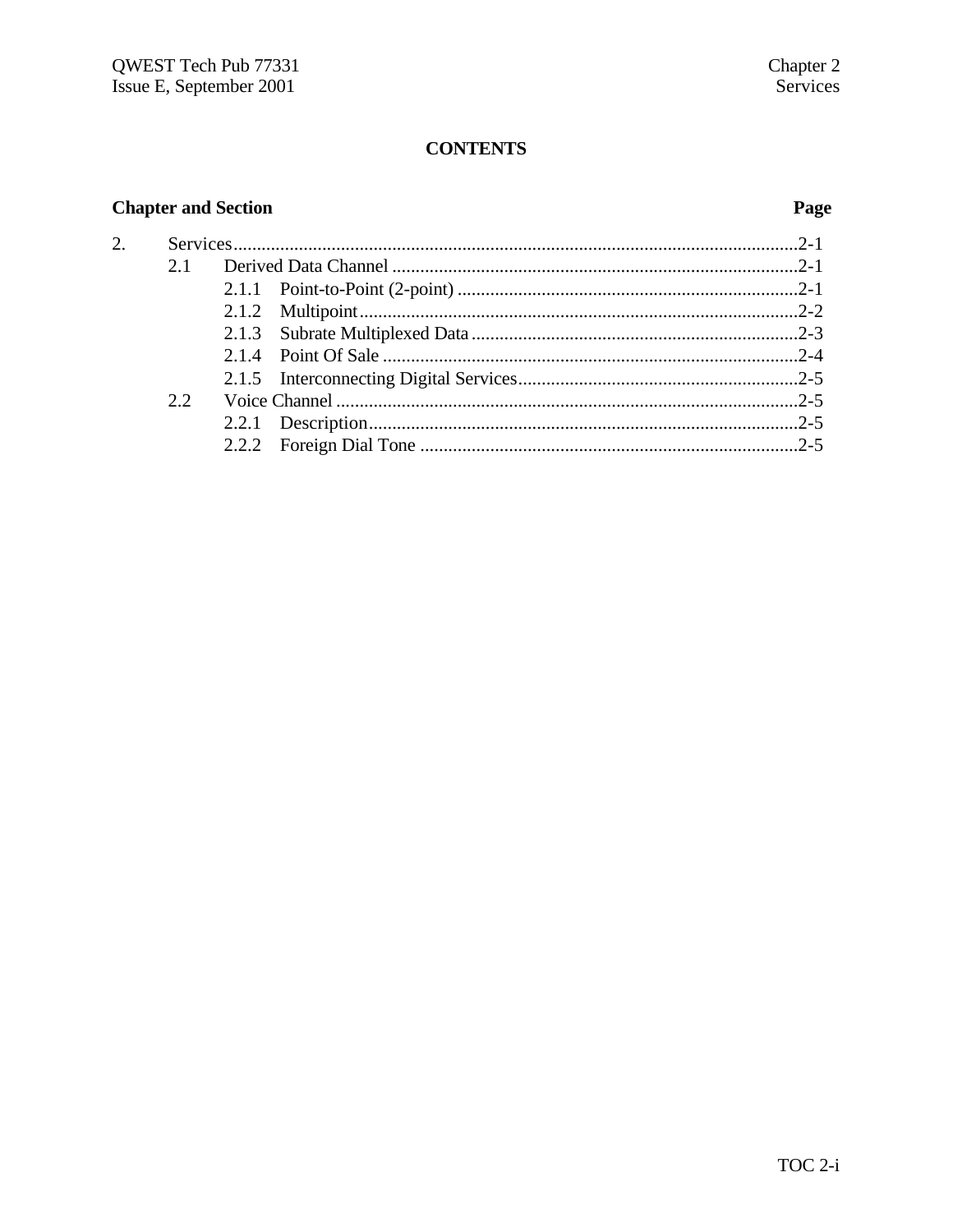# CONTENTS

| Chapter and Section | | | Page |
|---|---|---|---|
| 2. | Services | | 2-1 |
| | 2.1 | Derived Data Channel | 2-1 |
| | | 2.1.1 Point-to-Point (2-point) | 2-1 |
| | | 2.1.2 Multipoint | 2-2 |
| | | 2.1.3 Subrate Multiplexed Data | 2-3 |
| | | 2.1.4 Point Of Sale | 2-4 |
| | | 2.1.5 Interconnecting Digital Services | 2-5 |
| | 2.2 | Voice Channel | 2-5 |
| | | 2.2.1 Description | 2-5 |
| | | 2.2.2 Foreign Dial Tone | 2-5 |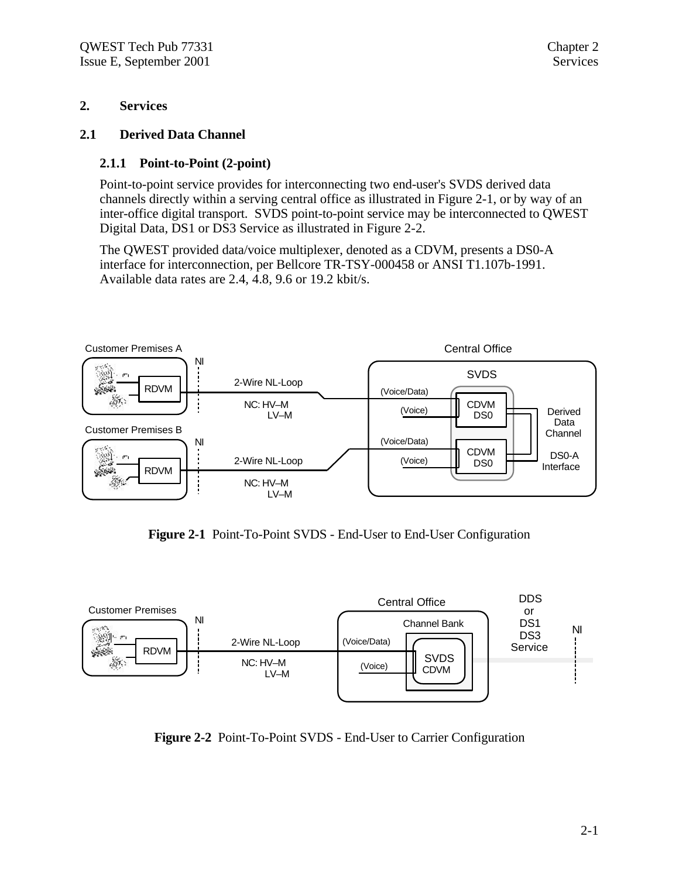# 2. Services

## 2.1 Derived Data Channel

### 2.1.1 Point-to-Point (2-point)

Point-to-point service provides for interconnecting two end-user's SVDS derived data channels directly within a serving central office as illustrated in Figure 2-1, or by way of an inter-office digital transport. SVDS point-to-point service may be interconnected to QWEST Digital Data, DS1 or DS3 Service as illustrated in Figure 2-2.

The QWEST provided data/voice multiplexer, denoted as a CDVM, presents a DS0-A interface for interconnection, per Bellcore TR-TSY-000458 or ANSI T1.107b-1991. Available data rates are 2.4, 4.8, 9.6 or 19.2 kbit/s.

**Figure 2-1** Point-To-Point SVDS - End-User to End-User Configuration

**Figure 2-2** Point-To-Point SVDS - End-User to Carrier Configuration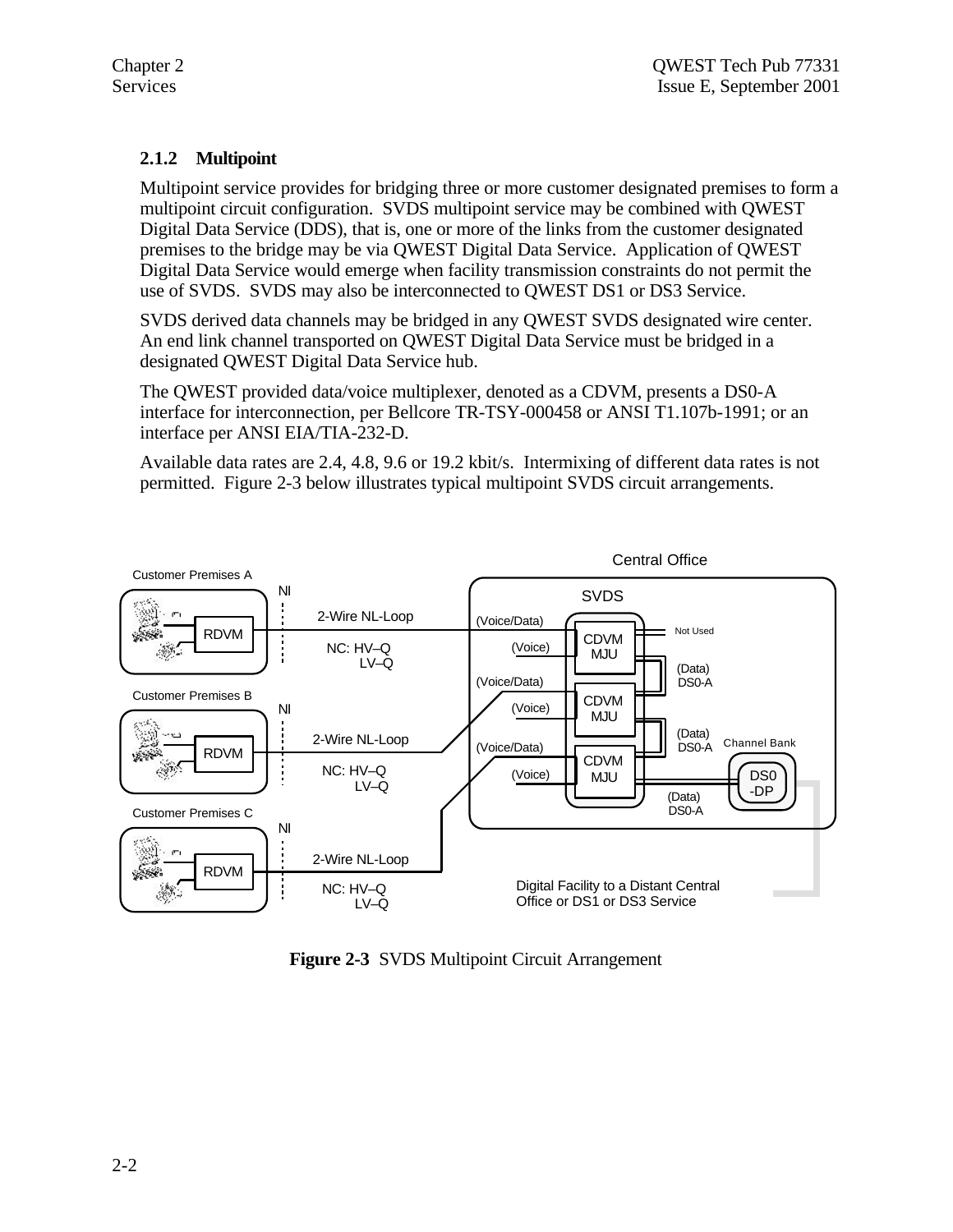### 2.1.2 Multipoint

Multipoint service provides for bridging three or more customer designated premises to form a multipoint circuit configuration. SVDS multipoint service may be combined with QWEST Digital Data Service (DDS), that is, one or more of the links from the customer designated premises to the bridge may be via QWEST Digital Data Service. Application of QWEST Digital Data Service would emerge when facility transmission constraints do not permit the use of SVDS. SVDS may also be interconnected to QWEST DS1 or DS3 Service.

SVDS derived data channels may be bridged in any QWEST SVDS designated wire center. An end link channel transported on QWEST Digital Data Service must be bridged in a designated QWEST Digital Data Service hub.

The QWEST provided data/voice multiplexer, denoted as a CDVM, presents a DS0-A interface for interconnection, per Bellcore TR-TSY-000458 or ANSI T1.107b-1991; or an interface per ANSI EIA/TIA-232-D.

Available data rates are 2.4, 4.8, 9.6 or 19.2 kbit/s. Intermixing of different data rates is not permitted. Figure 2-3 below illustrates typical multipoint SVDS circuit arrangements.

**Figure 2-3** SVDS Multipoint Circuit Arrangement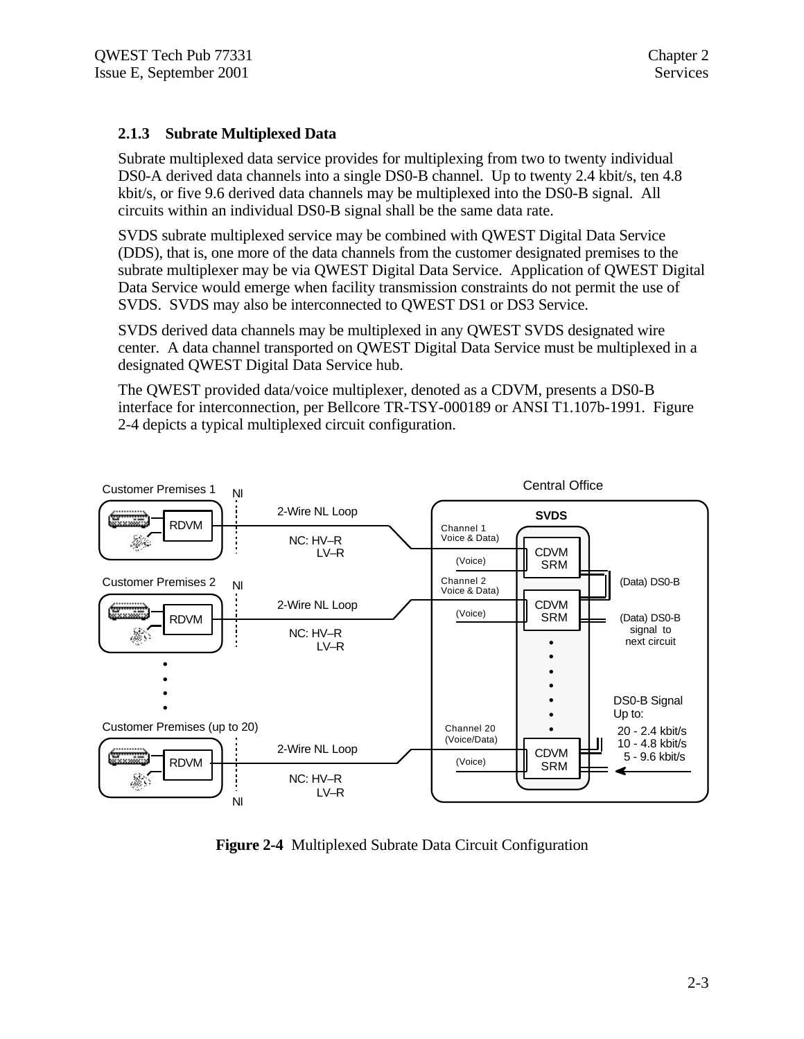### 2.1.3 Subrate Multiplexed Data

Subrate multiplexed data service provides for multiplexing from two to twenty individual DS0-A derived data channels into a single DS0-B channel. Up to twenty 2.4 kbit/s, ten 4.8 kbit/s, or five 9.6 derived data channels may be multiplexed into the DS0-B signal. All circuits within an individual DS0-B signal shall be the same data rate.

SVDS subrate multiplexed service may be combined with QWEST Digital Data Service (DDS), that is, one more of the data channels from the customer designated premises to the subrate multiplexer may be via QWEST Digital Data Service. Application of QWEST Digital Data Service would emerge when facility transmission constraints do not permit the use of SVDS. SVDS may also be interconnected to QWEST DS1 or DS3 Service.

SVDS derived data channels may be multiplexed in any QWEST SVDS designated wire center. A data channel transported on QWEST Digital Data Service must be multiplexed in a designated QWEST Digital Data Service hub.

The QWEST provided data/voice multiplexer, denoted as a CDVM, presents a DS0-B interface for interconnection, per Bellcore TR-TSY-000189 or ANSI T1.107b-1991. Figure 2-4 depicts a typical multiplexed circuit configuration.

**Figure 2-4** Multiplexed Subrate Data Circuit Configuration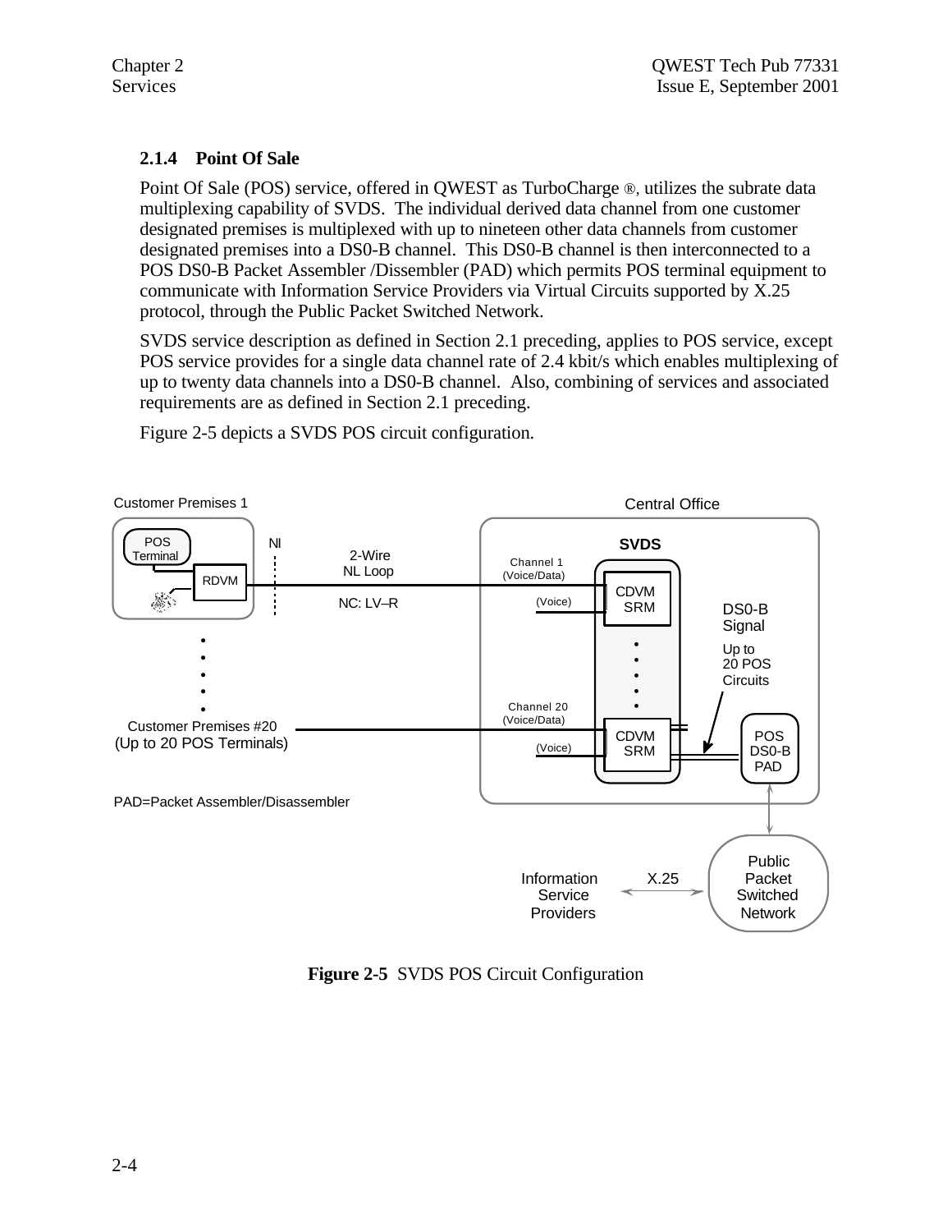### 2.1.4 Point Of Sale

Point Of Sale (POS) service, offered in QWEST as TurboCharge ®, utilizes the subrate data multiplexing capability of SVDS. The individual derived data channel from one customer designated premises is multiplexed with up to nineteen other data channels from customer designated premises into a DS0-B channel. This DS0-B channel is then interconnected to a POS DS0-B Packet Assembler /Dissembler (PAD) which permits POS terminal equipment to communicate with Information Service Providers via Virtual Circuits supported by X.25 protocol, through the Public Packet Switched Network.

SVDS service description as defined in Section 2.1 preceding, applies to POS service, except POS service provides for a single data channel rate of 2.4 kbit/s which enables multiplexing of up to twenty data channels into a DS0-B channel. Also, combining of services and associated requirements are as defined in Section 2.1 preceding.

Figure 2-5 depicts a SVDS POS circuit configuration.

**Figure 2-5** SVDS POS Circuit Configuration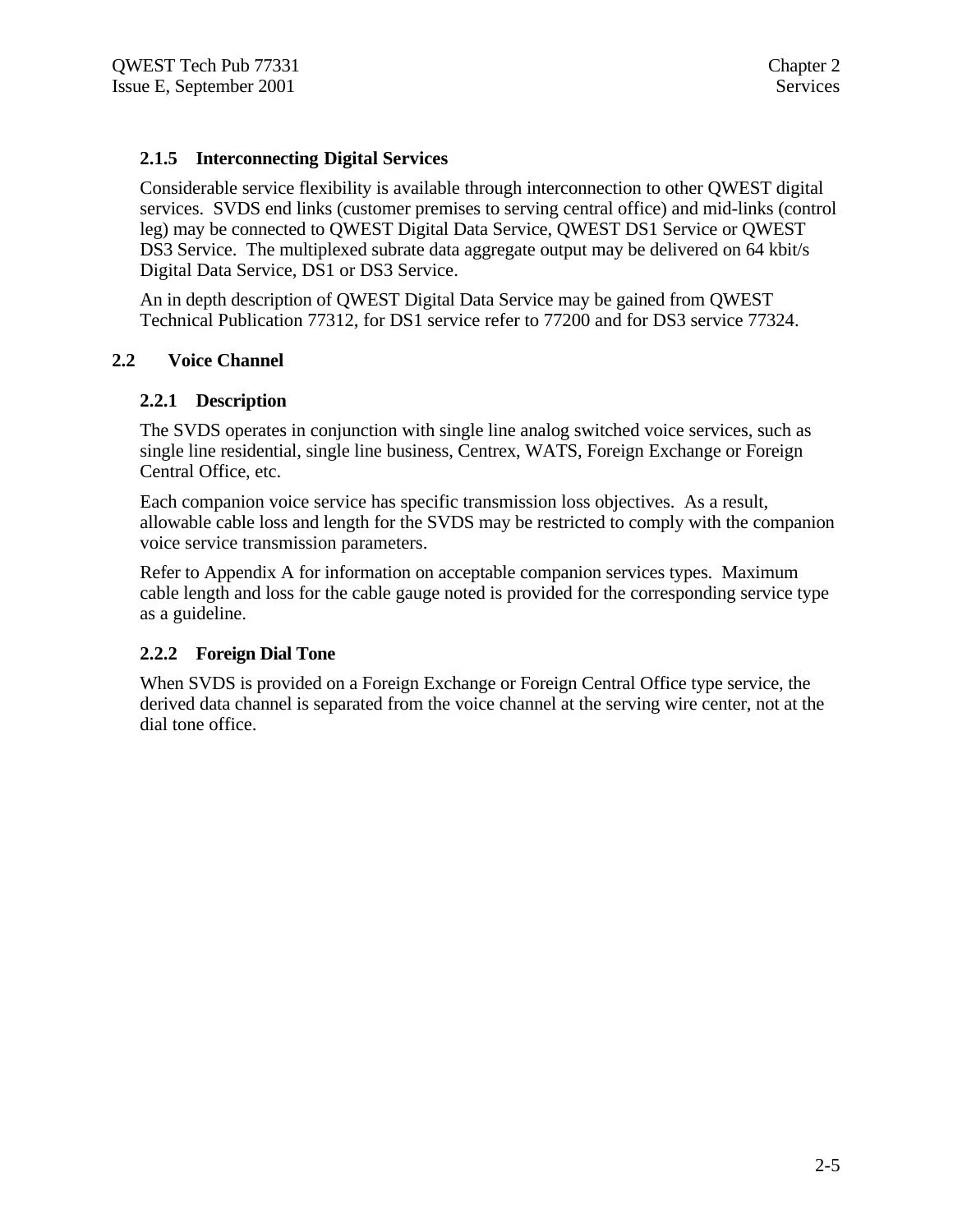### 2.1.5 Interconnecting Digital Services

Considerable service flexibility is available through interconnection to other QWEST digital services. SVDS end links (customer premises to serving central office) and mid-links (control leg) may be connected to QWEST Digital Data Service, QWEST DS1 Service or QWEST DS3 Service. The multiplexed subrate data aggregate output may be delivered on 64 kbit/s Digital Data Service, DS1 or DS3 Service.

An in depth description of QWEST Digital Data Service may be gained from QWEST Technical Publication 77312, for DS1 service refer to 77200 and for DS3 service 77324.

## 2.2 Voice Channel

### 2.2.1 Description

The SVDS operates in conjunction with single line analog switched voice services, such as single line residential, single line business, Centrex, WATS, Foreign Exchange or Foreign Central Office, etc.

Each companion voice service has specific transmission loss objectives. As a result, allowable cable loss and length for the SVDS may be restricted to comply with the companion voice service transmission parameters.

Refer to Appendix A for information on acceptable companion services types. Maximum cable length and loss for the cable gauge noted is provided for the corresponding service type as a guideline.

### 2.2.2 Foreign Dial Tone

When SVDS is provided on a Foreign Exchange or Foreign Central Office type service, the derived data channel is separated from the voice channel at the serving wire center, not at the dial tone office.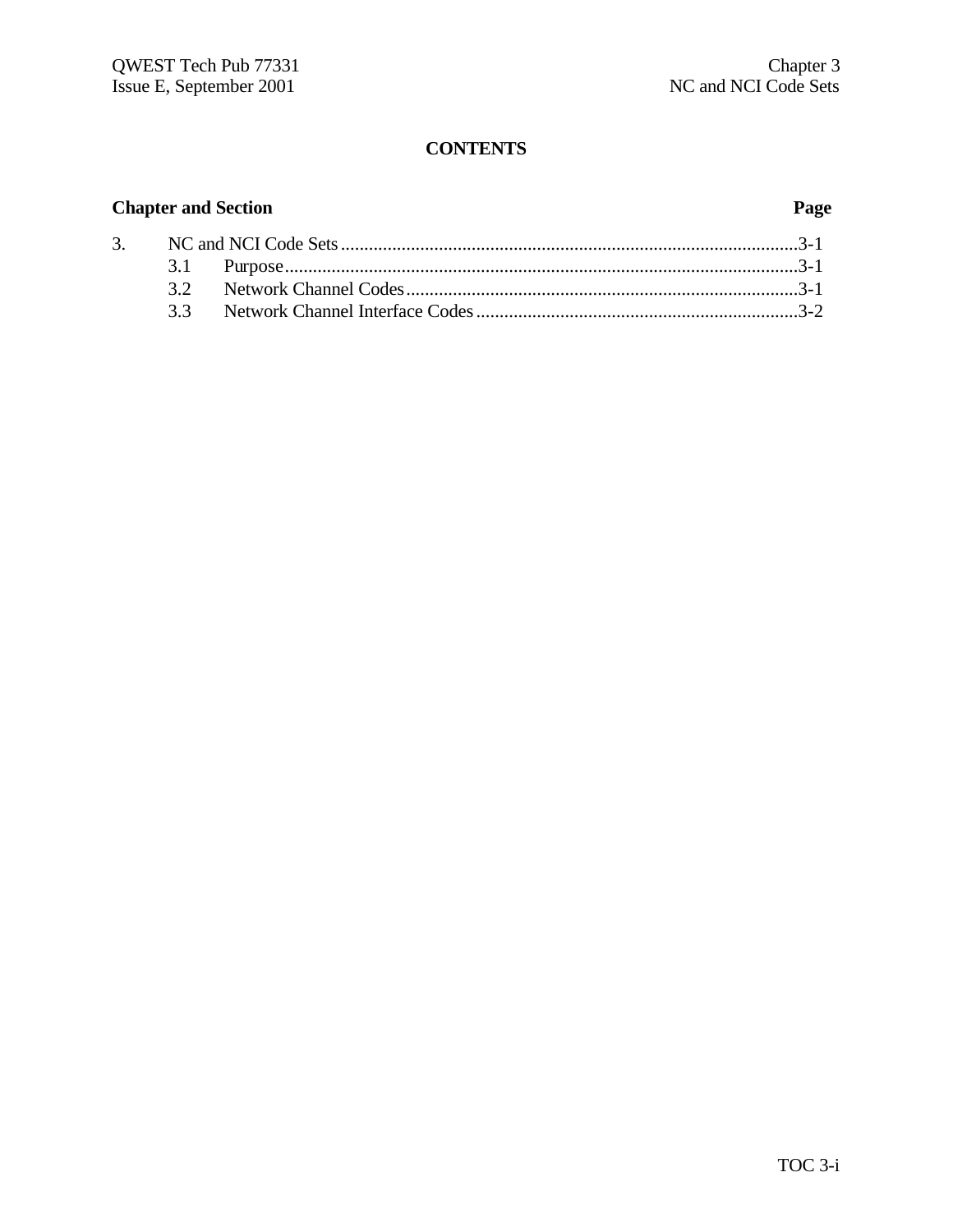**CONTENTS**

| Chapter and Section | | Page |
|---|---|---|
| 3. | NC and NCI Code Sets | 3-1 |
| 3.1 | Purpose | 3-1 |
| 3.2 | Network Channel Codes | 3-1 |
| 3.3 | Network Channel Interface Codes | 3-2 |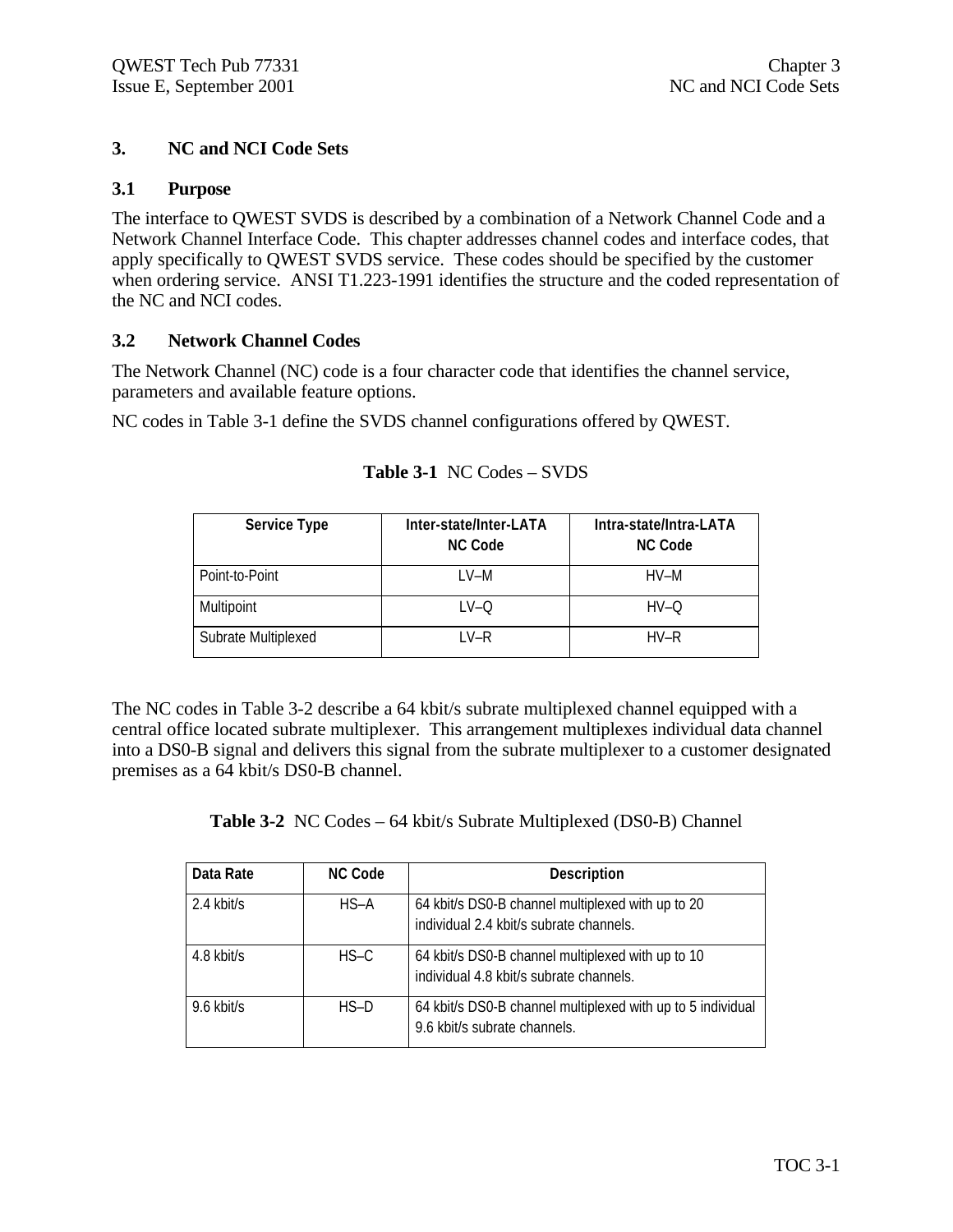# 3. NC and NCI Code Sets

## 3.1 Purpose

The interface to QWEST SVDS is described by a combination of a Network Channel Code and a Network Channel Interface Code. This chapter addresses channel codes and interface codes, that apply specifically to QWEST SVDS service. These codes should be specified by the customer when ordering service. ANSI T1.223-1991 identifies the structure and the coded representation of the NC and NCI codes.

## 3.2 Network Channel Codes

The Network Channel (NC) code is a four character code that identifies the channel service, parameters and available feature options.

NC codes in Table 3-1 define the SVDS channel configurations offered by QWEST.

**Table 3-1** NC Codes – SVDS

| Service Type | Inter-state/Inter-LATA NC Code | Intra-state/Intra-LATA NC Code |
|---|---|---|
| Point-to-Point | LV–M | HV–M |
| Multipoint | LV–Q | HV–Q |
| Subrate Multiplexed | LV–R | HV–R |

The NC codes in Table 3-2 describe a 64 kbit/s subrate multiplexed channel equipped with a central office located subrate multiplexer. This arrangement multiplexes individual data channel into a DS0-B signal and delivers this signal from the subrate multiplexer to a customer designated premises as a 64 kbit/s DS0-B channel.

**Table 3-2** NC Codes – 64 kbit/s Subrate Multiplexed (DS0-B) Channel

| Data Rate | NC Code | Description |
|---|---|---|
| 2.4 kbit/s | HS–A | 64 kbit/s DS0-B channel multiplexed with up to 20 individual 2.4 kbit/s subrate channels. |
| 4.8 kbit/s | HS–C | 64 kbit/s DS0-B channel multiplexed with up to 10 individual 4.8 kbit/s subrate channels. |
| 9.6 kbit/s | HS–D | 64 kbit/s DS0-B channel multiplexed with up to 5 individual 9.6 kbit/s subrate channels. |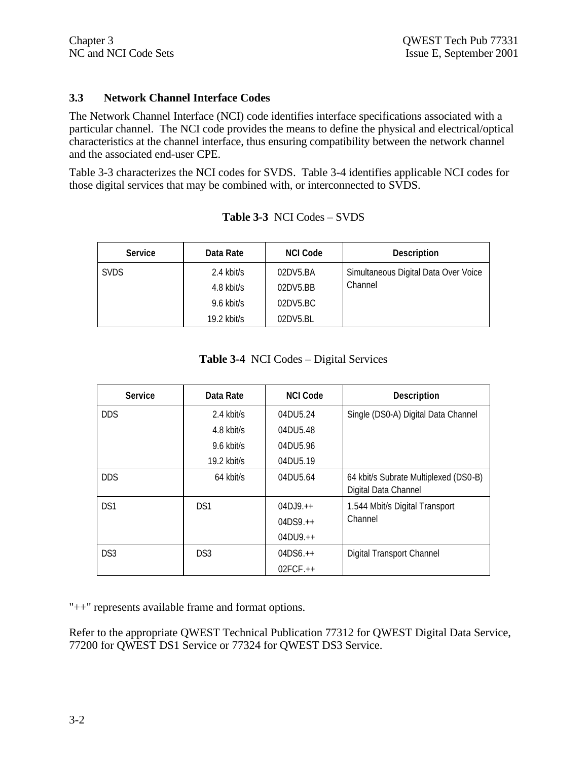### 3.3 Network Channel Interface Codes

The Network Channel Interface (NCI) code identifies interface specifications associated with a particular channel. The NCI code provides the means to define the physical and electrical/optical characteristics at the channel interface, thus ensuring compatibility between the network channel and the associated end-user CPE.

Table 3-3 characterizes the NCI codes for SVDS. Table 3-4 identifies applicable NCI codes for those digital services that may be combined with, or interconnected to SVDS.

**Table 3-3** NCI Codes – SVDS

| Service | Data Rate | NCI Code | Description |
|---|---|---|---|
| SVDS | 2.4 kbit/s | 02DV5.BA | Simultaneous Digital Data Over Voice Channel |
| | 4.8 kbit/s | 02DV5.BB | |
| | 9.6 kbit/s | 02DV5.BC | |
| | 19.2 kbit/s | 02DV5.BL | |

**Table 3-4** NCI Codes – Digital Services

| Service | Data Rate | NCI Code | Description |
|---|---|---|---|
| DDS | 2.4 kbit/s | 04DU5.24 | Single (DS0-A) Digital Data Channel |
| | 4.8 kbit/s | 04DU5.48 | |
| | 9.6 kbit/s | 04DU5.96 | |
| | 19.2 kbit/s | 04DU5.19 | |
| DDS | 64 kbit/s | 04DU5.64 | 64 kbit/s Subrate Multiplexed (DS0-B) Digital Data Channel |
| DS1 | DS1 | 04DJ9.++ | 1.544 Mbit/s Digital Transport Channel |
| | | 04DS9.++ | |
| | | 04DU9.++ | |
| DS3 | DS3 | 04DS6.++ | Digital Transport Channel |
| | | 02FCF.++ | |

"++" represents available frame and format options.

Refer to the appropriate QWEST Technical Publication 77312 for QWEST Digital Data Service, 77200 for QWEST DS1 Service or 77324 for QWEST DS3 Service.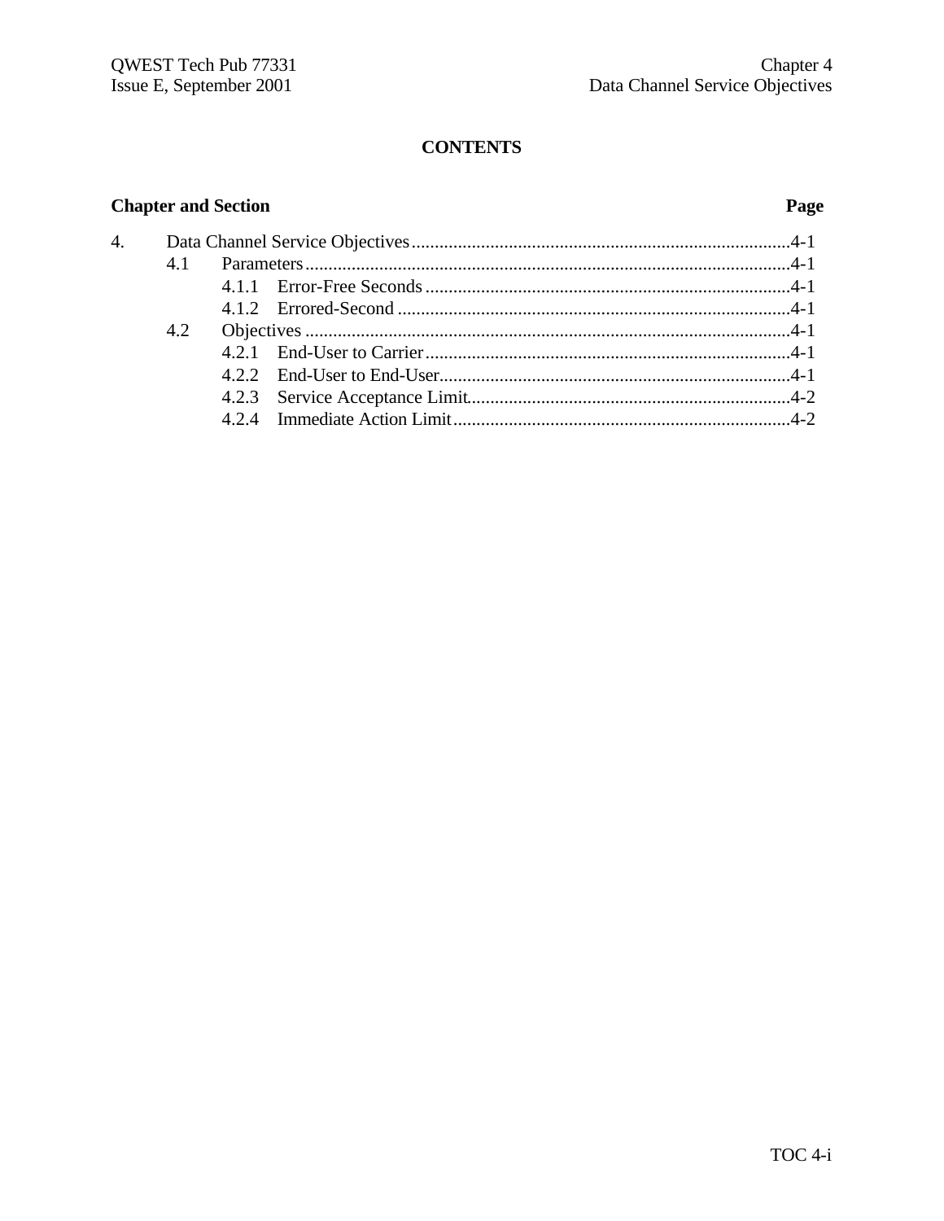# CONTENTS

| Chapter and Section | Page |
|---|---|
| 4. Data Channel Service Objectives | 4-1 |
| 4.1 Parameters | 4-1 |
| 4.1.1 Error-Free Seconds | 4-1 |
| 4.1.2 Errored-Second | 4-1 |
| 4.2 Objectives | 4-1 |
| 4.2.1 End-User to Carrier | 4-1 |
| 4.2.2 End-User to End-User | 4-1 |
| 4.2.3 Service Acceptance Limit | 4-2 |
| 4.2.4 Immediate Action Limit | 4-2 |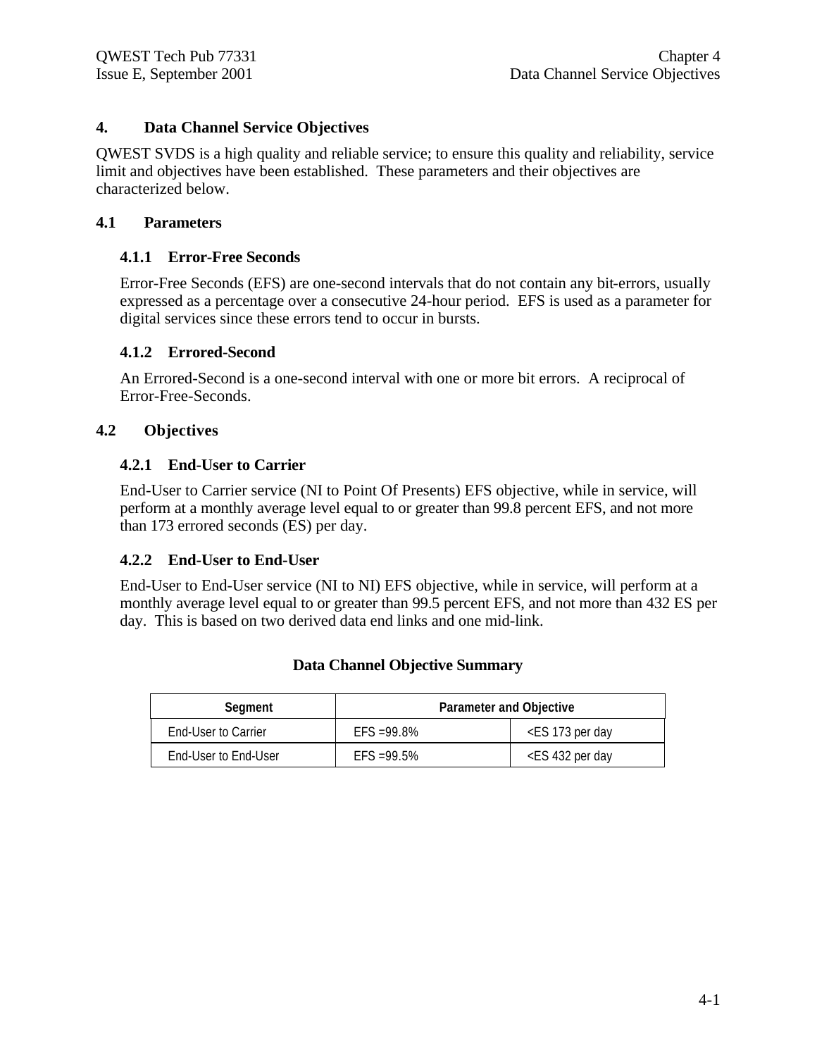# 4. Data Channel Service Objectives

QWEST SVDS is a high quality and reliable service; to ensure this quality and reliability, service limit and objectives have been established. These parameters and their objectives are characterized below.

## 4.1 Parameters

### 4.1.1 Error-Free Seconds

Error-Free Seconds (EFS) are one-second intervals that do not contain any bit-errors, usually expressed as a percentage over a consecutive 24-hour period. EFS is used as a parameter for digital services since these errors tend to occur in bursts.

### 4.1.2 Errored-Second

An Errored-Second is a one-second interval with one or more bit errors. A reciprocal of Error-Free-Seconds.

## 4.2 Objectives

### 4.2.1 End-User to Carrier

End-User to Carrier service (NI to Point Of Presents) EFS objective, while in service, will perform at a monthly average level equal to or greater than 99.8 percent EFS, and not more than 173 errored seconds (ES) per day.

### 4.2.2 End-User to End-User

End-User to End-User service (NI to NI) EFS objective, while in service, will perform at a monthly average level equal to or greater than 99.5 percent EFS, and not more than 432 ES per day. This is based on two derived data end links and one mid-link.

**Data Channel Objective Summary**

| Segment | Parameter and Objective | |
|---|---|---|
| End-User to Carrier | EFS =99.8% | <ES 173 per day |
| End-User to End-User | EFS =99.5% | <ES 432 per day |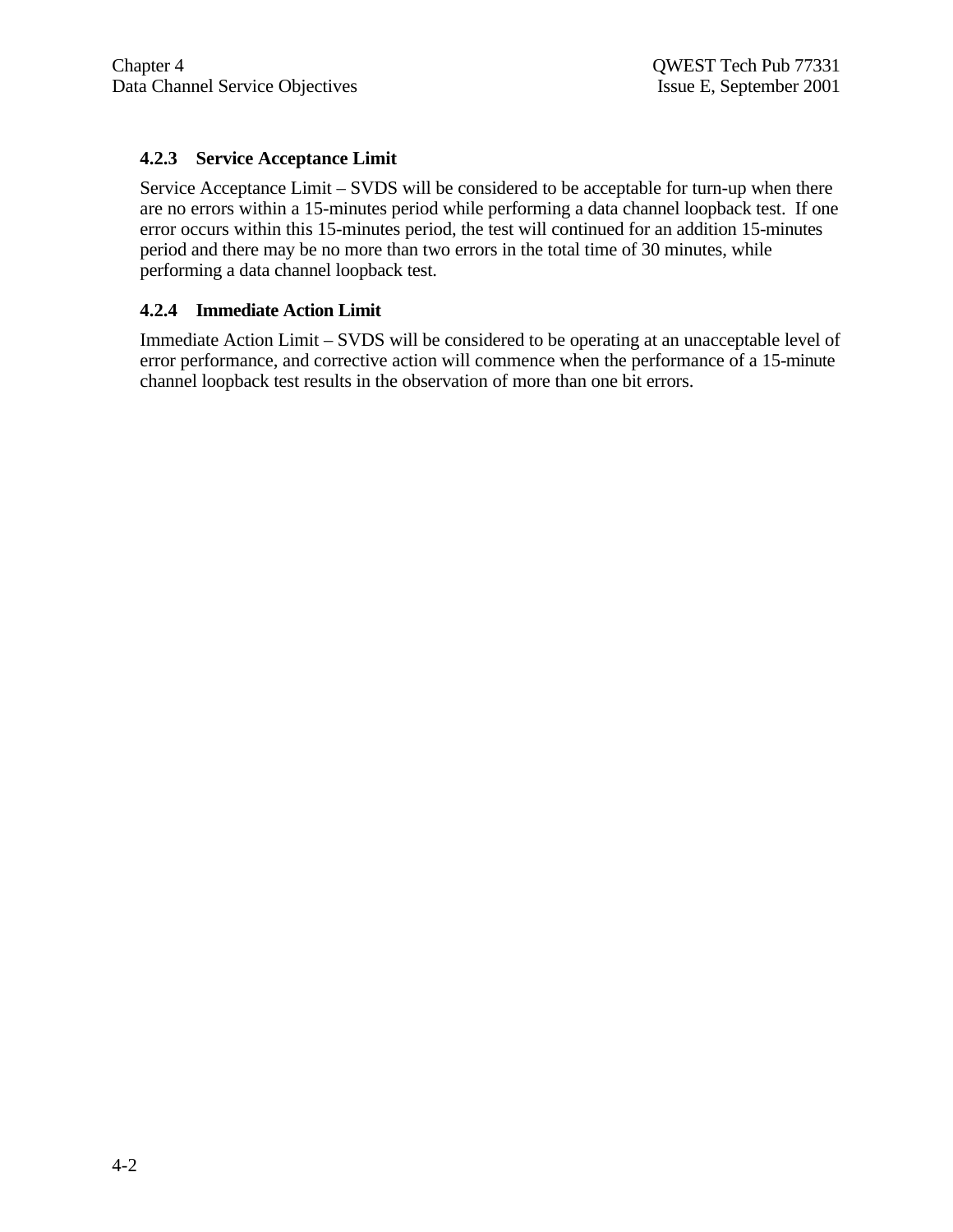### 4.2.3 Service Acceptance Limit

Service Acceptance Limit – SVDS will be considered to be acceptable for turn-up when there are no errors within a 15-minutes period while performing a data channel loopback test. If one error occurs within this 15-minutes period, the test will continued for an addition 15-minutes period and there may be no more than two errors in the total time of 30 minutes, while performing a data channel loopback test.

### 4.2.4 Immediate Action Limit

Immediate Action Limit – SVDS will be considered to be operating at an unacceptable level of error performance, and corrective action will commence when the performance of a 15-minute channel loopback test results in the observation of more than one bit errors.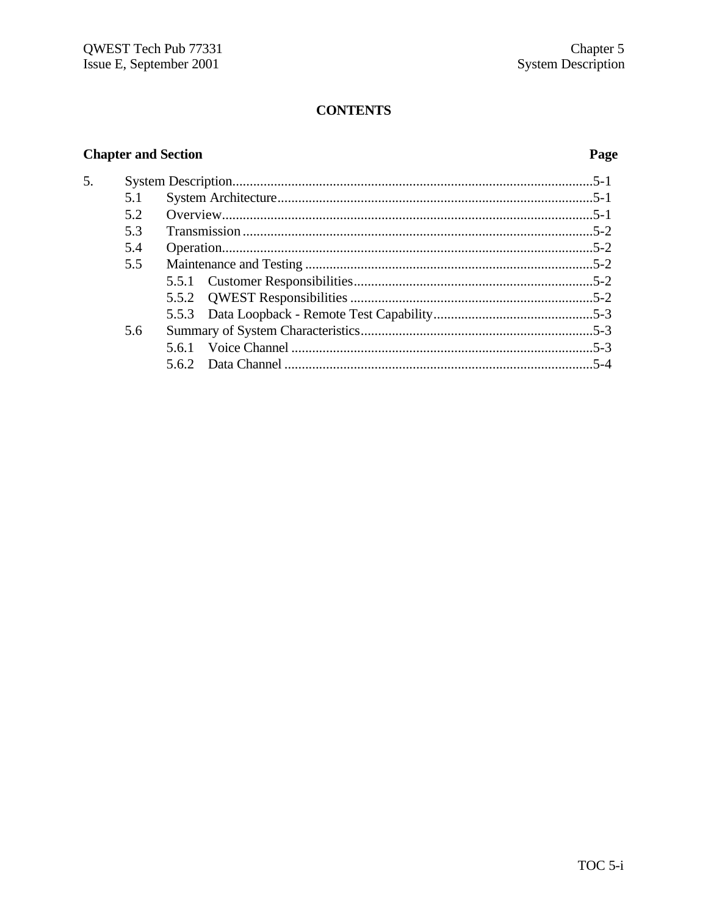## CONTENTS

| Chapter and Section | Page |
|---|---|
| 5. System Description | 5-1 |
| 5.1 System Architecture | 5-1 |
| 5.2 Overview | 5-1 |
| 5.3 Transmission | 5-2 |
| 5.4 Operation | 5-2 |
| 5.5 Maintenance and Testing | 5-2 |
| 5.5.1 Customer Responsibilities | 5-2 |
| 5.5.2 QWEST Responsibilities | 5-2 |
| 5.5.3 Data Loopback - Remote Test Capability | 5-3 |
| 5.6 Summary of System Characteristics | 5-3 |
| 5.6.1 Voice Channel | 5-3 |
| 5.6.2 Data Channel | 5-4 |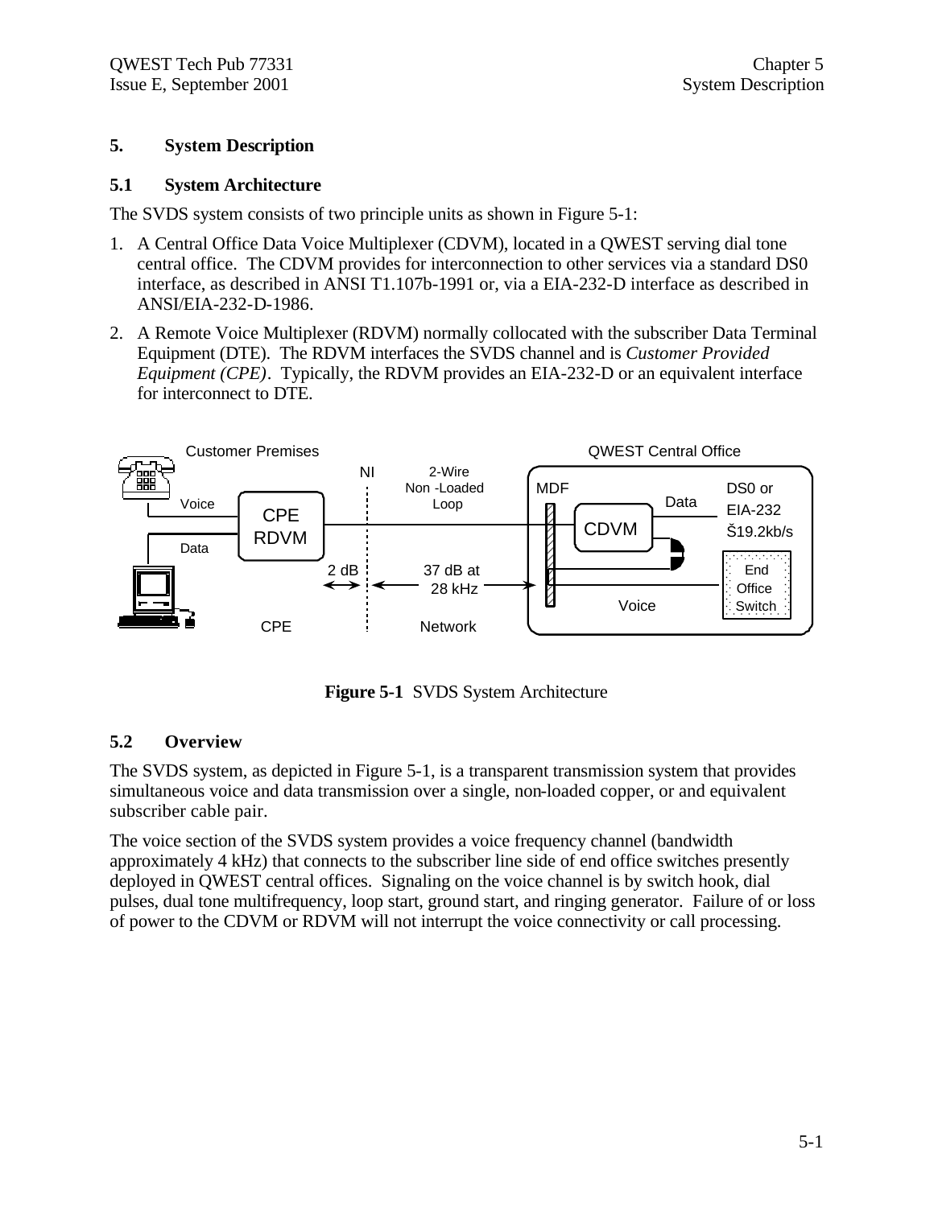# 5. System Description

## 5.1 System Architecture

The SVDS system consists of two principle units as shown in Figure 5-1:

1. A Central Office Data Voice Multiplexer (CDVM), located in a QWEST serving dial tone central office. The CDVM provides for interconnection to other services via a standard DS0 interface, as described in ANSI T1.107b-1991 or, via a EIA-232-D interface as described in ANSI/EIA-232-D-1986.
2. A Remote Voice Multiplexer (RDVM) normally collocated with the subscriber Data Terminal Equipment (DTE). The RDVM interfaces the SVDS channel and is *Customer Provided Equipment (CPE)*. Typically, the RDVM provides an EIA-232-D or an equivalent interface for interconnect to DTE.

**Figure 5-1** SVDS System Architecture

## 5.2 Overview

The SVDS system, as depicted in Figure 5-1, is a transparent transmission system that provides simultaneous voice and data transmission over a single, non-loaded copper, or and equivalent subscriber cable pair.

The voice section of the SVDS system provides a voice frequency channel (bandwidth approximately 4 kHz) that connects to the subscriber line side of end office switches presently deployed in QWEST central offices. Signaling on the voice channel is by switch hook, dial pulses, dual tone multifrequency, loop start, ground start, and ringing generator. Failure of or loss of power to the CDVM or RDVM will not interrupt the voice connectivity or call processing.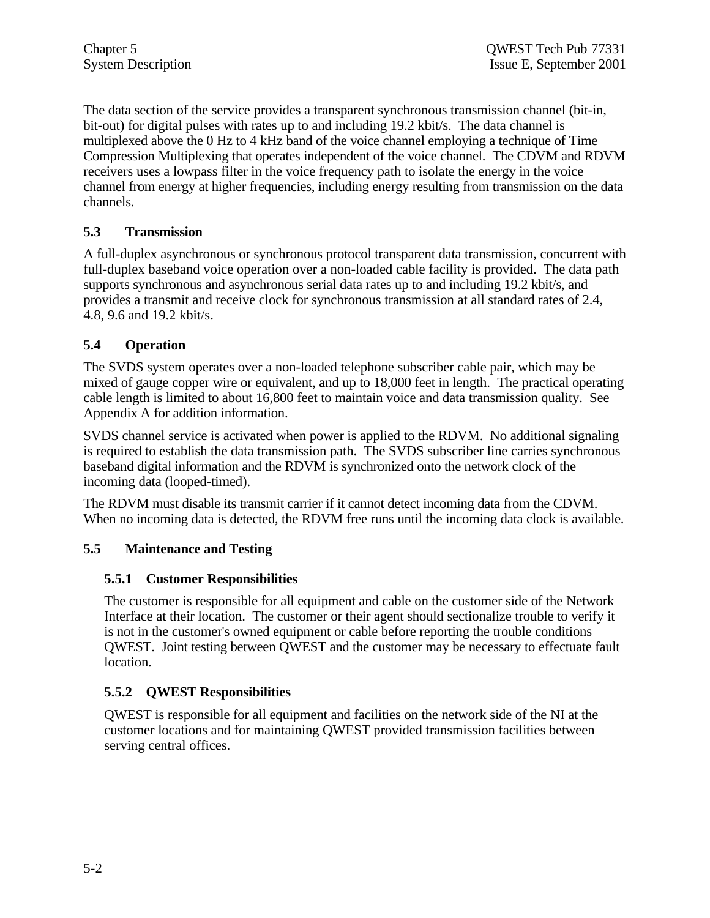The data section of the service provides a transparent synchronous transmission channel (bit-in, bit-out) for digital pulses with rates up to and including 19.2 kbit/s. The data channel is multiplexed above the 0 Hz to 4 kHz band of the voice channel employing a technique of Time Compression Multiplexing that operates independent of the voice channel. The CDVM and RDVM receivers uses a lowpass filter in the voice frequency path to isolate the energy in the voice channel from energy at higher frequencies, including energy resulting from transmission on the data channels.

## 5.3 Transmission

A full-duplex asynchronous or synchronous protocol transparent data transmission, concurrent with full-duplex baseband voice operation over a non-loaded cable facility is provided. The data path supports synchronous and asynchronous serial data rates up to and including 19.2 kbit/s, and provides a transmit and receive clock for synchronous transmission at all standard rates of 2.4, 4.8, 9.6 and 19.2 kbit/s.

## 5.4 Operation

The SVDS system operates over a non-loaded telephone subscriber cable pair, which may be mixed of gauge copper wire or equivalent, and up to 18,000 feet in length. The practical operating cable length is limited to about 16,800 feet to maintain voice and data transmission quality. See Appendix A for addition information.

SVDS channel service is activated when power is applied to the RDVM. No additional signaling is required to establish the data transmission path. The SVDS subscriber line carries synchronous baseband digital information and the RDVM is synchronized onto the network clock of the incoming data (looped-timed).

The RDVM must disable its transmit carrier if it cannot detect incoming data from the CDVM. When no incoming data is detected, the RDVM free runs until the incoming data clock is available.

## 5.5 Maintenance and Testing

### 5.5.1 Customer Responsibilities

The customer is responsible for all equipment and cable on the customer side of the Network Interface at their location. The customer or their agent should sectionalize trouble to verify it is not in the customer's owned equipment or cable before reporting the trouble conditions QWEST. Joint testing between QWEST and the customer may be necessary to effectuate fault location.

### 5.5.2 QWEST Responsibilities

QWEST is responsible for all equipment and facilities on the network side of the NI at the customer locations and for maintaining QWEST provided transmission facilities between serving central offices.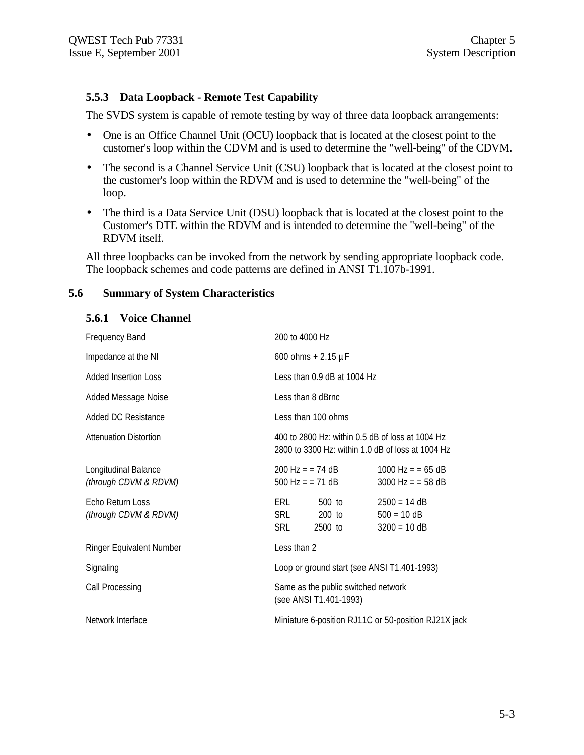### 5.5.3 Data Loopback - Remote Test Capability

The SVDS system is capable of remote testing by way of three data loopback arrangements:

- One is an Office Channel Unit (OCU) loopback that is located at the closest point to the customer's loop within the CDVM and is used to determine the "well-being" of the CDVM.
- The second is a Channel Service Unit (CSU) loopback that is located at the closest point to the customer's loop within the RDVM and is used to determine the "well-being" of the loop.
- The third is a Data Service Unit (DSU) loopback that is located at the closest point to the Customer's DTE within the RDVM and is intended to determine the "well-being" of the RDVM itself.

All three loopbacks can be invoked from the network by sending appropriate loopback code. The loopback schemes and code patterns are defined in ANSI T1.107b-1991.

## 5.6 Summary of System Characteristics

### 5.6.1 Voice Channel

| | | |
|---|---|---|
| Frequency Band | 200 to 4000 Hz | |
| Impedance at the NI | 600 ohms + 2.15 µF | |
| Added Insertion Loss | Less than 0.9 dB at 1004 Hz | |
| Added Message Noise | Less than 8 dBrnc | |
| Added DC Resistance | Less than 100 ohms | |
| Attenuation Distortion | 400 to 2800 Hz: within 0.5 dB of loss at 1004 Hz<br>2800 to 3300 Hz: within 1.0 dB of loss at 1004 Hz | |
| Longitudinal Balance<br>*(through CDVM & RDVM)* | 200 Hz = = 74 dB<br>500 Hz = = 71 dB | 1000 Hz = = 65 dB<br>3000 Hz = = 58 dB |
| Echo Return Loss<br>*(through CDVM & RDVM)* | ERL 500 to<br>SRL 200 to<br>SRL 2500 to | 2500 = 14 dB<br>500 = 10 dB<br>3200 = 10 dB |
| Ringer Equivalent Number | Less than 2 | |
| Signaling | Loop or ground start (see ANSI T1.401-1993) | |
| Call Processing | Same as the public switched network<br>(see ANSI T1.401-1993) | |
| Network Interface | Miniature 6-position RJ11C or 50-position RJ21X jack | |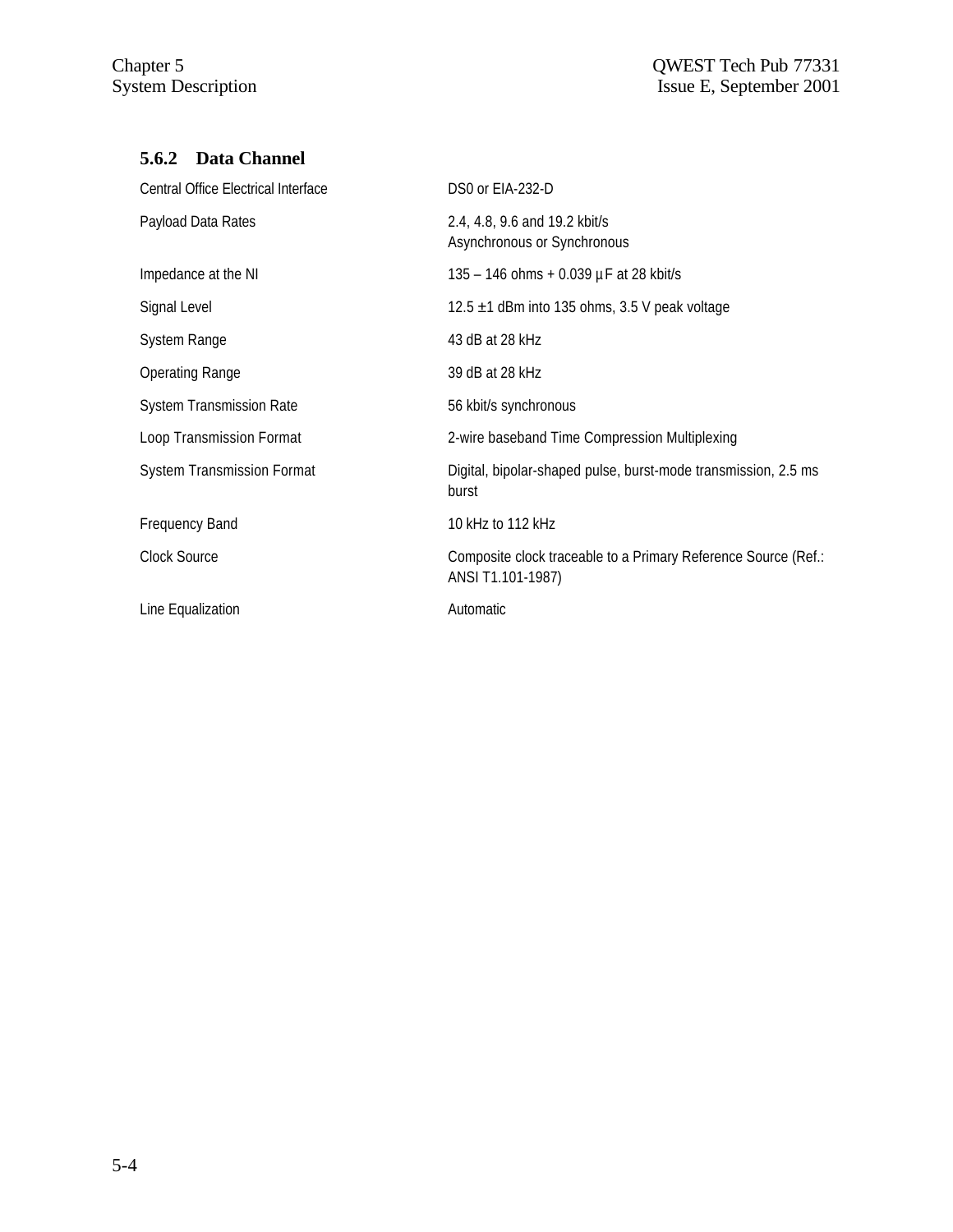### 5.6.2 Data Channel

| | |
|---|---|
| Central Office Electrical Interface | DS0 or EIA-232-D |
| Payload Data Rates | 2.4, 4.8, 9.6 and 19.2 kbit/s<br>Asynchronous or Synchronous |
| Impedance at the NI | 135 – 146 ohms + 0.039 µF at 28 kbit/s |
| Signal Level | 12.5 ±1 dBm into 135 ohms, 3.5 V peak voltage |
| System Range | 43 dB at 28 kHz |
| Operating Range | 39 dB at 28 kHz |
| System Transmission Rate | 56 kbit/s synchronous |
| Loop Transmission Format | 2-wire baseband Time Compression Multiplexing |
| System Transmission Format | Digital, bipolar-shaped pulse, burst-mode transmission, 2.5 ms burst |
| Frequency Band | 10 kHz to 112 kHz |
| Clock Source | Composite clock traceable to a Primary Reference Source (Ref.: ANSI T1.101-1987) |
| Line Equalization | Automatic |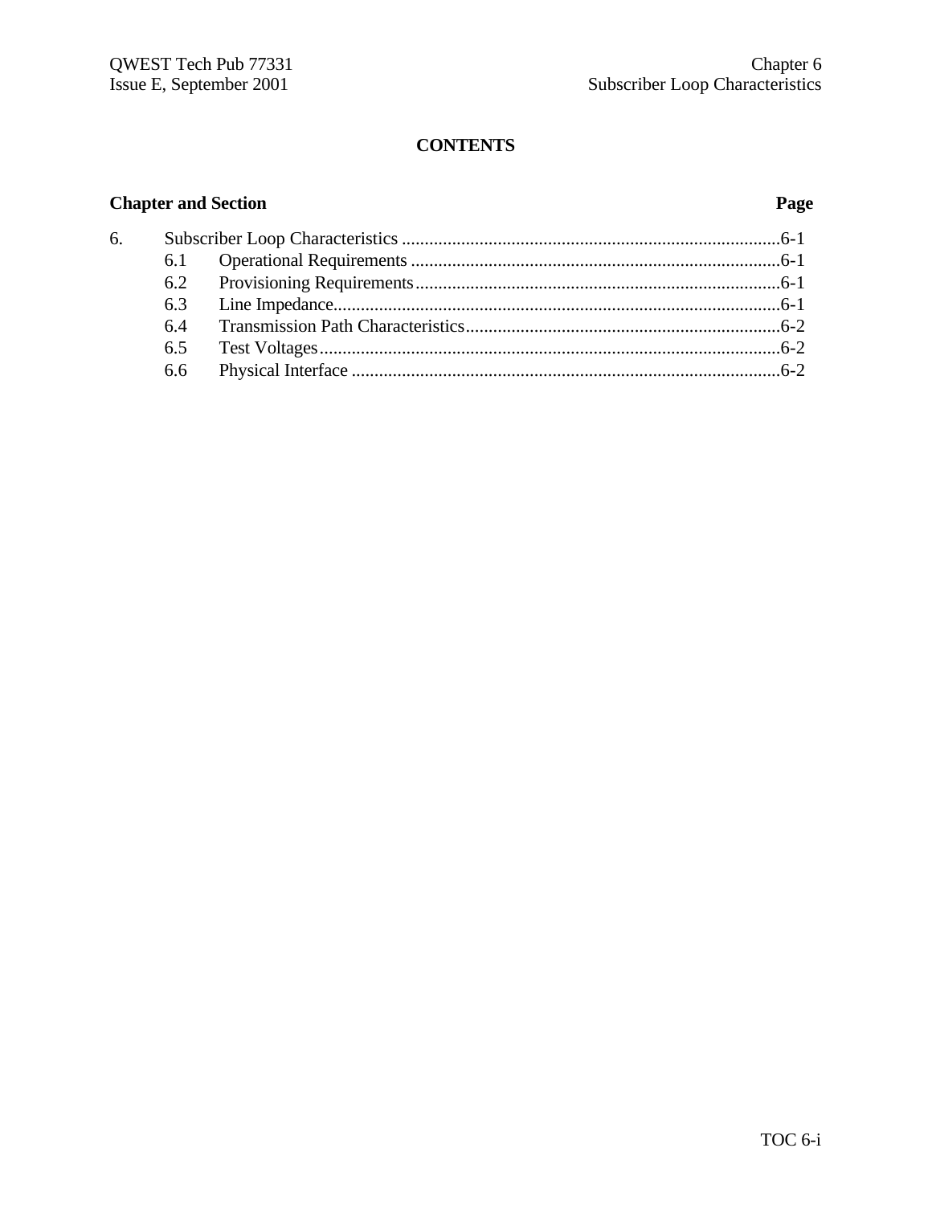# CONTENTS

| Chapter and Section | | Page |
|---|---|---|
| 6. | Subscriber Loop Characteristics | 6-1 |
| 6.1 | Operational Requirements | 6-1 |
| 6.2 | Provisioning Requirements | 6-1 |
| 6.3 | Line Impedance | 6-1 |
| 6.4 | Transmission Path Characteristics | 6-2 |
| 6.5 | Test Voltages | 6-2 |
| 6.6 | Physical Interface | 6-2 |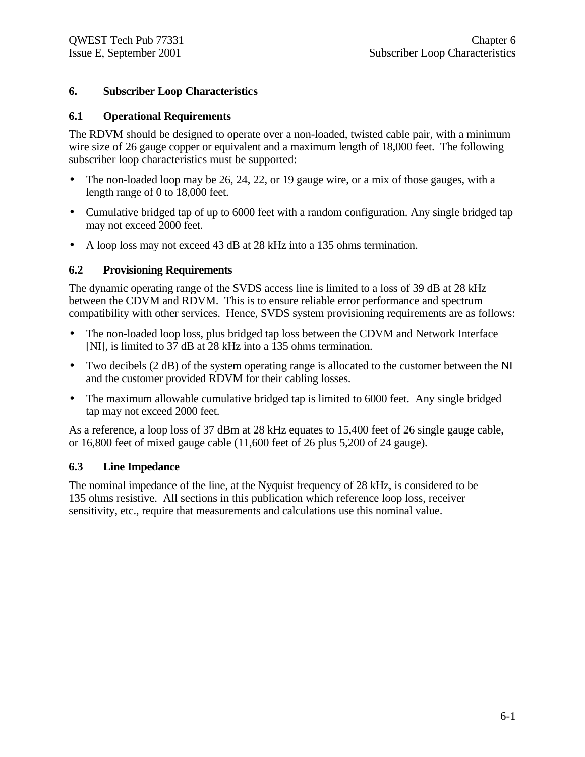# 6. Subscriber Loop Characteristics

## 6.1 Operational Requirements

The RDVM should be designed to operate over a non-loaded, twisted cable pair, with a minimum wire size of 26 gauge copper or equivalent and a maximum length of 18,000 feet. The following subscriber loop characteristics must be supported:

- The non-loaded loop may be 26, 24, 22, or 19 gauge wire, or a mix of those gauges, with a length range of 0 to 18,000 feet.
- Cumulative bridged tap of up to 6000 feet with a random configuration. Any single bridged tap may not exceed 2000 feet.
- A loop loss may not exceed 43 dB at 28 kHz into a 135 ohms termination.

## 6.2 Provisioning Requirements

The dynamic operating range of the SVDS access line is limited to a loss of 39 dB at 28 kHz between the CDVM and RDVM. This is to ensure reliable error performance and spectrum compatibility with other services. Hence, SVDS system provisioning requirements are as follows:

- The non-loaded loop loss, plus bridged tap loss between the CDVM and Network Interface [NI], is limited to 37 dB at 28 kHz into a 135 ohms termination.
- Two decibels (2 dB) of the system operating range is allocated to the customer between the NI and the customer provided RDVM for their cabling losses.
- The maximum allowable cumulative bridged tap is limited to 6000 feet. Any single bridged tap may not exceed 2000 feet.

As a reference, a loop loss of 37 dBm at 28 kHz equates to 15,400 feet of 26 single gauge cable, or 16,800 feet of mixed gauge cable (11,600 feet of 26 plus 5,200 of 24 gauge).

## 6.3 Line Impedance

The nominal impedance of the line, at the Nyquist frequency of 28 kHz, is considered to be 135 ohms resistive. All sections in this publication which reference loop loss, receiver sensitivity, etc., require that measurements and calculations use this nominal value.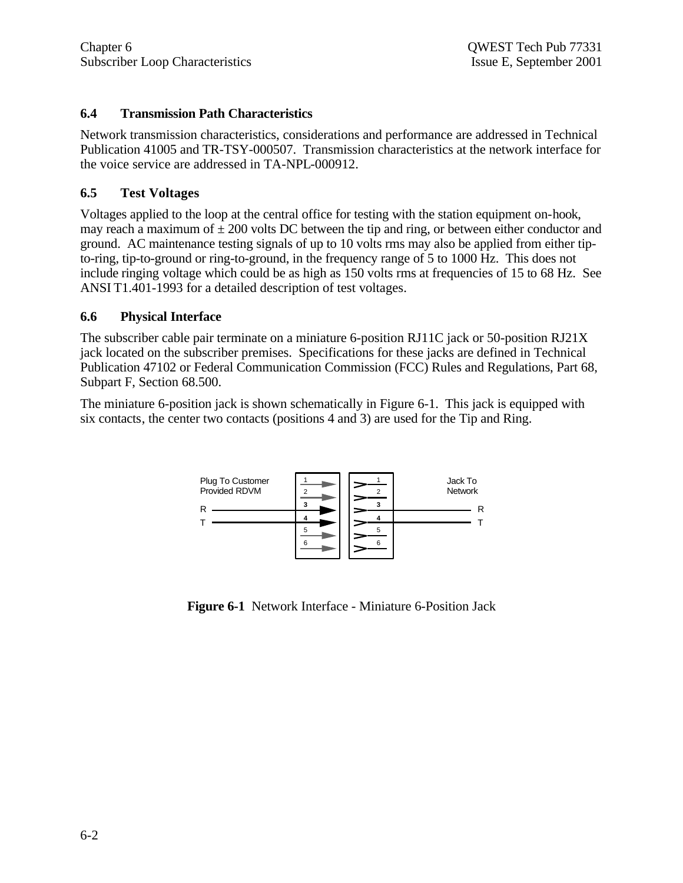## 6.4 Transmission Path Characteristics

Network transmission characteristics, considerations and performance are addressed in Technical Publication 41005 and TR-TSY-000507. Transmission characteristics at the network interface for the voice service are addressed in TA-NPL-000912.

## 6.5 Test Voltages

Voltages applied to the loop at the central office for testing with the station equipment on-hook, may reach a maximum of ± 200 volts DC between the tip and ring, or between either conductor and ground. AC maintenance testing signals of up to 10 volts rms may also be applied from either tip-to-ring, tip-to-ground or ring-to-ground, in the frequency range of 5 to 1000 Hz. This does not include ringing voltage which could be as high as 150 volts rms at frequencies of 15 to 68 Hz. See ANSI T1.401-1993 for a detailed description of test voltages.

## 6.6 Physical Interface

The subscriber cable pair terminate on a miniature 6-position RJ11C jack or 50-position RJ21X jack located on the subscriber premises. Specifications for these jacks are defined in Technical Publication 47102 or Federal Communication Commission (FCC) Rules and Regulations, Part 68, Subpart F, Section 68.500.

The miniature 6-position jack is shown schematically in Figure 6-1. This jack is equipped with six contacts, the center two contacts (positions 4 and 3) are used for the Tip and Ring.

Plug To Customer Provided RDVM | Jack To Network

R, T — positions 1, 2, 3, 4, 5, 6

**Figure 6-1** Network Interface - Miniature 6-Position Jack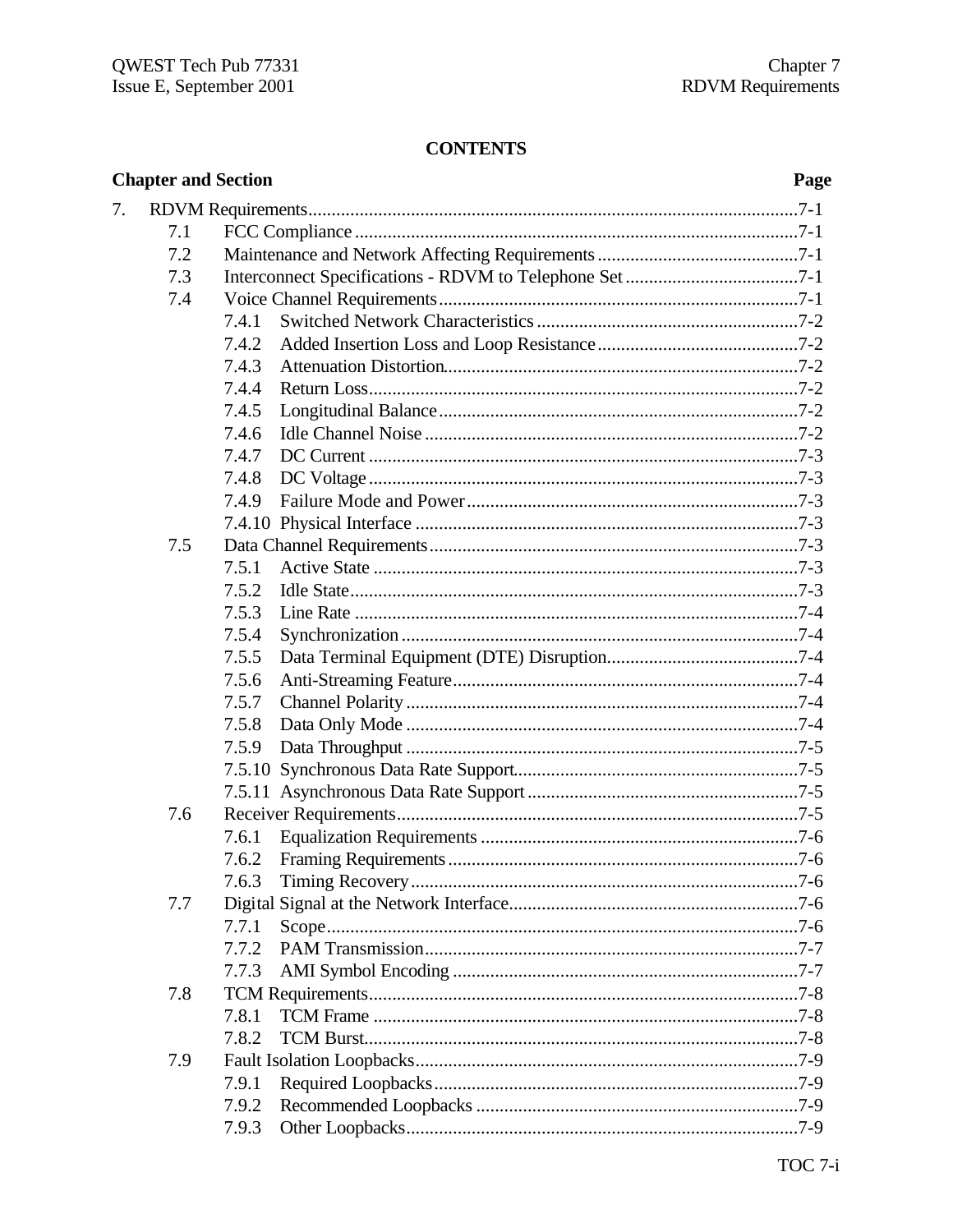# CONTENTS

| Chapter and Section | | Page |
|---|---|---|
| 7. | RDVM Requirements | 7-1 |
| 7.1 | FCC Compliance | 7-1 |
| 7.2 | Maintenance and Network Affecting Requirements | 7-1 |
| 7.3 | Interconnect Specifications - RDVM to Telephone Set | 7-1 |
| 7.4 | Voice Channel Requirements | 7-1 |
| 7.4.1 | Switched Network Characteristics | 7-2 |
| 7.4.2 | Added Insertion Loss and Loop Resistance | 7-2 |
| 7.4.3 | Attenuation Distortion | 7-2 |
| 7.4.4 | Return Loss | 7-2 |
| 7.4.5 | Longitudinal Balance | 7-2 |
| 7.4.6 | Idle Channel Noise | 7-2 |
| 7.4.7 | DC Current | 7-3 |
| 7.4.8 | DC Voltage | 7-3 |
| 7.4.9 | Failure Mode and Power | 7-3 |
| 7.4.10 | Physical Interface | 7-3 |
| 7.5 | Data Channel Requirements | 7-3 |
| 7.5.1 | Active State | 7-3 |
| 7.5.2 | Idle State | 7-3 |
| 7.5.3 | Line Rate | 7-4 |
| 7.5.4 | Synchronization | 7-4 |
| 7.5.5 | Data Terminal Equipment (DTE) Disruption | 7-4 |
| 7.5.6 | Anti-Streaming Feature | 7-4 |
| 7.5.7 | Channel Polarity | 7-4 |
| 7.5.8 | Data Only Mode | 7-4 |
| 7.5.9 | Data Throughput | 7-5 |
| 7.5.10 | Synchronous Data Rate Support | 7-5 |
| 7.5.11 | Asynchronous Data Rate Support | 7-5 |
| 7.6 | Receiver Requirements | 7-5 |
| 7.6.1 | Equalization Requirements | 7-6 |
| 7.6.2 | Framing Requirements | 7-6 |
| 7.6.3 | Timing Recovery | 7-6 |
| 7.7 | Digital Signal at the Network Interface | 7-6 |
| 7.7.1 | Scope | 7-6 |
| 7.7.2 | PAM Transmission | 7-7 |
| 7.7.3 | AMI Symbol Encoding | 7-7 |
| 7.8 | TCM Requirements | 7-8 |
| 7.8.1 | TCM Frame | 7-8 |
| 7.8.2 | TCM Burst | 7-8 |
| 7.9 | Fault Isolation Loopbacks | 7-9 |
| 7.9.1 | Required Loopbacks | 7-9 |
| 7.9.2 | Recommended Loopbacks | 7-9 |
| 7.9.3 | Other Loopbacks | 7-9 |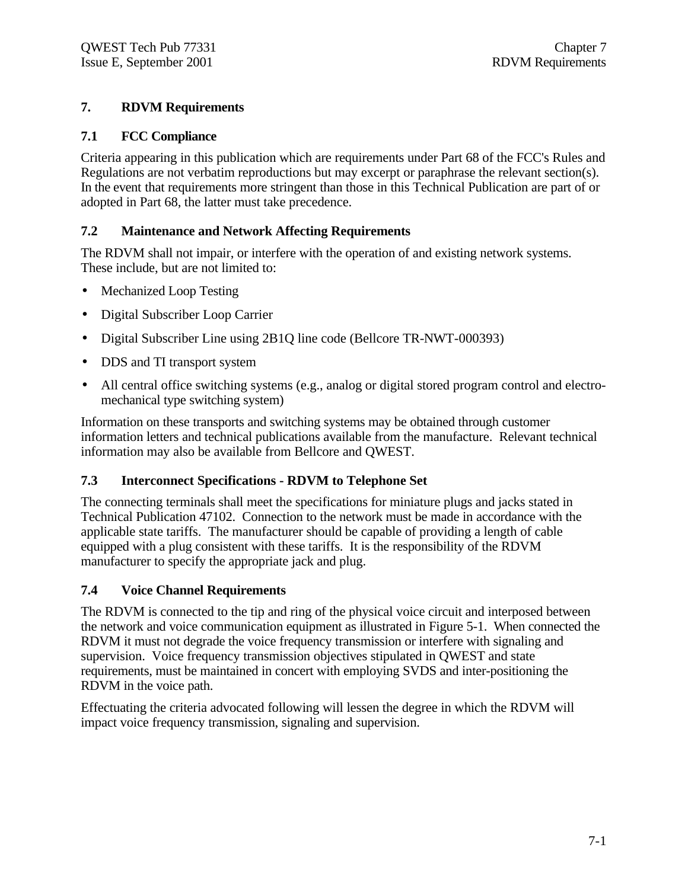# 7. RDVM Requirements

## 7.1 FCC Compliance

Criteria appearing in this publication which are requirements under Part 68 of the FCC's Rules and Regulations are not verbatim reproductions but may excerpt or paraphrase the relevant section(s). In the event that requirements more stringent than those in this Technical Publication are part of or adopted in Part 68, the latter must take precedence.

## 7.2 Maintenance and Network Affecting Requirements

The RDVM shall not impair, or interfere with the operation of and existing network systems. These include, but are not limited to:

- Mechanized Loop Testing
- Digital Subscriber Loop Carrier
- Digital Subscriber Line using 2B1Q line code (Bellcore TR-NWT-000393)
- DDS and TI transport system
- All central office switching systems (e.g., analog or digital stored program control and electro-mechanical type switching system)

Information on these transports and switching systems may be obtained through customer information letters and technical publications available from the manufacture. Relevant technical information may also be available from Bellcore and QWEST.

## 7.3 Interconnect Specifications - RDVM to Telephone Set

The connecting terminals shall meet the specifications for miniature plugs and jacks stated in Technical Publication 47102. Connection to the network must be made in accordance with the applicable state tariffs. The manufacturer should be capable of providing a length of cable equipped with a plug consistent with these tariffs. It is the responsibility of the RDVM manufacturer to specify the appropriate jack and plug.

## 7.4 Voice Channel Requirements

The RDVM is connected to the tip and ring of the physical voice circuit and interposed between the network and voice communication equipment as illustrated in Figure 5-1. When connected the RDVM it must not degrade the voice frequency transmission or interfere with signaling and supervision. Voice frequency transmission objectives stipulated in QWEST and state requirements, must be maintained in concert with employing SVDS and inter-positioning the RDVM in the voice path.

Effectuating the criteria advocated following will lessen the degree in which the RDVM will impact voice frequency transmission, signaling and supervision.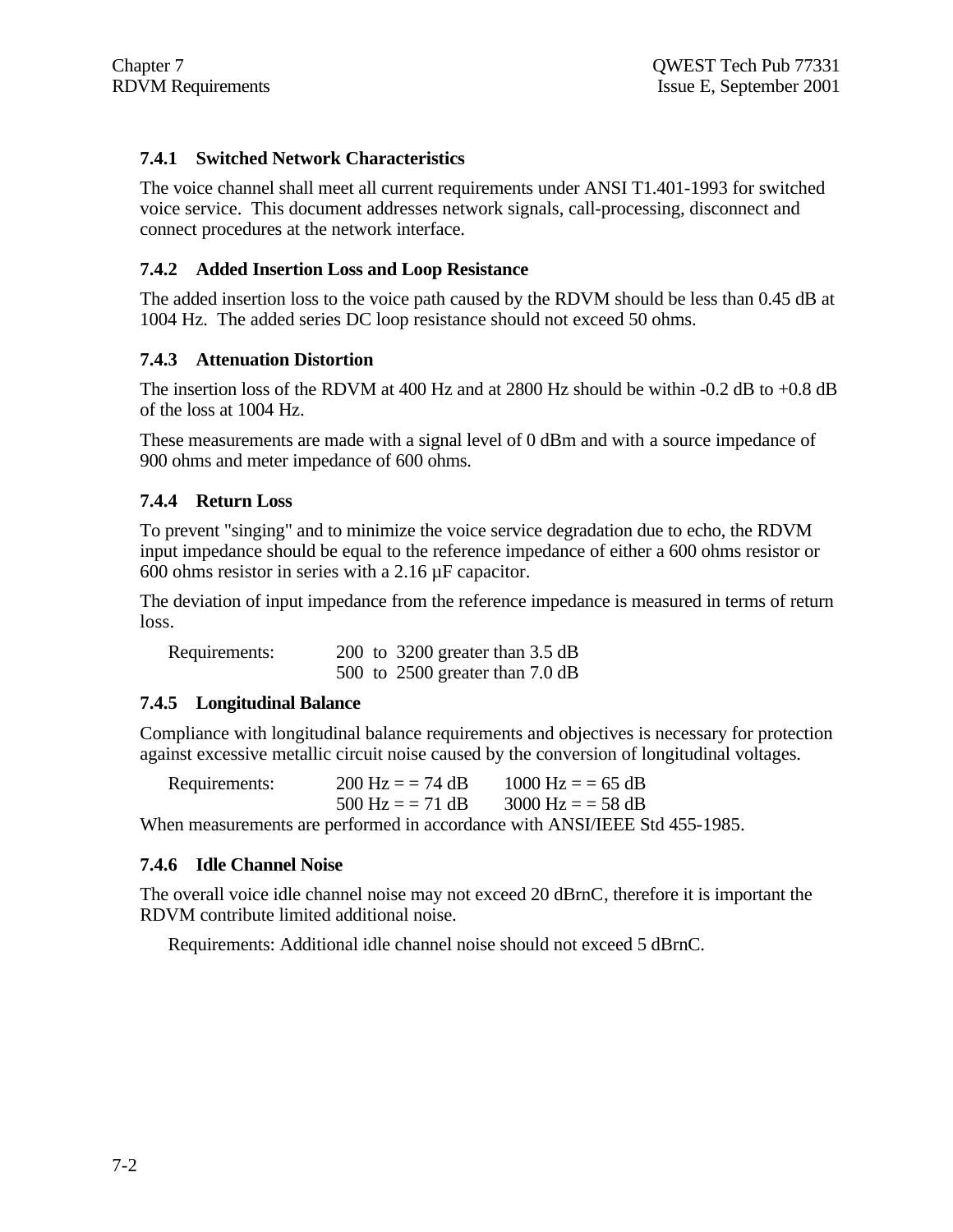### 7.4.1 Switched Network Characteristics

The voice channel shall meet all current requirements under ANSI T1.401-1993 for switched voice service. This document addresses network signals, call-processing, disconnect and connect procedures at the network interface.

### 7.4.2 Added Insertion Loss and Loop Resistance

The added insertion loss to the voice path caused by the RDVM should be less than 0.45 dB at 1004 Hz. The added series DC loop resistance should not exceed 50 ohms.

### 7.4.3 Attenuation Distortion

The insertion loss of the RDVM at 400 Hz and at 2800 Hz should be within -0.2 dB to +0.8 dB of the loss at 1004 Hz.

These measurements are made with a signal level of 0 dBm and with a source impedance of 900 ohms and meter impedance of 600 ohms.

### 7.4.4 Return Loss

To prevent "singing" and to minimize the voice service degradation due to echo, the RDVM input impedance should be equal to the reference impedance of either a 600 ohms resistor or 600 ohms resistor in series with a 2.16 µF capacitor.

The deviation of input impedance from the reference impedance is measured in terms of return loss.

Requirements: 200 to 3200 greater than 3.5 dB
500 to 2500 greater than 7.0 dB

### 7.4.5 Longitudinal Balance

Compliance with longitudinal balance requirements and objectives is necessary for protection against excessive metallic circuit noise caused by the conversion of longitudinal voltages.

Requirements: 200 Hz = = 74 dB 1000 Hz = = 65 dB
500 Hz = = 71 dB 3000 Hz = = 58 dB

When measurements are performed in accordance with ANSI/IEEE Std 455-1985.

### 7.4.6 Idle Channel Noise

The overall voice idle channel noise may not exceed 20 dBrnC, therefore it is important the RDVM contribute limited additional noise.

Requirements: Additional idle channel noise should not exceed 5 dBrnC.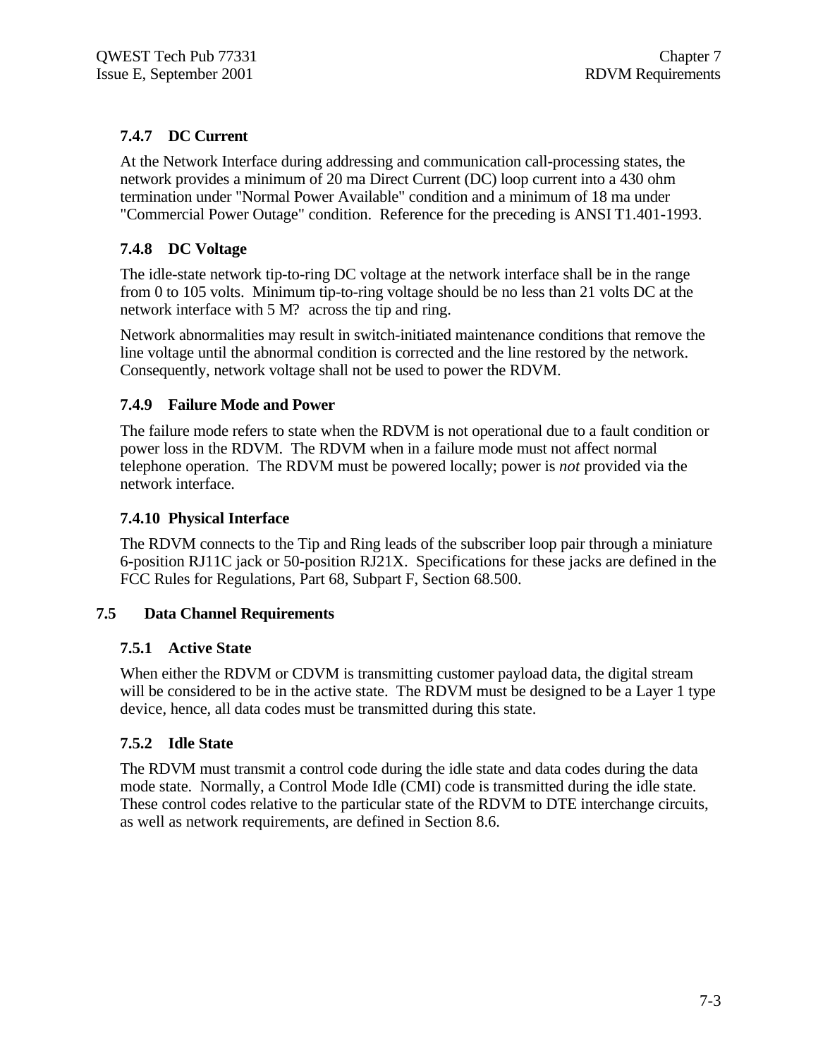### 7.4.7 DC Current

At the Network Interface during addressing and communication call-processing states, the network provides a minimum of 20 ma Direct Current (DC) loop current into a 430 ohm termination under "Normal Power Available" condition and a minimum of 18 ma under "Commercial Power Outage" condition. Reference for the preceding is ANSI T1.401-1993.

### 7.4.8 DC Voltage

The idle-state network tip-to-ring DC voltage at the network interface shall be in the range from 0 to 105 volts. Minimum tip-to-ring voltage should be no less than 21 volts DC at the network interface with 5 M? across the tip and ring.

Network abnormalities may result in switch-initiated maintenance conditions that remove the line voltage until the abnormal condition is corrected and the line restored by the network. Consequently, network voltage shall not be used to power the RDVM.

### 7.4.9 Failure Mode and Power

The failure mode refers to state when the RDVM is not operational due to a fault condition or power loss in the RDVM. The RDVM when in a failure mode must not affect normal telephone operation. The RDVM must be powered locally; power is *not* provided via the network interface.

### 7.4.10 Physical Interface

The RDVM connects to the Tip and Ring leads of the subscriber loop pair through a miniature 6-position RJ11C jack or 50-position RJ21X. Specifications for these jacks are defined in the FCC Rules for Regulations, Part 68, Subpart F, Section 68.500.

## 7.5 Data Channel Requirements

### 7.5.1 Active State

When either the RDVM or CDVM is transmitting customer payload data, the digital stream will be considered to be in the active state. The RDVM must be designed to be a Layer 1 type device, hence, all data codes must be transmitted during this state.

### 7.5.2 Idle State

The RDVM must transmit a control code during the idle state and data codes during the data mode state. Normally, a Control Mode Idle (CMI) code is transmitted during the idle state. These control codes relative to the particular state of the RDVM to DTE interchange circuits, as well as network requirements, are defined in Section 8.6.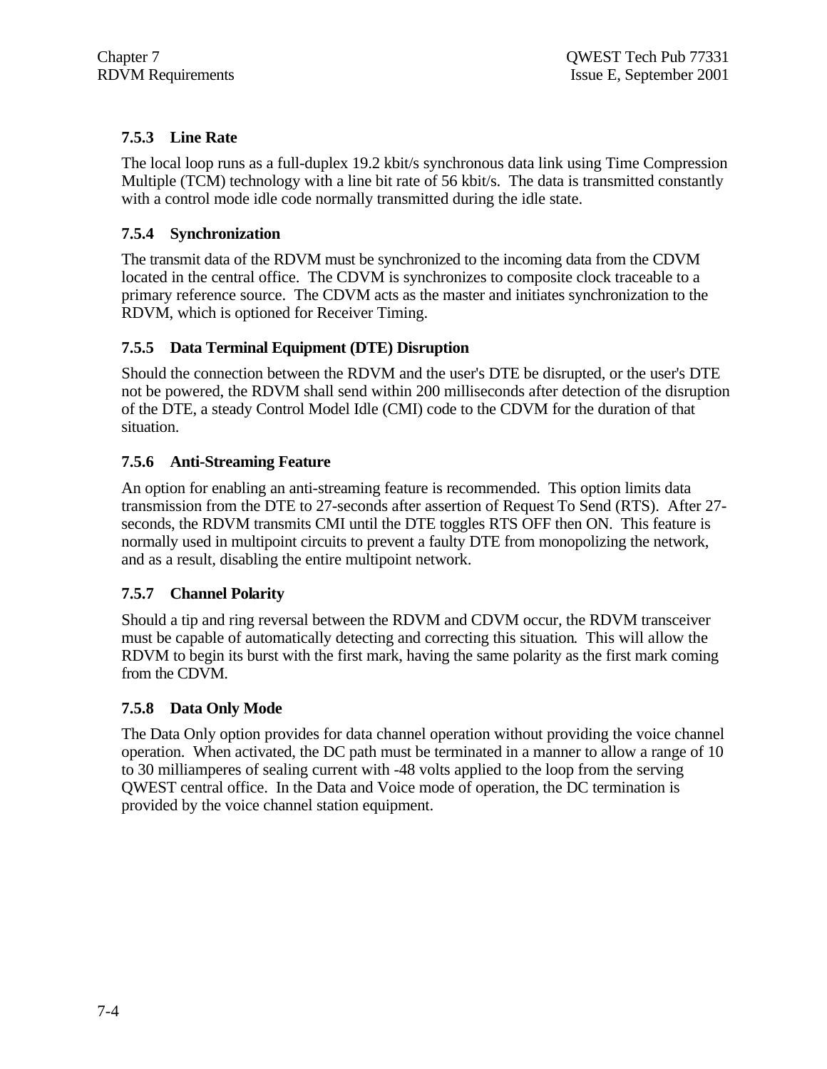### 7.5.3 Line Rate

The local loop runs as a full-duplex 19.2 kbit/s synchronous data link using Time Compression Multiple (TCM) technology with a line bit rate of 56 kbit/s. The data is transmitted constantly with a control mode idle code normally transmitted during the idle state.

### 7.5.4 Synchronization

The transmit data of the RDVM must be synchronized to the incoming data from the CDVM located in the central office. The CDVM is synchronizes to composite clock traceable to a primary reference source. The CDVM acts as the master and initiates synchronization to the RDVM, which is optioned for Receiver Timing.

### 7.5.5 Data Terminal Equipment (DTE) Disruption

Should the connection between the RDVM and the user's DTE be disrupted, or the user's DTE not be powered, the RDVM shall send within 200 milliseconds after detection of the disruption of the DTE, a steady Control Model Idle (CMI) code to the CDVM for the duration of that situation.

### 7.5.6 Anti-Streaming Feature

An option for enabling an anti-streaming feature is recommended. This option limits data transmission from the DTE to 27-seconds after assertion of Request To Send (RTS). After 27-seconds, the RDVM transmits CMI until the DTE toggles RTS OFF then ON. This feature is normally used in multipoint circuits to prevent a faulty DTE from monopolizing the network, and as a result, disabling the entire multipoint network.

### 7.5.7 Channel Polarity

Should a tip and ring reversal between the RDVM and CDVM occur, the RDVM transceiver must be capable of automatically detecting and correcting this situation. This will allow the RDVM to begin its burst with the first mark, having the same polarity as the first mark coming from the CDVM.

### 7.5.8 Data Only Mode

The Data Only option provides for data channel operation without providing the voice channel operation. When activated, the DC path must be terminated in a manner to allow a range of 10 to 30 milliamperes of sealing current with -48 volts applied to the loop from the serving QWEST central office. In the Data and Voice mode of operation, the DC termination is provided by the voice channel station equipment.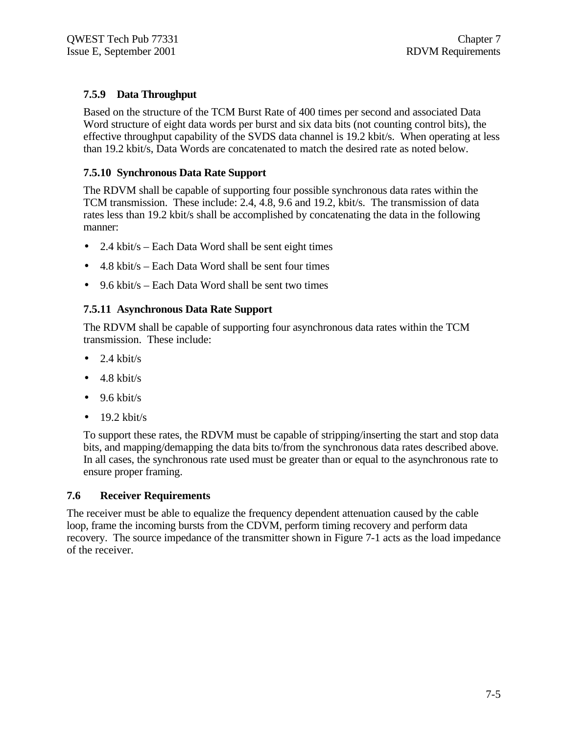### 7.5.9 Data Throughput

Based on the structure of the TCM Burst Rate of 400 times per second and associated Data Word structure of eight data words per burst and six data bits (not counting control bits), the effective throughput capability of the SVDS data channel is 19.2 kbit/s. When operating at less than 19.2 kbit/s, Data Words are concatenated to match the desired rate as noted below.

### 7.5.10 Synchronous Data Rate Support

The RDVM shall be capable of supporting four possible synchronous data rates within the TCM transmission. These include: 2.4, 4.8, 9.6 and 19.2, kbit/s. The transmission of data rates less than 19.2 kbit/s shall be accomplished by concatenating the data in the following manner:

- 2.4 kbit/s – Each Data Word shall be sent eight times
- 4.8 kbit/s – Each Data Word shall be sent four times
- 9.6 kbit/s – Each Data Word shall be sent two times

### 7.5.11 Asynchronous Data Rate Support

The RDVM shall be capable of supporting four asynchronous data rates within the TCM transmission. These include:

- 2.4 kbit/s
- 4.8 kbit/s
- 9.6 kbit/s
- 19.2 kbit/s

To support these rates, the RDVM must be capable of stripping/inserting the start and stop data bits, and mapping/demapping the data bits to/from the synchronous data rates described above. In all cases, the synchronous rate used must be greater than or equal to the asynchronous rate to ensure proper framing.

## 7.6 Receiver Requirements

The receiver must be able to equalize the frequency dependent attenuation caused by the cable loop, frame the incoming bursts from the CDVM, perform timing recovery and perform data recovery. The source impedance of the transmitter shown in Figure 7-1 acts as the load impedance of the receiver.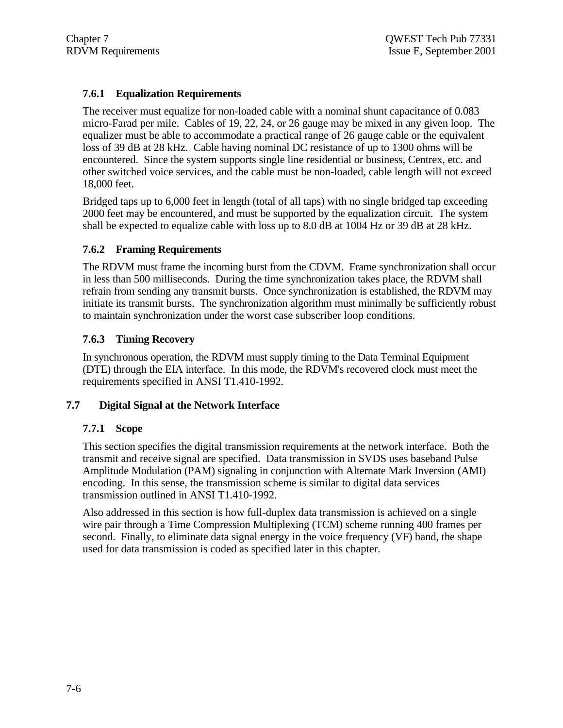### 7.6.1 Equalization Requirements

The receiver must equalize for non-loaded cable with a nominal shunt capacitance of 0.083 micro-Farad per mile. Cables of 19, 22, 24, or 26 gauge may be mixed in any given loop. The equalizer must be able to accommodate a practical range of 26 gauge cable or the equivalent loss of 39 dB at 28 kHz. Cable having nominal DC resistance of up to 1300 ohms will be encountered. Since the system supports single line residential or business, Centrex, etc. and other switched voice services, and the cable must be non-loaded, cable length will not exceed 18,000 feet.

Bridged taps up to 6,000 feet in length (total of all taps) with no single bridged tap exceeding 2000 feet may be encountered, and must be supported by the equalization circuit. The system shall be expected to equalize cable with loss up to 8.0 dB at 1004 Hz or 39 dB at 28 kHz.

### 7.6.2 Framing Requirements

The RDVM must frame the incoming burst from the CDVM. Frame synchronization shall occur in less than 500 milliseconds. During the time synchronization takes place, the RDVM shall refrain from sending any transmit bursts. Once synchronization is established, the RDVM may initiate its transmit bursts. The synchronization algorithm must minimally be sufficiently robust to maintain synchronization under the worst case subscriber loop conditions.

### 7.6.3 Timing Recovery

In synchronous operation, the RDVM must supply timing to the Data Terminal Equipment (DTE) through the EIA interface. In this mode, the RDVM's recovered clock must meet the requirements specified in ANSI T1.410-1992.

## 7.7 Digital Signal at the Network Interface

### 7.7.1 Scope

This section specifies the digital transmission requirements at the network interface. Both the transmit and receive signal are specified. Data transmission in SVDS uses baseband Pulse Amplitude Modulation (PAM) signaling in conjunction with Alternate Mark Inversion (AMI) encoding. In this sense, the transmission scheme is similar to digital data services transmission outlined in ANSI T1.410-1992.

Also addressed in this section is how full-duplex data transmission is achieved on a single wire pair through a Time Compression Multiplexing (TCM) scheme running 400 frames per second. Finally, to eliminate data signal energy in the voice frequency (VF) band, the shape used for data transmission is coded as specified later in this chapter.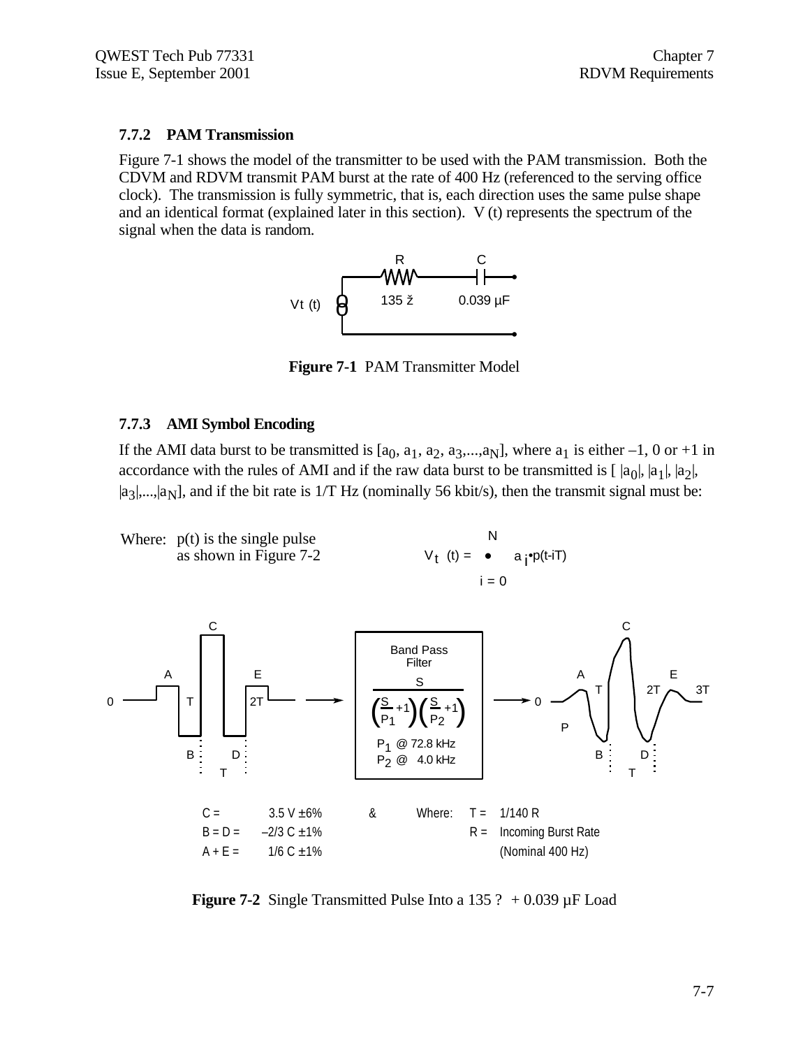### 7.7.2 PAM Transmission

Figure 7-1 shows the model of the transmitter to be used with the PAM transmission. Both the CDVM and RDVM transmit PAM burst at the rate of 400 Hz (referenced to the serving office clock). The transmission is fully symmetric, that is, each direction uses the same pulse shape and an identical format (explained later in this section). V (t) represents the spectrum of the signal when the data is random.

R 135 ž C 0.039 µF Vt (t)

**Figure 7-1** PAM Transmitter Model

### 7.7.3 AMI Symbol Encoding

If the AMI data burst to be transmitted is [$a_0$, $a_1$, $a_2$, $a_3$,...,$a_N$], where $a_1$ is either –1, 0 or +1 in accordance with the rules of AMI and if the raw data burst to be transmitted is [ |$a_0$|, |$a_1$|, |$a_2$|, |$a_3$|,...,|$a_N$|], and if the bit rate is 1/T Hz (nominally 56 kbit/s), then the transmit signal must be:

Where: p(t) is the single pulse as shown in Figure 7-2

$$V_t(t) = \sum_{i=0}^{N} a_i \cdot p(t-iT)$$

Band Pass Filter

$$\frac{S}{\left(\frac{S}{P_1}+1\right)\left(\frac{S}{P_2}+1\right)}$$

$P_1$ @ 72.8 kHz
$P_2$ @ 4.0 kHz

C = 3.5 V ±6% & Where: T = 1/140 R
B = D = –2/3 C ±1% R = Incoming Burst Rate
A + E = 1/6 C ±1% (Nominal 400 Hz)

**Figure 7-2** Single Transmitted Pulse Into a 135 ? + 0.039 µF Load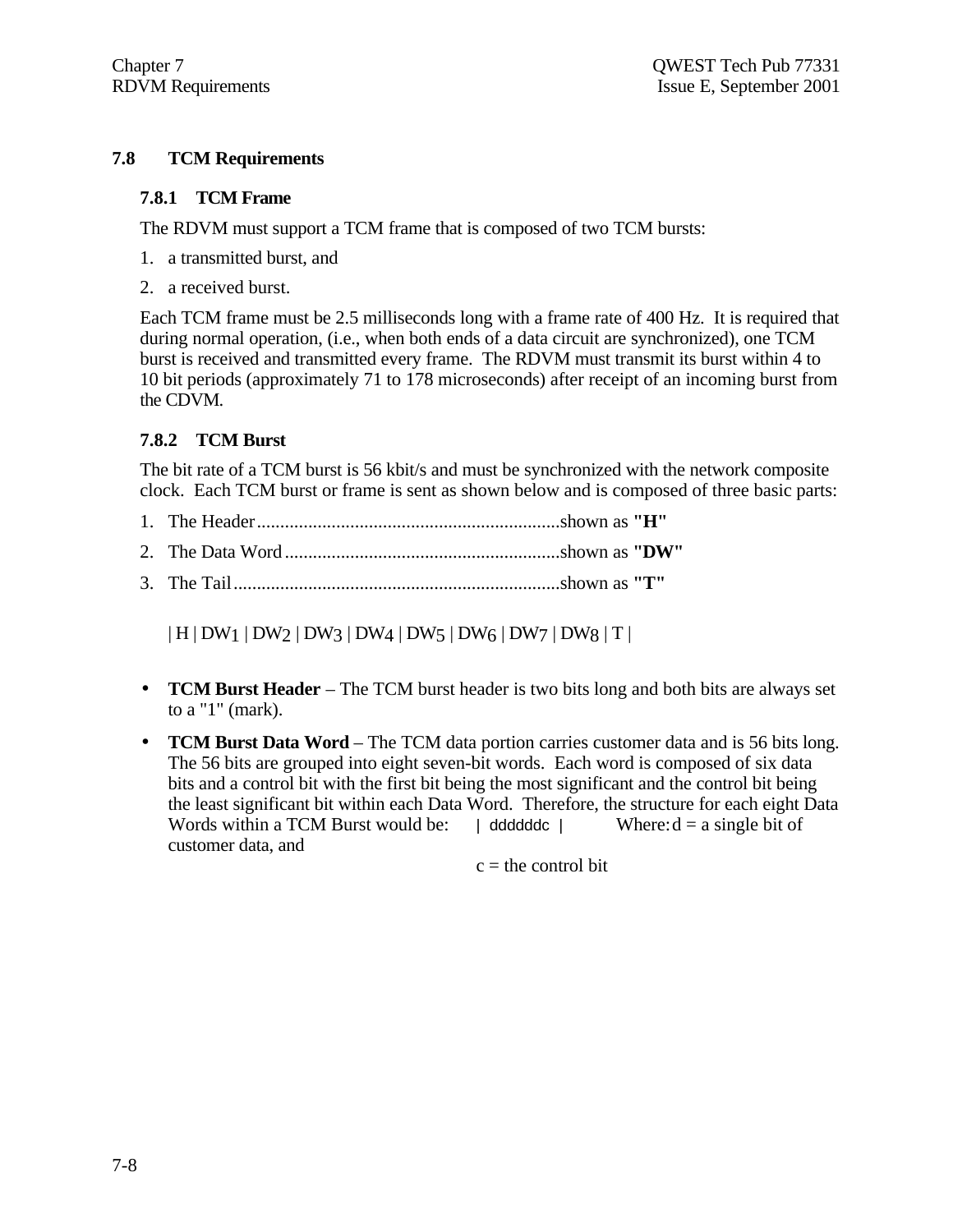## 7.8 TCM Requirements

### 7.8.1 TCM Frame

The RDVM must support a TCM frame that is composed of two TCM bursts:

1. a transmitted burst, and
2. a received burst.

Each TCM frame must be 2.5 milliseconds long with a frame rate of 400 Hz. It is required that during normal operation, (i.e., when both ends of a data circuit are synchronized), one TCM burst is received and transmitted every frame. The RDVM must transmit its burst within 4 to 10 bit periods (approximately 71 to 178 microseconds) after receipt of an incoming burst from the CDVM.

### 7.8.2 TCM Burst

The bit rate of a TCM burst is 56 kbit/s and must be synchronized with the network composite clock. Each TCM burst or frame is sent as shown below and is composed of three basic parts:

1. The Header.................................................................shown as **"H"**
2. The Data Word...........................................................shown as **"DW"**
3. The Tail......................................................................shown as **"T"**

| H | $DW_1$ | $DW_2$ | $DW_3$ | $DW_4$ | $DW_5$ | $DW_6$ | $DW_7$ | $DW_8$ | T |

- **TCM Burst Header** – The TCM burst header is two bits long and both bits are always set to a "1" (mark).
- **TCM Burst Data Word** – The TCM data portion carries customer data and is 56 bits long. The 56 bits are grouped into eight seven-bit words. Each word is composed of six data bits and a control bit with the first bit being the most significant and the control bit being the least significant bit within each Data Word. Therefore, the structure for each eight Data Words within a TCM Burst would be: `| ddddddc |` Where: d = a single bit of customer data, and

  c = the control bit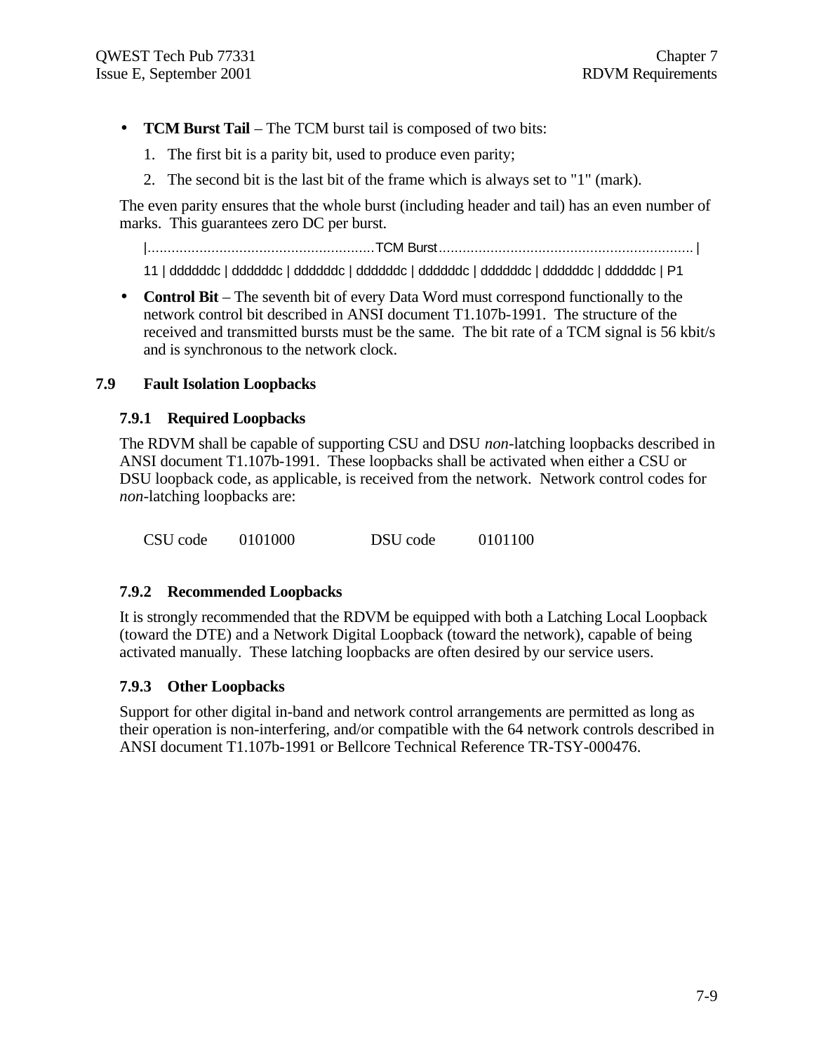- **TCM Burst Tail** – The TCM burst tail is composed of two bits:
  1. The first bit is a parity bit, used to produce even parity;
  2. The second bit is the last bit of the frame which is always set to "1" (mark).

The even parity ensures that the whole burst (including header and tail) has an even number of marks. This guarantees zero DC per burst.

```
|.........................................................TCM Burst................................................................|
11 | ddddddc | ddddddc | ddddddc | ddddddc | ddddddc | ddddddc | ddddddc | ddddddc | P1
```

- **Control Bit** – The seventh bit of every Data Word must correspond functionally to the network control bit described in ANSI document T1.107b-1991. The structure of the received and transmitted bursts must be the same. The bit rate of a TCM signal is 56 kbit/s and is synchronous to the network clock.

## 7.9 Fault Isolation Loopbacks

### 7.9.1 Required Loopbacks

The RDVM shall be capable of supporting CSU and DSU *non*-latching loopbacks described in ANSI document T1.107b-1991. These loopbacks shall be activated when either a CSU or DSU loopback code, as applicable, is received from the network. Network control codes for *non*-latching loopbacks are:

CSU code 0101000 DSU code 0101100

### 7.9.2 Recommended Loopbacks

It is strongly recommended that the RDVM be equipped with both a Latching Local Loopback (toward the DTE) and a Network Digital Loopback (toward the network), capable of being activated manually. These latching loopbacks are often desired by our service users.

### 7.9.3 Other Loopbacks

Support for other digital in-band and network control arrangements are permitted as long as their operation is non-interfering, and/or compatible with the 64 network controls described in ANSI document T1.107b-1991 or Bellcore Technical Reference TR-TSY-000476.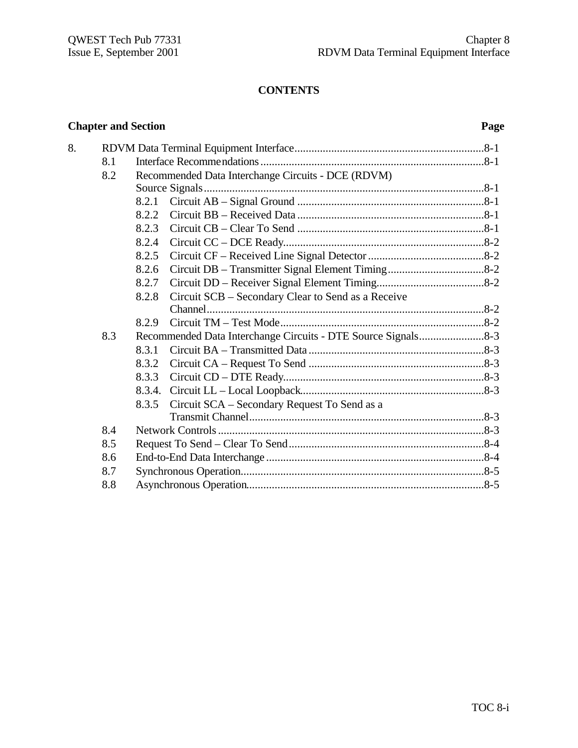**CONTENTS**

| Chapter and Section | | | Page |
|---|---|---|---|
| 8. | RDVM Data Terminal Equipment Interface | | 8-1 |
| | 8.1 | Interface Recommendations | 8-1 |
| | 8.2 | Recommended Data Interchange Circuits - DCE (RDVM) Source Signals | 8-1 |
| | | 8.2.1 Circuit AB – Signal Ground | 8-1 |
| | | 8.2.2 Circuit BB – Received Data | 8-1 |
| | | 8.2.3 Circuit CB – Clear To Send | 8-1 |
| | | 8.2.4 Circuit CC – DCE Ready | 8-2 |
| | | 8.2.5 Circuit CF – Received Line Signal Detector | 8-2 |
| | | 8.2.6 Circuit DB – Transmitter Signal Element Timing | 8-2 |
| | | 8.2.7 Circuit DD – Receiver Signal Element Timing | 8-2 |
| | | 8.2.8 Circuit SCB – Secondary Clear to Send as a Receive Channel | 8-2 |
| | | 8.2.9 Circuit TM – Test Mode | 8-2 |
| | 8.3 | Recommended Data Interchange Circuits - DTE Source Signals | 8-3 |
| | | 8.3.1 Circuit BA – Transmitted Data | 8-3 |
| | | 8.3.2 Circuit CA – Request To Send | 8-3 |
| | | 8.3.3 Circuit CD – DTE Ready | 8-3 |
| | | 8.3.4. Circuit LL – Local Loopback | 8-3 |
| | | 8.3.5 Circuit SCA – Secondary Request To Send as a Transmit Channel | 8-3 |
| | 8.4 | Network Controls | 8-3 |
| | 8.5 | Request To Send – Clear To Send | 8-4 |
| | 8.6 | End-to-End Data Interchange | 8-4 |
| | 8.7 | Synchronous Operation | 8-5 |
| | 8.8 | Asynchronous Operation | 8-5 |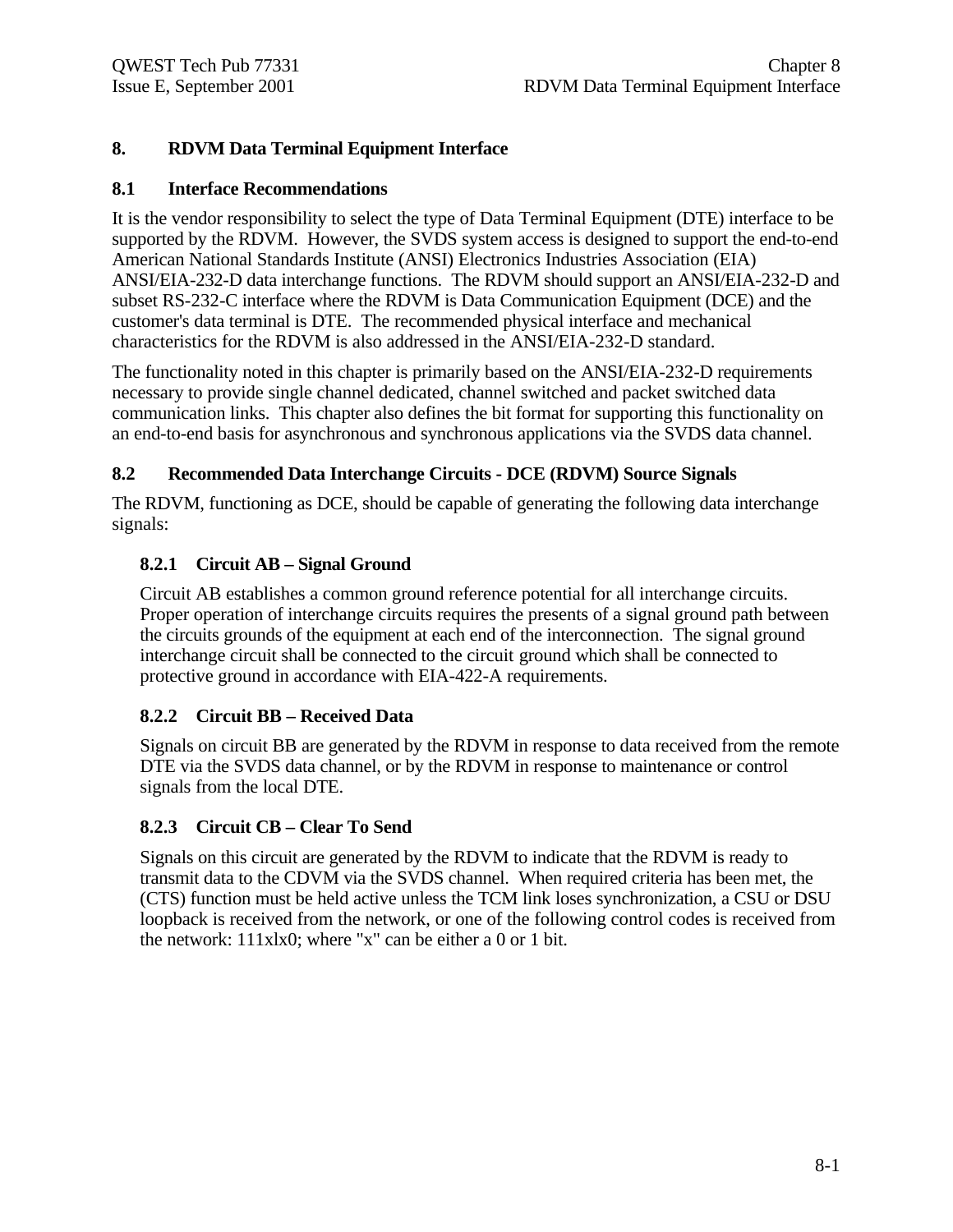# 8. RDVM Data Terminal Equipment Interface

## 8.1 Interface Recommendations

It is the vendor responsibility to select the type of Data Terminal Equipment (DTE) interface to be supported by the RDVM. However, the SVDS system access is designed to support the end-to-end American National Standards Institute (ANSI) Electronics Industries Association (EIA) ANSI/EIA-232-D data interchange functions. The RDVM should support an ANSI/EIA-232-D and subset RS-232-C interface where the RDVM is Data Communication Equipment (DCE) and the customer's data terminal is DTE. The recommended physical interface and mechanical characteristics for the RDVM is also addressed in the ANSI/EIA-232-D standard.

The functionality noted in this chapter is primarily based on the ANSI/EIA-232-D requirements necessary to provide single channel dedicated, channel switched and packet switched data communication links. This chapter also defines the bit format for supporting this functionality on an end-to-end basis for asynchronous and synchronous applications via the SVDS data channel.

## 8.2 Recommended Data Interchange Circuits - DCE (RDVM) Source Signals

The RDVM, functioning as DCE, should be capable of generating the following data interchange signals:

### 8.2.1 Circuit AB – Signal Ground

Circuit AB establishes a common ground reference potential for all interchange circuits. Proper operation of interchange circuits requires the presents of a signal ground path between the circuits grounds of the equipment at each end of the interconnection. The signal ground interchange circuit shall be connected to the circuit ground which shall be connected to protective ground in accordance with EIA-422-A requirements.

### 8.2.2 Circuit BB – Received Data

Signals on circuit BB are generated by the RDVM in response to data received from the remote DTE via the SVDS data channel, or by the RDVM in response to maintenance or control signals from the local DTE.

### 8.2.3 Circuit CB – Clear To Send

Signals on this circuit are generated by the RDVM to indicate that the RDVM is ready to transmit data to the CDVM via the SVDS channel. When required criteria has been met, the (CTS) function must be held active unless the TCM link loses synchronization, a CSU or DSU loopback is received from the network, or one of the following control codes is received from the network: 111xlx0; where "x" can be either a 0 or 1 bit.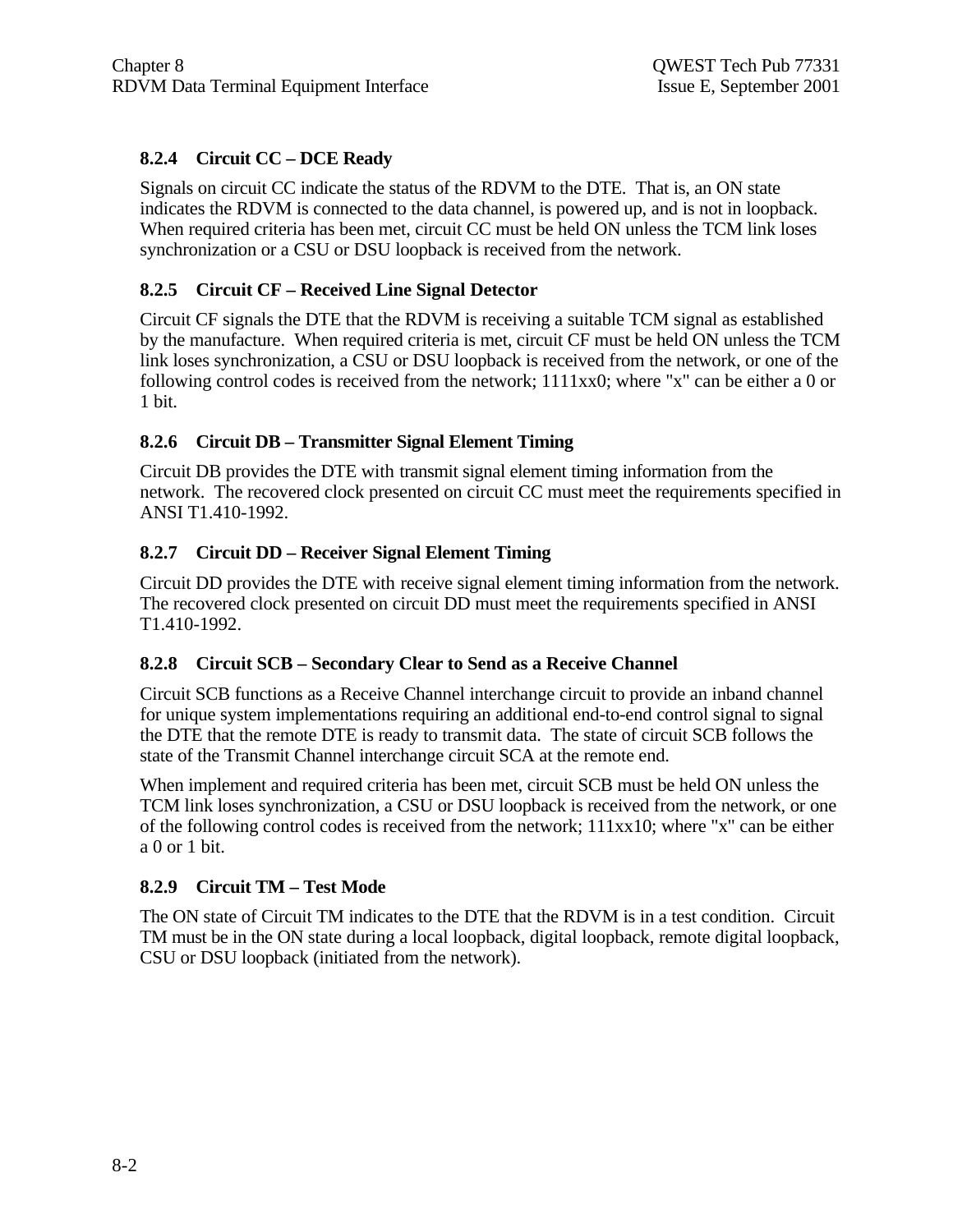### 8.2.4 Circuit CC – DCE Ready

Signals on circuit CC indicate the status of the RDVM to the DTE. That is, an ON state indicates the RDVM is connected to the data channel, is powered up, and is not in loopback. When required criteria has been met, circuit CC must be held ON unless the TCM link loses synchronization or a CSU or DSU loopback is received from the network.

### 8.2.5 Circuit CF – Received Line Signal Detector

Circuit CF signals the DTE that the RDVM is receiving a suitable TCM signal as established by the manufacture. When required criteria is met, circuit CF must be held ON unless the TCM link loses synchronization, a CSU or DSU loopback is received from the network, or one of the following control codes is received from the network; 1111xx0; where "x" can be either a 0 or 1 bit.

### 8.2.6 Circuit DB – Transmitter Signal Element Timing

Circuit DB provides the DTE with transmit signal element timing information from the network. The recovered clock presented on circuit CC must meet the requirements specified in ANSI T1.410-1992.

### 8.2.7 Circuit DD – Receiver Signal Element Timing

Circuit DD provides the DTE with receive signal element timing information from the network. The recovered clock presented on circuit DD must meet the requirements specified in ANSI T1.410-1992.

### 8.2.8 Circuit SCB – Secondary Clear to Send as a Receive Channel

Circuit SCB functions as a Receive Channel interchange circuit to provide an inband channel for unique system implementations requiring an additional end-to-end control signal to signal the DTE that the remote DTE is ready to transmit data. The state of circuit SCB follows the state of the Transmit Channel interchange circuit SCA at the remote end.

When implement and required criteria has been met, circuit SCB must be held ON unless the TCM link loses synchronization, a CSU or DSU loopback is received from the network, or one of the following control codes is received from the network; 111xx10; where "x" can be either a 0 or 1 bit.

### 8.2.9 Circuit TM – Test Mode

The ON state of Circuit TM indicates to the DTE that the RDVM is in a test condition. Circuit TM must be in the ON state during a local loopback, digital loopback, remote digital loopback, CSU or DSU loopback (initiated from the network).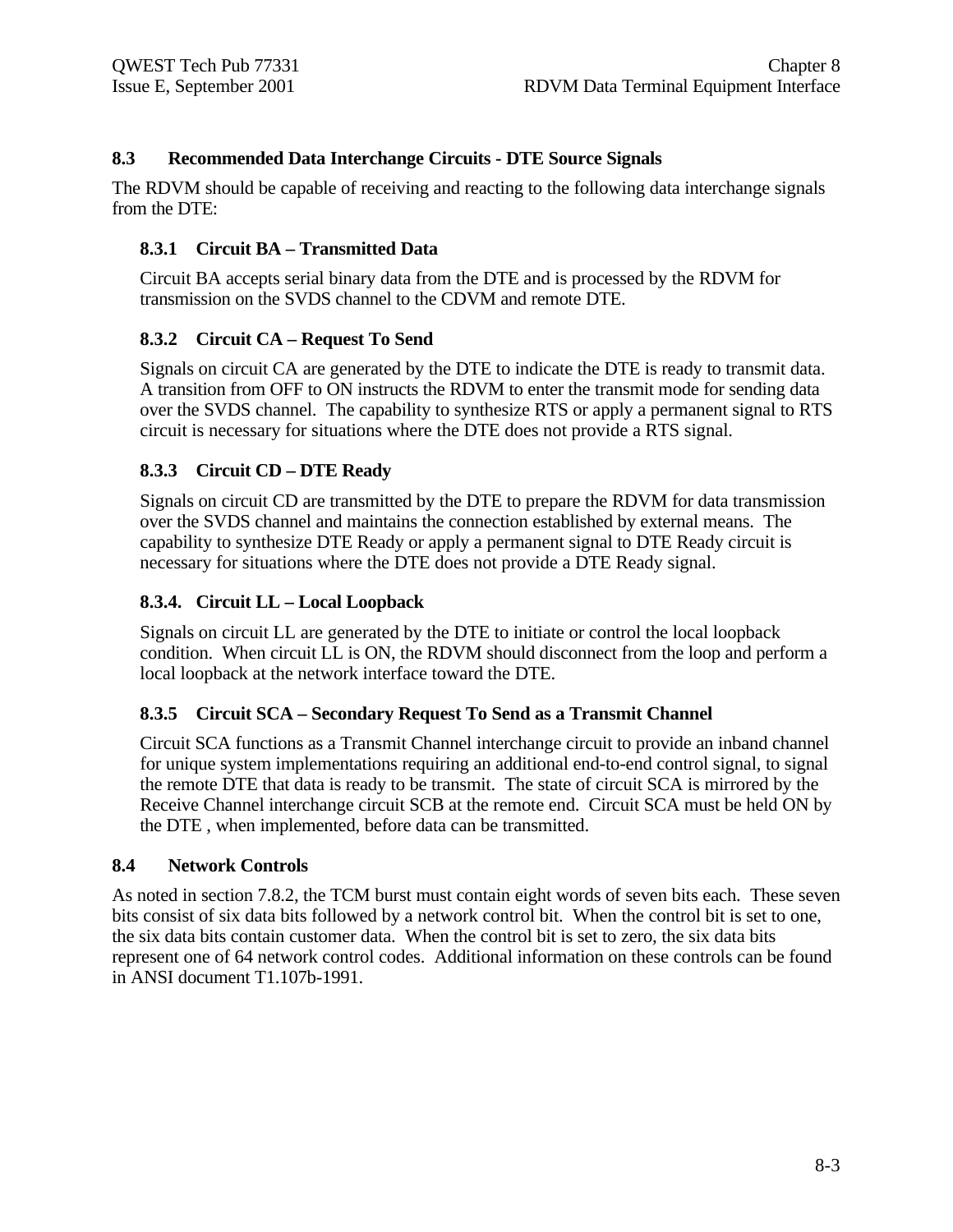## 8.3 Recommended Data Interchange Circuits - DTE Source Signals

The RDVM should be capable of receiving and reacting to the following data interchange signals from the DTE:

### 8.3.1 Circuit BA – Transmitted Data

Circuit BA accepts serial binary data from the DTE and is processed by the RDVM for transmission on the SVDS channel to the CDVM and remote DTE.

### 8.3.2 Circuit CA – Request To Send

Signals on circuit CA are generated by the DTE to indicate the DTE is ready to transmit data. A transition from OFF to ON instructs the RDVM to enter the transmit mode for sending data over the SVDS channel. The capability to synthesize RTS or apply a permanent signal to RTS circuit is necessary for situations where the DTE does not provide a RTS signal.

### 8.3.3 Circuit CD – DTE Ready

Signals on circuit CD are transmitted by the DTE to prepare the RDVM for data transmission over the SVDS channel and maintains the connection established by external means. The capability to synthesize DTE Ready or apply a permanent signal to DTE Ready circuit is necessary for situations where the DTE does not provide a DTE Ready signal.

### 8.3.4. Circuit LL – Local Loopback

Signals on circuit LL are generated by the DTE to initiate or control the local loopback condition. When circuit LL is ON, the RDVM should disconnect from the loop and perform a local loopback at the network interface toward the DTE.

### 8.3.5 Circuit SCA – Secondary Request To Send as a Transmit Channel

Circuit SCA functions as a Transmit Channel interchange circuit to provide an inband channel for unique system implementations requiring an additional end-to-end control signal, to signal the remote DTE that data is ready to be transmit. The state of circuit SCA is mirrored by the Receive Channel interchange circuit SCB at the remote end. Circuit SCA must be held ON by the DTE , when implemented, before data can be transmitted.

## 8.4 Network Controls

As noted in section 7.8.2, the TCM burst must contain eight words of seven bits each. These seven bits consist of six data bits followed by a network control bit. When the control bit is set to one, the six data bits contain customer data. When the control bit is set to zero, the six data bits represent one of 64 network control codes. Additional information on these controls can be found in ANSI document T1.107b-1991.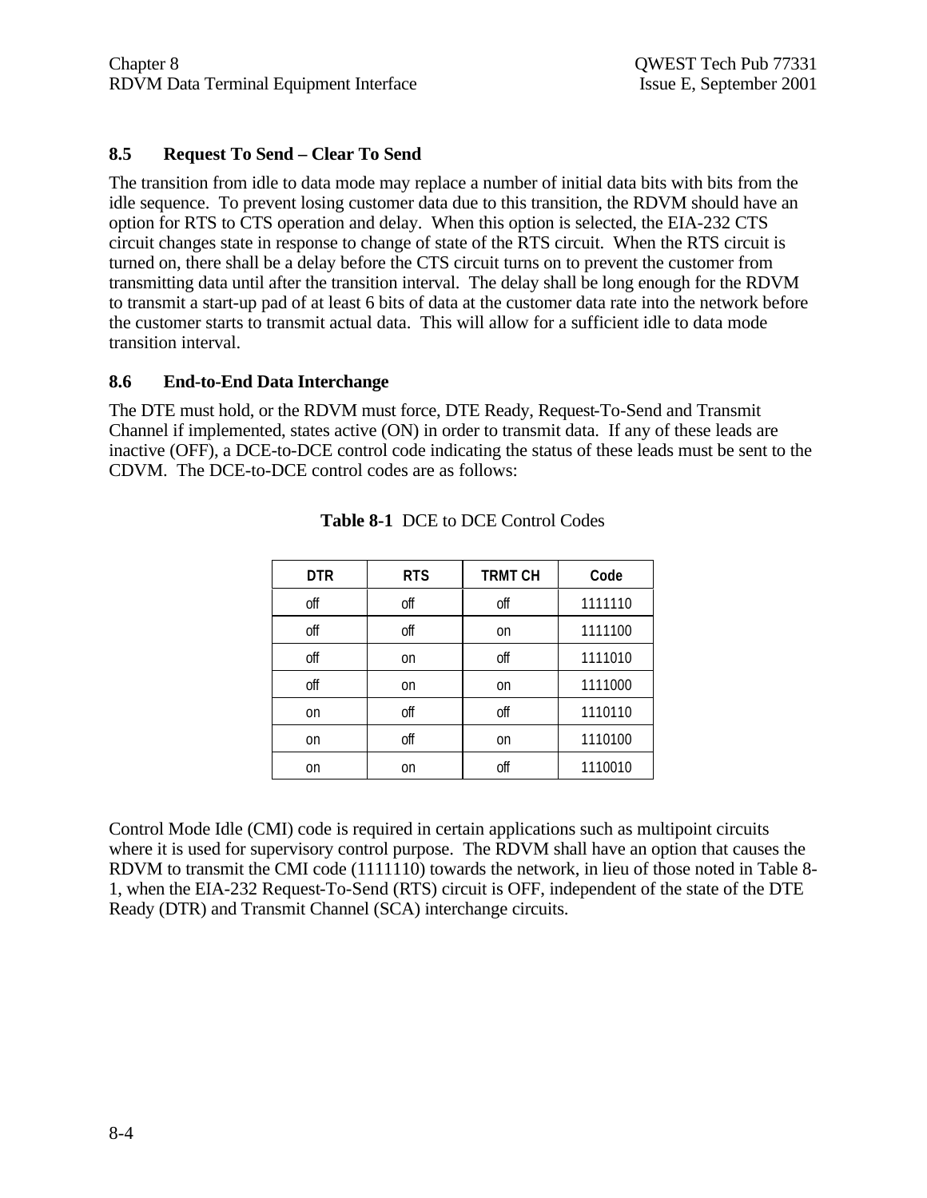### 8.5 Request To Send – Clear To Send

The transition from idle to data mode may replace a number of initial data bits with bits from the idle sequence. To prevent losing customer data due to this transition, the RDVM should have an option for RTS to CTS operation and delay. When this option is selected, the EIA-232 CTS circuit changes state in response to change of state of the RTS circuit. When the RTS circuit is turned on, there shall be a delay before the CTS circuit turns on to prevent the customer from transmitting data until after the transition interval. The delay shall be long enough for the RDVM to transmit a start-up pad of at least 6 bits of data at the customer data rate into the network before the customer starts to transmit actual data. This will allow for a sufficient idle to data mode transition interval.

### 8.6 End-to-End Data Interchange

The DTE must hold, or the RDVM must force, DTE Ready, Request-To-Send and Transmit Channel if implemented, states active (ON) in order to transmit data. If any of these leads are inactive (OFF), a DCE-to-DCE control code indicating the status of these leads must be sent to the CDVM. The DCE-to-DCE control codes are as follows:

**Table 8-1** DCE to DCE Control Codes

| DTR | RTS | TRMT CH | Code |
|---|---|---|---|
| off | off | off | 1111110 |
| off | off | on | 1111100 |
| off | on | off | 1111010 |
| off | on | on | 1111000 |
| on | off | off | 1110110 |
| on | off | on | 1110100 |
| on | on | off | 1110010 |

Control Mode Idle (CMI) code is required in certain applications such as multipoint circuits where it is used for supervisory control purpose. The RDVM shall have an option that causes the RDVM to transmit the CMI code (1111110) towards the network, in lieu of those noted in Table 8-1, when the EIA-232 Request-To-Send (RTS) circuit is OFF, independent of the state of the DTE Ready (DTR) and Transmit Channel (SCA) interchange circuits.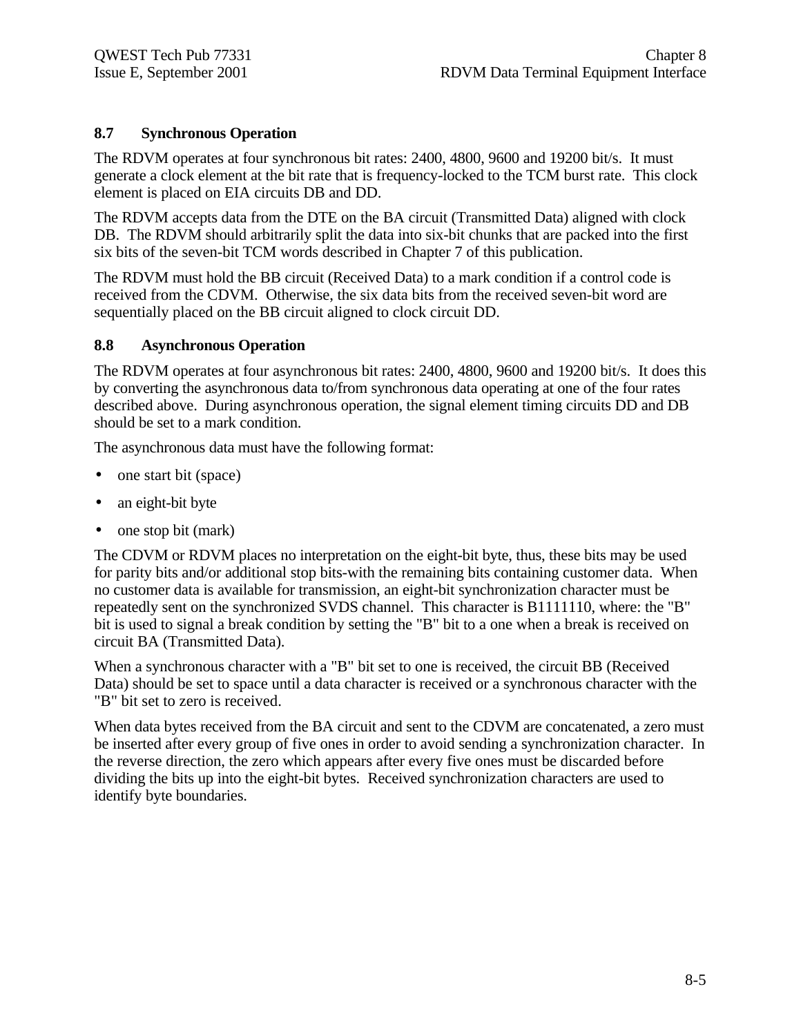## 8.7 Synchronous Operation

The RDVM operates at four synchronous bit rates: 2400, 4800, 9600 and 19200 bit/s. It must generate a clock element at the bit rate that is frequency-locked to the TCM burst rate. This clock element is placed on EIA circuits DB and DD.

The RDVM accepts data from the DTE on the BA circuit (Transmitted Data) aligned with clock DB. The RDVM should arbitrarily split the data into six-bit chunks that are packed into the first six bits of the seven-bit TCM words described in Chapter 7 of this publication.

The RDVM must hold the BB circuit (Received Data) to a mark condition if a control code is received from the CDVM. Otherwise, the six data bits from the received seven-bit word are sequentially placed on the BB circuit aligned to clock circuit DD.

## 8.8 Asynchronous Operation

The RDVM operates at four asynchronous bit rates: 2400, 4800, 9600 and 19200 bit/s. It does this by converting the asynchronous data to/from synchronous data operating at one of the four rates described above. During asynchronous operation, the signal element timing circuits DD and DB should be set to a mark condition.

The asynchronous data must have the following format:

- one start bit (space)
- an eight-bit byte
- one stop bit (mark)

The CDVM or RDVM places no interpretation on the eight-bit byte, thus, these bits may be used for parity bits and/or additional stop bits-with the remaining bits containing customer data. When no customer data is available for transmission, an eight-bit synchronization character must be repeatedly sent on the synchronized SVDS channel. This character is B1111110, where: the "B" bit is used to signal a break condition by setting the "B" bit to a one when a break is received on circuit BA (Transmitted Data).

When a synchronous character with a "B" bit set to one is received, the circuit BB (Received Data) should be set to space until a data character is received or a synchronous character with the "B" bit set to zero is received.

When data bytes received from the BA circuit and sent to the CDVM are concatenated, a zero must be inserted after every group of five ones in order to avoid sending a synchronization character. In the reverse direction, the zero which appears after every five ones must be discarded before dividing the bits up into the eight-bit bytes. Received synchronization characters are used to identify byte boundaries.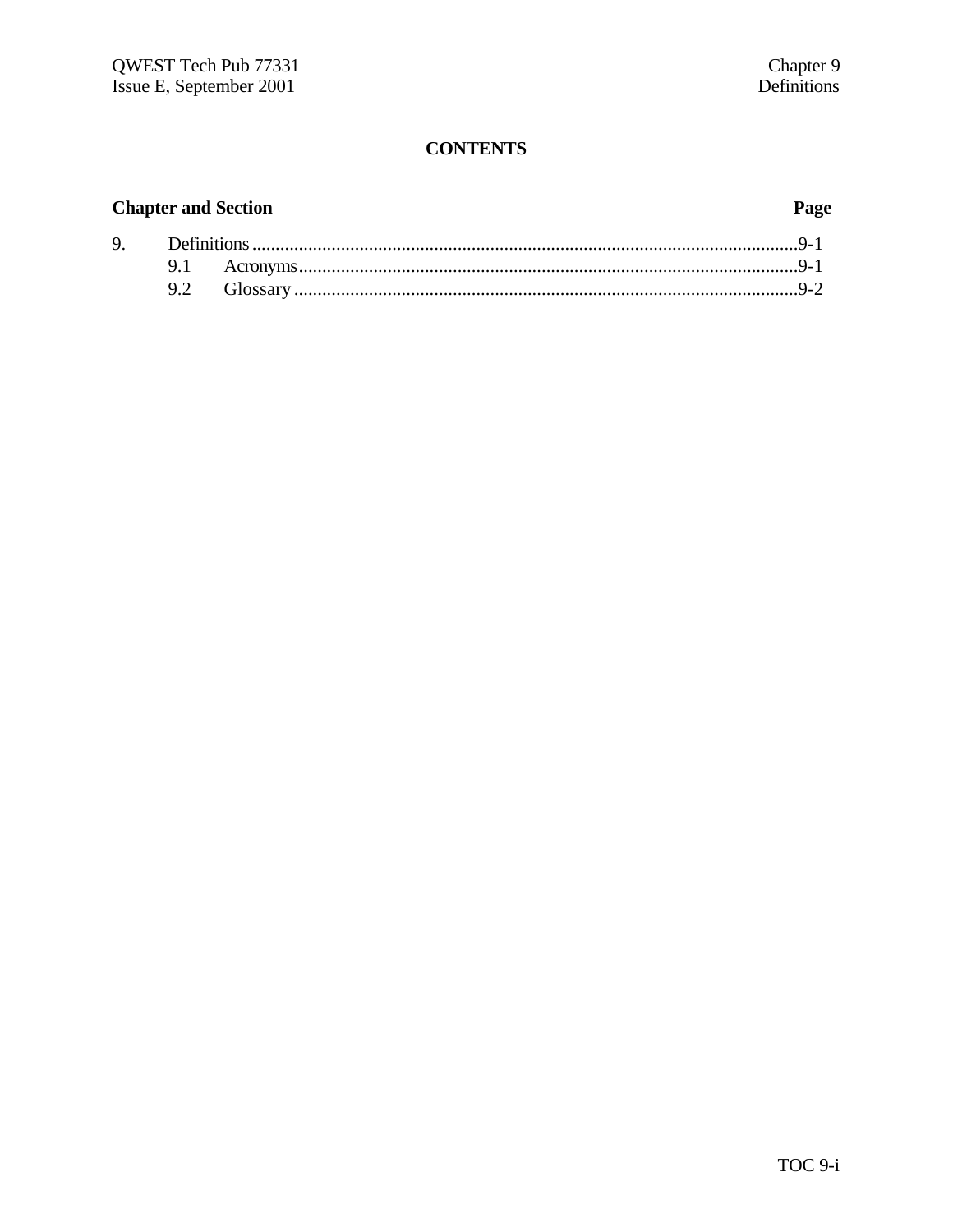# CONTENTS

| Chapter and Section | | Page |
|---|---|---|
| 9. | Definitions | 9-1 |
| | 9.1 Acronyms | 9-1 |
| | 9.2 Glossary | 9-2 |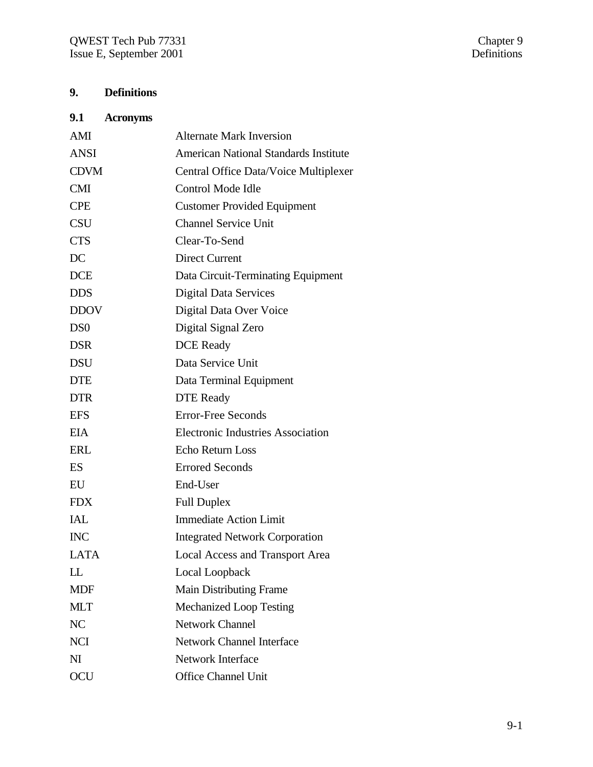# 9. Definitions

## 9.1 Acronyms

| | |
|---|---|
| AMI | Alternate Mark Inversion |
| ANSI | American National Standards Institute |
| CDVM | Central Office Data/Voice Multiplexer |
| CMI | Control Mode Idle |
| CPE | Customer Provided Equipment |
| CSU | Channel Service Unit |
| CTS | Clear-To-Send |
| DC | Direct Current |
| DCE | Data Circuit-Terminating Equipment |
| DDS | Digital Data Services |
| DDOV | Digital Data Over Voice |
| DS0 | Digital Signal Zero |
| DSR | DCE Ready |
| DSU | Data Service Unit |
| DTE | Data Terminal Equipment |
| DTR | DTE Ready |
| EFS | Error-Free Seconds |
| EIA | Electronic Industries Association |
| ERL | Echo Return Loss |
| ES | Errored Seconds |
| EU | End-User |
| FDX | Full Duplex |
| IAL | Immediate Action Limit |
| INC | Integrated Network Corporation |
| LATA | Local Access and Transport Area |
| LL | Local Loopback |
| MDF | Main Distributing Frame |
| MLT | Mechanized Loop Testing |
| NC | Network Channel |
| NCI | Network Channel Interface |
| NI | Network Interface |
| OCU | Office Channel Unit |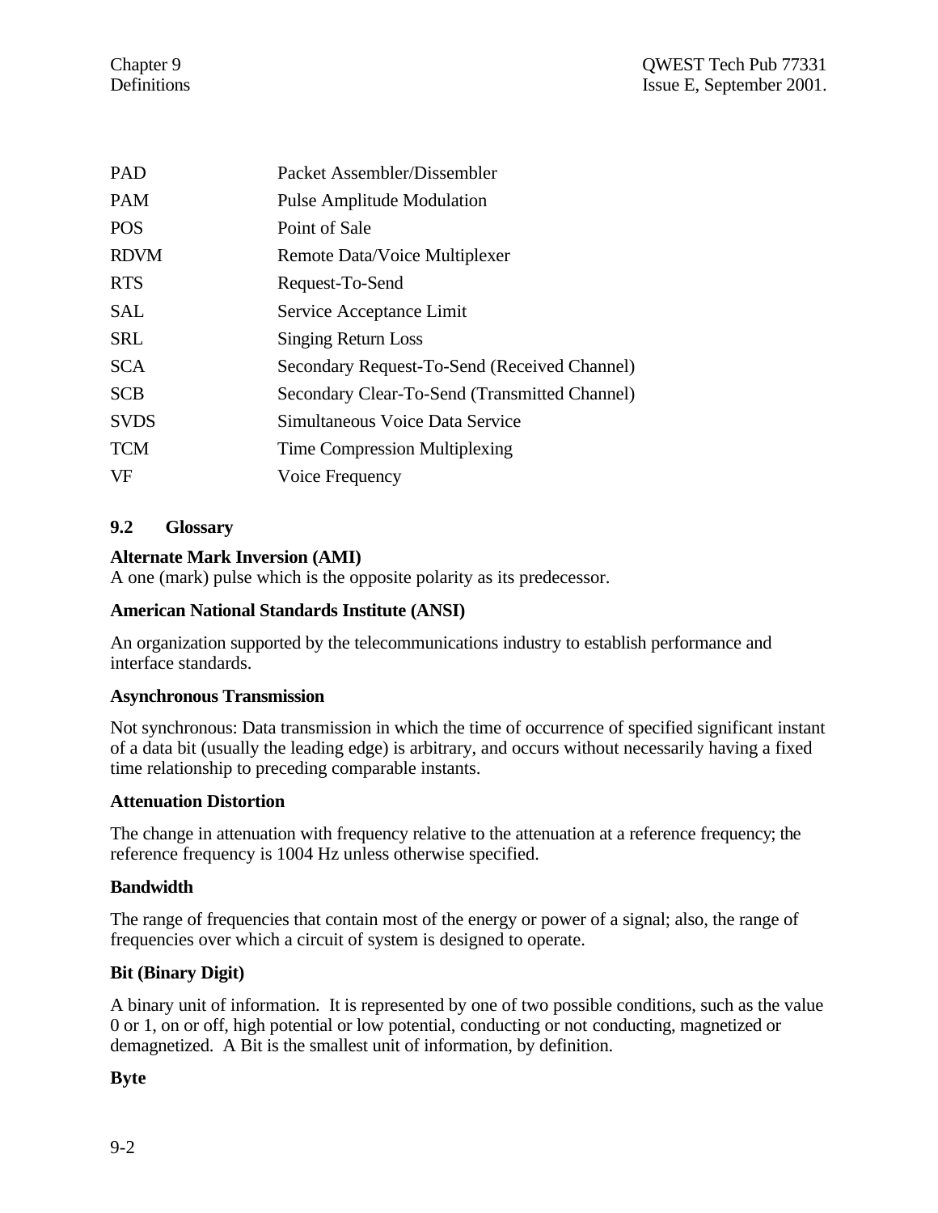| | |
|---|---|
| PAD | Packet Assembler/Dissembler |
| PAM | Pulse Amplitude Modulation |
| POS | Point of Sale |
| RDVM | Remote Data/Voice Multiplexer |
| RTS | Request-To-Send |
| SAL | Service Acceptance Limit |
| SRL | Singing Return Loss |
| SCA | Secondary Request-To-Send (Received Channel) |
| SCB | Secondary Clear-To-Send (Transmitted Channel) |
| SVDS | Simultaneous Voice Data Service |
| TCM | Time Compression Multiplexing |
| VF | Voice Frequency |

## 9.2 Glossary

**Alternate Mark Inversion (AMI)**
A one (mark) pulse which is the opposite polarity as its predecessor.

**American National Standards Institute (ANSI)**

An organization supported by the telecommunications industry to establish performance and interface standards.

**Asynchronous Transmission**

Not synchronous: Data transmission in which the time of occurrence of specified significant instant of a data bit (usually the leading edge) is arbitrary, and occurs without necessarily having a fixed time relationship to preceding comparable instants.

**Attenuation Distortion**

The change in attenuation with frequency relative to the attenuation at a reference frequency; the reference frequency is 1004 Hz unless otherwise specified.

**Bandwidth**

The range of frequencies that contain most of the energy or power of a signal; also, the range of frequencies over which a circuit of system is designed to operate.

**Bit (Binary Digit)**

A binary unit of information. It is represented by one of two possible conditions, such as the value 0 or 1, on or off, high potential or low potential, conducting or not conducting, magnetized or demagnetized. A Bit is the smallest unit of information, by definition.

**Byte**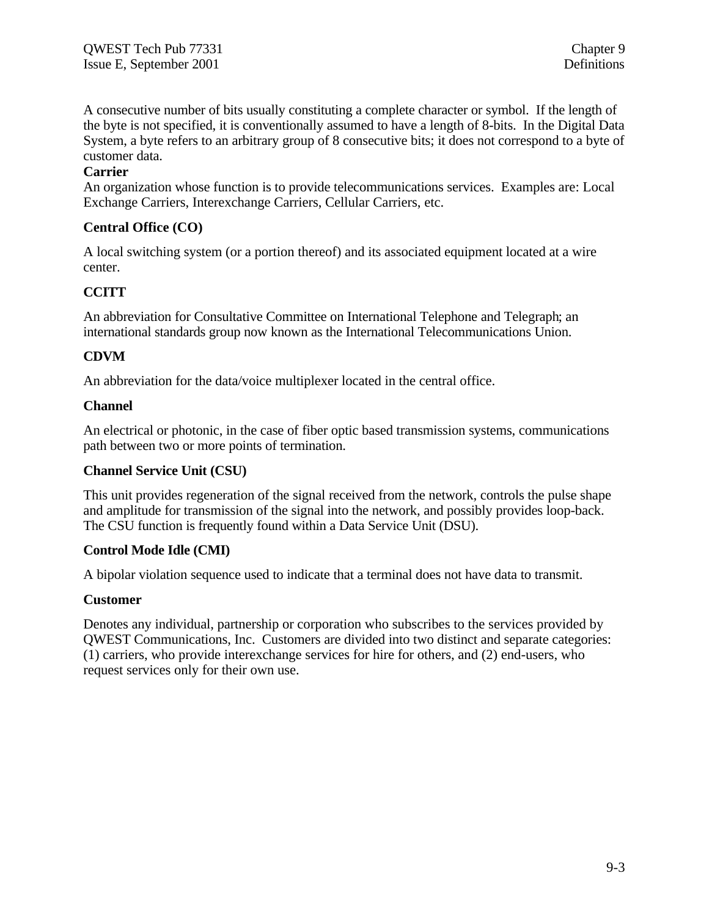A consecutive number of bits usually constituting a complete character or symbol. If the length of the byte is not specified, it is conventionally assumed to have a length of 8-bits. In the Digital Data System, a byte refers to an arbitrary group of 8 consecutive bits; it does not correspond to a byte of customer data.

**Carrier**

An organization whose function is to provide telecommunications services. Examples are: Local Exchange Carriers, Interexchange Carriers, Cellular Carriers, etc.

**Central Office (CO)**

A local switching system (or a portion thereof) and its associated equipment located at a wire center.

**CCITT**

An abbreviation for Consultative Committee on International Telephone and Telegraph; an international standards group now known as the International Telecommunications Union.

**CDVM**

An abbreviation for the data/voice multiplexer located in the central office.

**Channel**

An electrical or photonic, in the case of fiber optic based transmission systems, communications path between two or more points of termination.

**Channel Service Unit (CSU)**

This unit provides regeneration of the signal received from the network, controls the pulse shape and amplitude for transmission of the signal into the network, and possibly provides loop-back. The CSU function is frequently found within a Data Service Unit (DSU).

**Control Mode Idle (CMI)**

A bipolar violation sequence used to indicate that a terminal does not have data to transmit.

**Customer**

Denotes any individual, partnership or corporation who subscribes to the services provided by QWEST Communications, Inc. Customers are divided into two distinct and separate categories: (1) carriers, who provide interexchange services for hire for others, and (2) end-users, who request services only for their own use.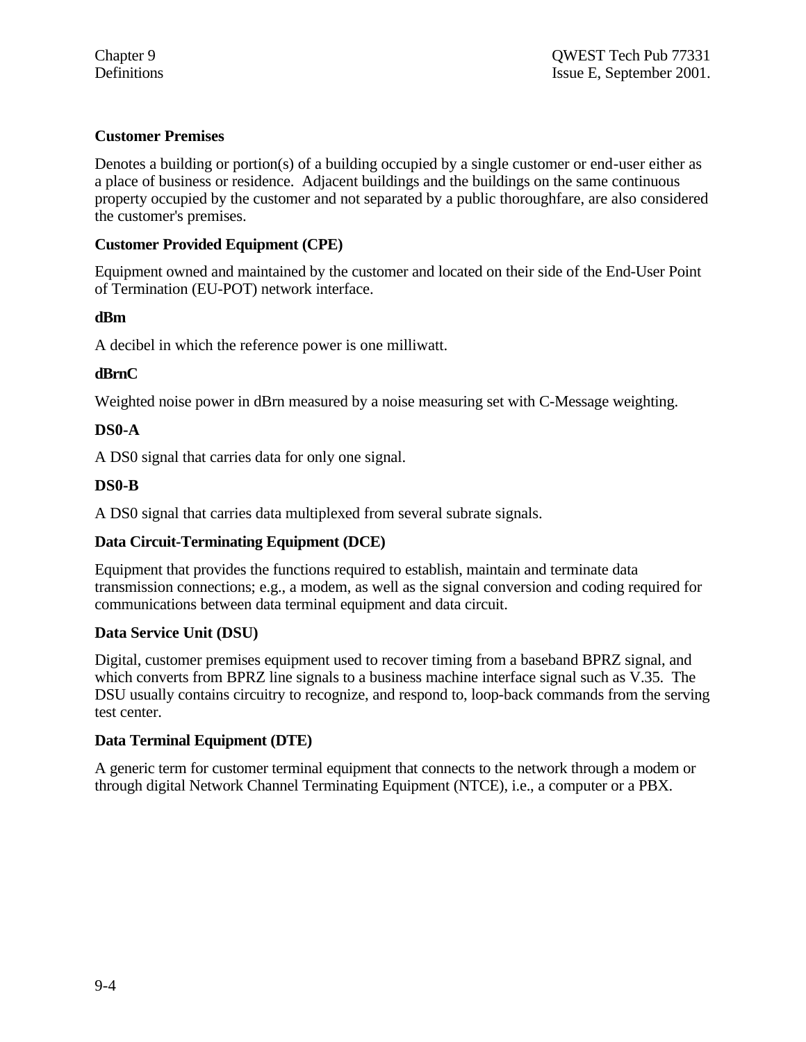**Customer Premises**

Denotes a building or portion(s) of a building occupied by a single customer or end-user either as a place of business or residence. Adjacent buildings and the buildings on the same continuous property occupied by the customer and not separated by a public thoroughfare, are also considered the customer's premises.

**Customer Provided Equipment (CPE)**

Equipment owned and maintained by the customer and located on their side of the End-User Point of Termination (EU-POT) network interface.

**dBm**

A decibel in which the reference power is one milliwatt.

**dBrnC**

Weighted noise power in dBrn measured by a noise measuring set with C-Message weighting.

**DS0-A**

A DS0 signal that carries data for only one signal.

**DS0-B**

A DS0 signal that carries data multiplexed from several subrate signals.

**Data Circuit-Terminating Equipment (DCE)**

Equipment that provides the functions required to establish, maintain and terminate data transmission connections; e.g., a modem, as well as the signal conversion and coding required for communications between data terminal equipment and data circuit.

**Data Service Unit (DSU)**

Digital, customer premises equipment used to recover timing from a baseband BPRZ signal, and which converts from BPRZ line signals to a business machine interface signal such as V.35. The DSU usually contains circuitry to recognize, and respond to, loop-back commands from the serving test center.

**Data Terminal Equipment (DTE)**

A generic term for customer terminal equipment that connects to the network through a modem or through digital Network Channel Terminating Equipment (NTCE), i.e., a computer or a PBX.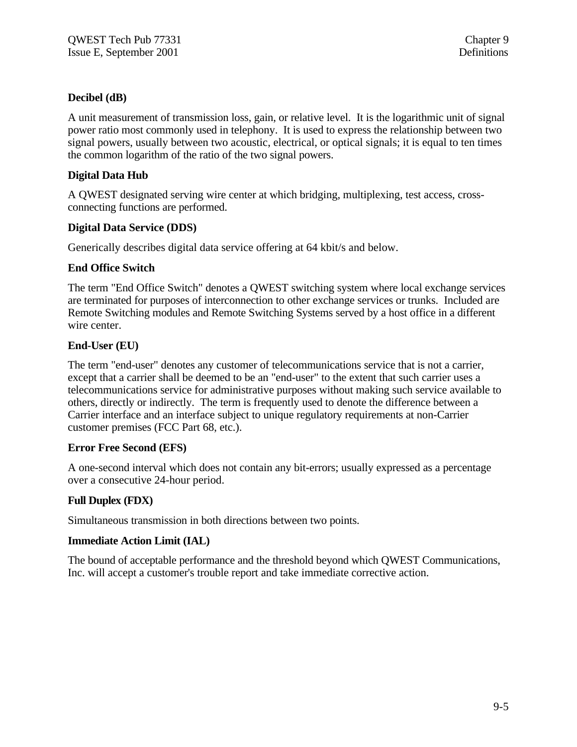**Decibel (dB)**

A unit measurement of transmission loss, gain, or relative level. It is the logarithmic unit of signal power ratio most commonly used in telephony. It is used to express the relationship between two signal powers, usually between two acoustic, electrical, or optical signals; it is equal to ten times the common logarithm of the ratio of the two signal powers.

**Digital Data Hub**

A QWEST designated serving wire center at which bridging, multiplexing, test access, cross-connecting functions are performed.

**Digital Data Service (DDS)**

Generically describes digital data service offering at 64 kbit/s and below.

**End Office Switch**

The term "End Office Switch" denotes a QWEST switching system where local exchange services are terminated for purposes of interconnection to other exchange services or trunks. Included are Remote Switching modules and Remote Switching Systems served by a host office in a different wire center.

**End-User (EU)**

The term "end-user" denotes any customer of telecommunications service that is not a carrier, except that a carrier shall be deemed to be an "end-user" to the extent that such carrier uses a telecommunications service for administrative purposes without making such service available to others, directly or indirectly. The term is frequently used to denote the difference between a Carrier interface and an interface subject to unique regulatory requirements at non-Carrier customer premises (FCC Part 68, etc.).

**Error Free Second (EFS)**

A one-second interval which does not contain any bit-errors; usually expressed as a percentage over a consecutive 24-hour period.

**Full Duplex (FDX)**

Simultaneous transmission in both directions between two points.

**Immediate Action Limit (IAL)**

The bound of acceptable performance and the threshold beyond which QWEST Communications, Inc. will accept a customer's trouble report and take immediate corrective action.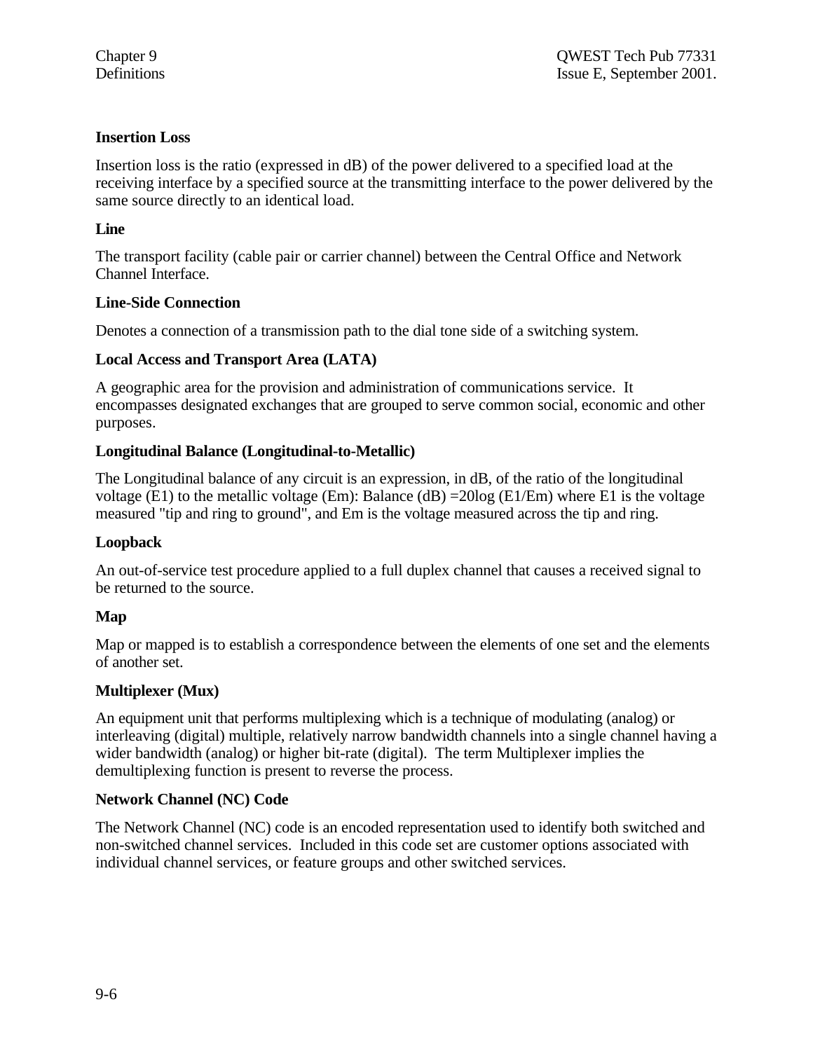**Insertion Loss**

Insertion loss is the ratio (expressed in dB) of the power delivered to a specified load at the receiving interface by a specified source at the transmitting interface to the power delivered by the same source directly to an identical load.

**Line**

The transport facility (cable pair or carrier channel) between the Central Office and Network Channel Interface.

**Line-Side Connection**

Denotes a connection of a transmission path to the dial tone side of a switching system.

**Local Access and Transport Area (LATA)**

A geographic area for the provision and administration of communications service. It encompasses designated exchanges that are grouped to serve common social, economic and other purposes.

**Longitudinal Balance (Longitudinal-to-Metallic)**

The Longitudinal balance of any circuit is an expression, in dB, of the ratio of the longitudinal voltage (E1) to the metallic voltage (Em): Balance (dB) =20log (E1/Em) where E1 is the voltage measured "tip and ring to ground", and Em is the voltage measured across the tip and ring.

**Loopback**

An out-of-service test procedure applied to a full duplex channel that causes a received signal to be returned to the source.

**Map**

Map or mapped is to establish a correspondence between the elements of one set and the elements of another set.

**Multiplexer (Mux)**

An equipment unit that performs multiplexing which is a technique of modulating (analog) or interleaving (digital) multiple, relatively narrow bandwidth channels into a single channel having a wider bandwidth (analog) or higher bit-rate (digital). The term Multiplexer implies the demultiplexing function is present to reverse the process.

**Network Channel (NC) Code**

The Network Channel (NC) code is an encoded representation used to identify both switched and non-switched channel services. Included in this code set are customer options associated with individual channel services, or feature groups and other switched services.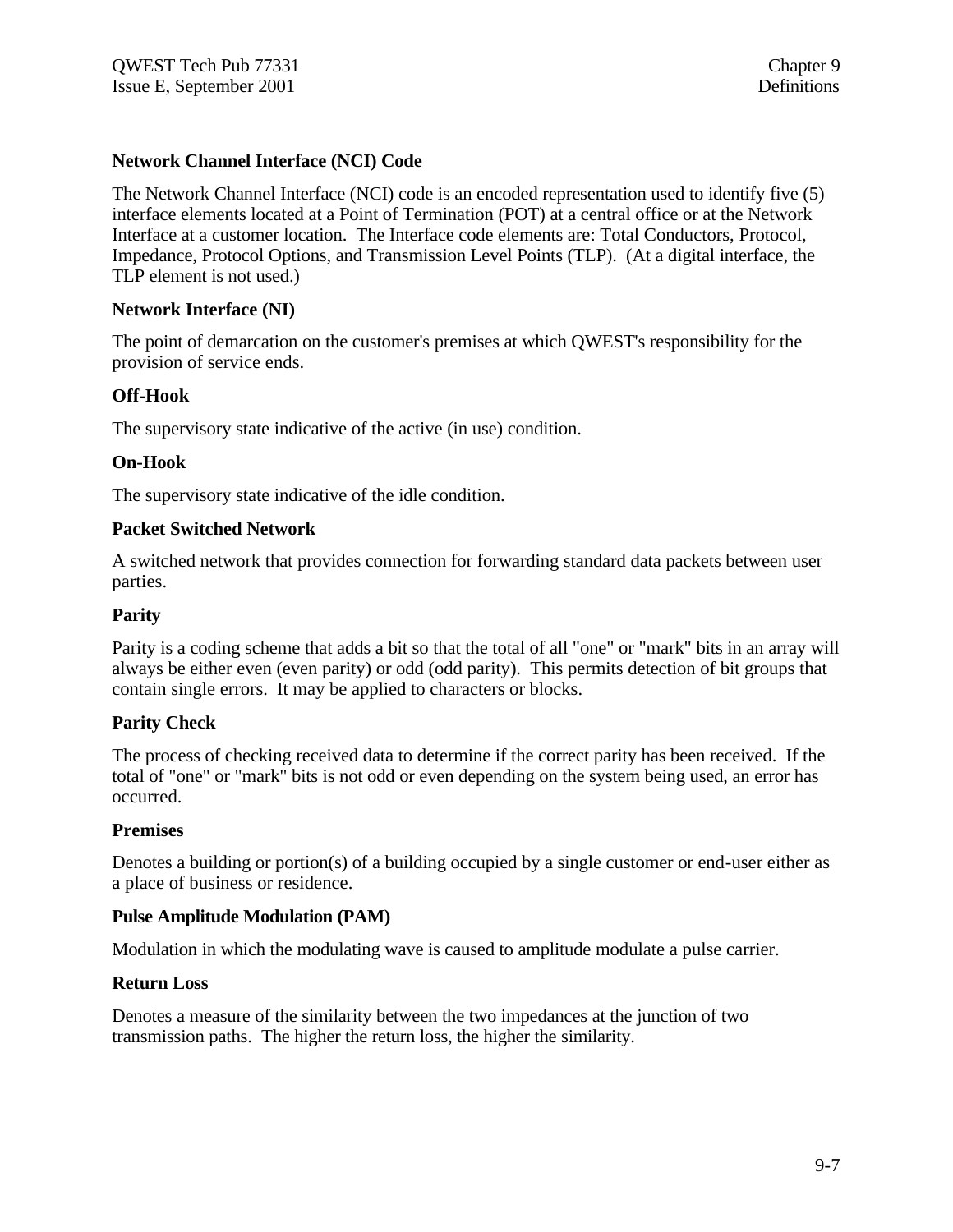**Network Channel Interface (NCI) Code**

The Network Channel Interface (NCI) code is an encoded representation used to identify five (5) interface elements located at a Point of Termination (POT) at a central office or at the Network Interface at a customer location. The Interface code elements are: Total Conductors, Protocol, Impedance, Protocol Options, and Transmission Level Points (TLP). (At a digital interface, the TLP element is not used.)

**Network Interface (NI)**

The point of demarcation on the customer's premises at which QWEST's responsibility for the provision of service ends.

**Off-Hook**

The supervisory state indicative of the active (in use) condition.

**On-Hook**

The supervisory state indicative of the idle condition.

**Packet Switched Network**

A switched network that provides connection for forwarding standard data packets between user parties.

**Parity**

Parity is a coding scheme that adds a bit so that the total of all "one" or "mark" bits in an array will always be either even (even parity) or odd (odd parity). This permits detection of bit groups that contain single errors. It may be applied to characters or blocks.

**Parity Check**

The process of checking received data to determine if the correct parity has been received. If the total of "one" or "mark" bits is not odd or even depending on the system being used, an error has occurred.

**Premises**

Denotes a building or portion(s) of a building occupied by a single customer or end-user either as a place of business or residence.

**Pulse Amplitude Modulation (PAM)**

Modulation in which the modulating wave is caused to amplitude modulate a pulse carrier.

**Return Loss**

Denotes a measure of the similarity between the two impedances at the junction of two transmission paths. The higher the return loss, the higher the similarity.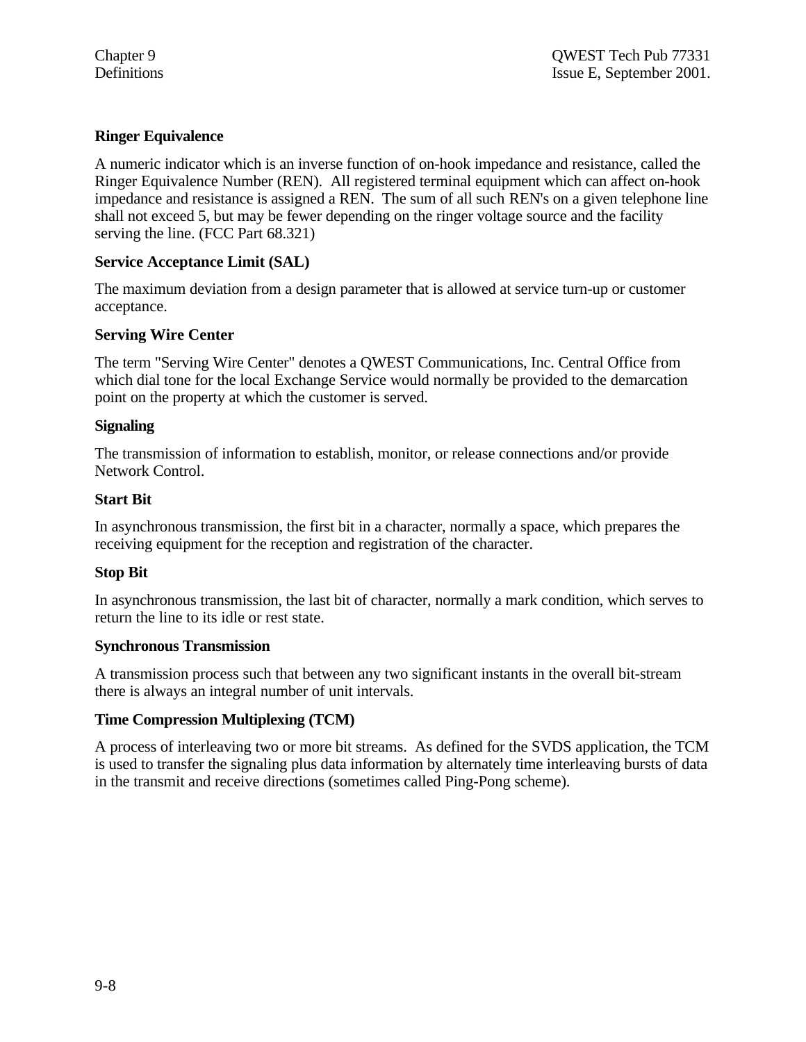**Ringer Equivalence**

A numeric indicator which is an inverse function of on-hook impedance and resistance, called the Ringer Equivalence Number (REN). All registered terminal equipment which can affect on-hook impedance and resistance is assigned a REN. The sum of all such REN's on a given telephone line shall not exceed 5, but may be fewer depending on the ringer voltage source and the facility serving the line. (FCC Part 68.321)

**Service Acceptance Limit (SAL)**

The maximum deviation from a design parameter that is allowed at service turn-up or customer acceptance.

**Serving Wire Center**

The term "Serving Wire Center" denotes a QWEST Communications, Inc. Central Office from which dial tone for the local Exchange Service would normally be provided to the demarcation point on the property at which the customer is served.

**Signaling**

The transmission of information to establish, monitor, or release connections and/or provide Network Control.

**Start Bit**

In asynchronous transmission, the first bit in a character, normally a space, which prepares the receiving equipment for the reception and registration of the character.

**Stop Bit**

In asynchronous transmission, the last bit of character, normally a mark condition, which serves to return the line to its idle or rest state.

**Synchronous Transmission**

A transmission process such that between any two significant instants in the overall bit-stream there is always an integral number of unit intervals.

**Time Compression Multiplexing (TCM)**

A process of interleaving two or more bit streams. As defined for the SVDS application, the TCM is used to transfer the signaling plus data information by alternately time interleaving bursts of data in the transmit and receive directions (sometimes called Ping-Pong scheme).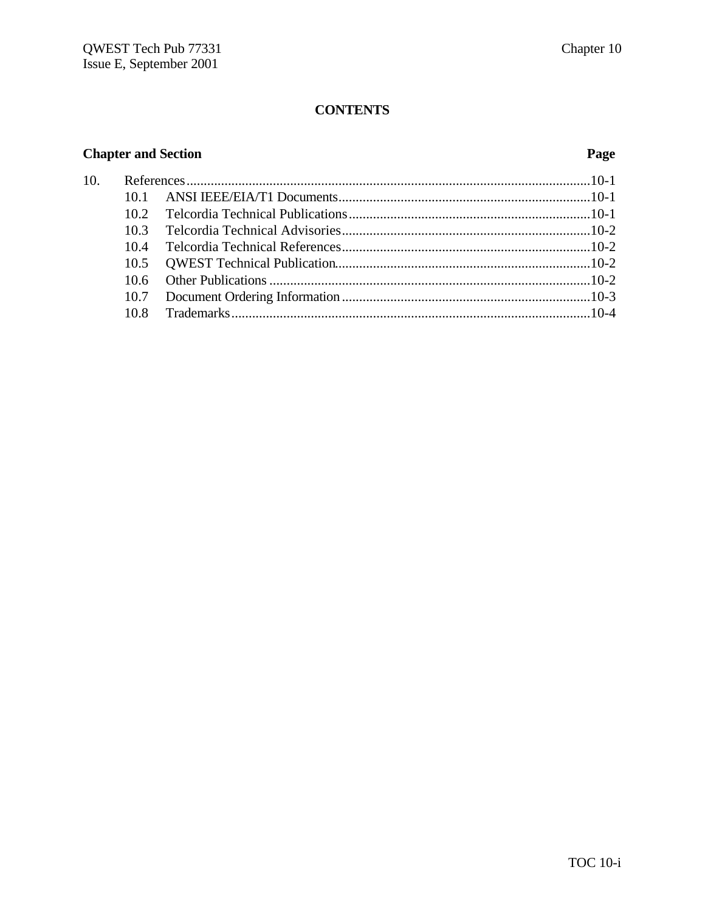# CONTENTS

| Chapter and Section | | Page |
|---|---|---|
| 10. | References | 10-1 |
| 10.1 | ANSI IEEE/EIA/T1 Documents | 10-1 |
| 10.2 | Telcordia Technical Publications | 10-1 |
| 10.3 | Telcordia Technical Advisories | 10-2 |
| 10.4 | Telcordia Technical References | 10-2 |
| 10.5 | QWEST Technical Publication | 10-2 |
| 10.6 | Other Publications | 10-2 |
| 10.7 | Document Ordering Information | 10-3 |
| 10.8 | Trademarks | 10-4 |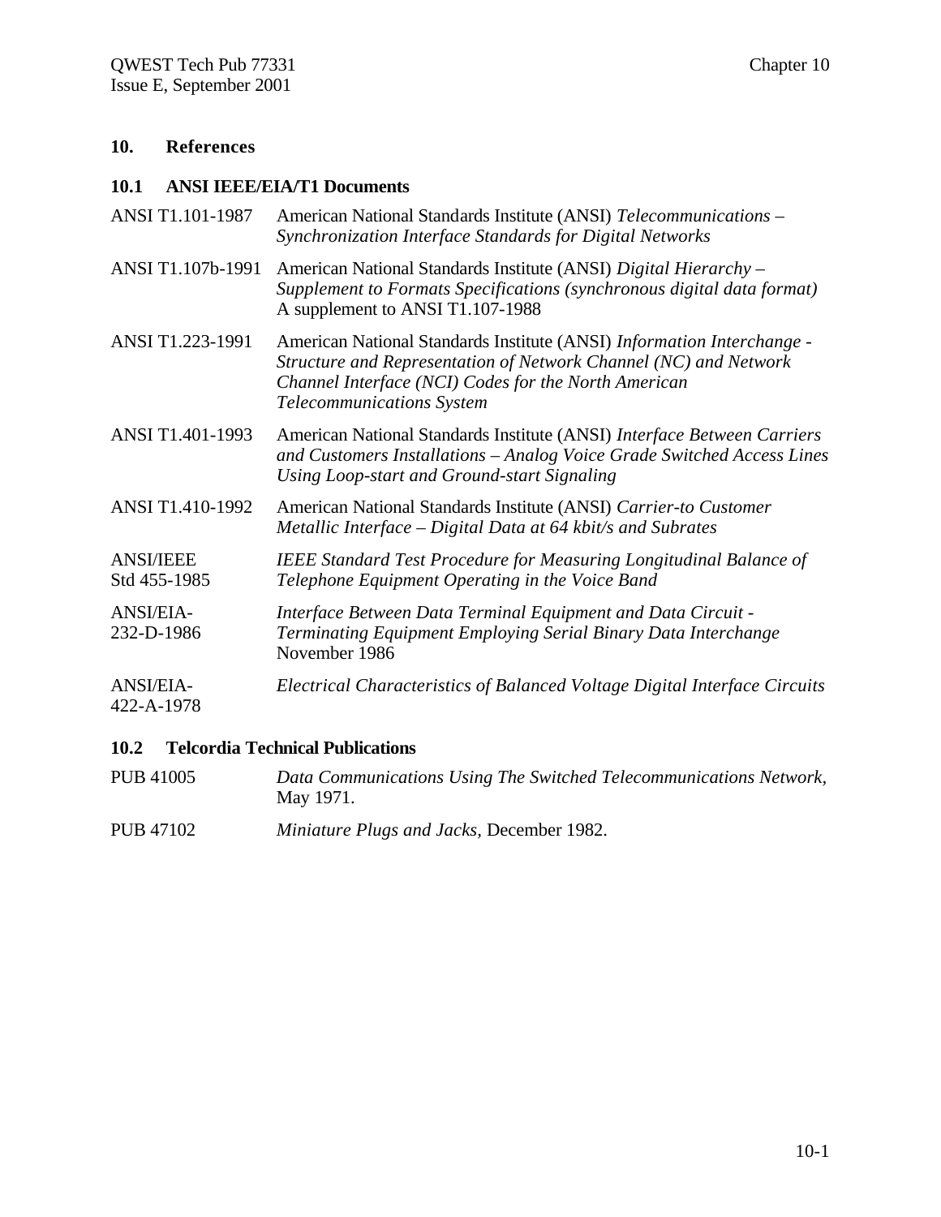## 10. References

### 10.1 ANSI IEEE/EIA/T1 Documents

| | |
|---|---|
| ANSI T1.101-1987 | American National Standards Institute (ANSI) *Telecommunications – Synchronization Interface Standards for Digital Networks* |
| ANSI T1.107b-1991 | American National Standards Institute (ANSI) *Digital Hierarchy – Supplement to Formats Specifications (synchronous digital data format)* A supplement to ANSI T1.107-1988 |
| ANSI T1.223-1991 | American National Standards Institute (ANSI) *Information Interchange - Structure and Representation of Network Channel (NC) and Network Channel Interface (NCI) Codes for the North American Telecommunications System* |
| ANSI T1.401-1993 | American National Standards Institute (ANSI) *Interface Between Carriers and Customers Installations – Analog Voice Grade Switched Access Lines Using Loop-start and Ground-start Signaling* |
| ANSI T1.410-1992 | American National Standards Institute (ANSI) *Carrier-to Customer Metallic Interface – Digital Data at 64 kbit/s and Subrates* |
| ANSI/IEEE Std 455-1985 | *IEEE Standard Test Procedure for Measuring Longitudinal Balance of Telephone Equipment Operating in the Voice Band* |
| ANSI/EIA-232-D-1986 | *Interface Between Data Terminal Equipment and Data Circuit - Terminating Equipment Employing Serial Binary Data Interchange* November 1986 |
| ANSI/EIA-422-A-1978 | *Electrical Characteristics of Balanced Voltage Digital Interface Circuits* |

### 10.2 Telcordia Technical Publications

| | |
|---|---|
| PUB 41005 | *Data Communications Using The Switched Telecommunications Network*, May 1971. |
| PUB 47102 | *Miniature Plugs and Jacks*, December 1982. |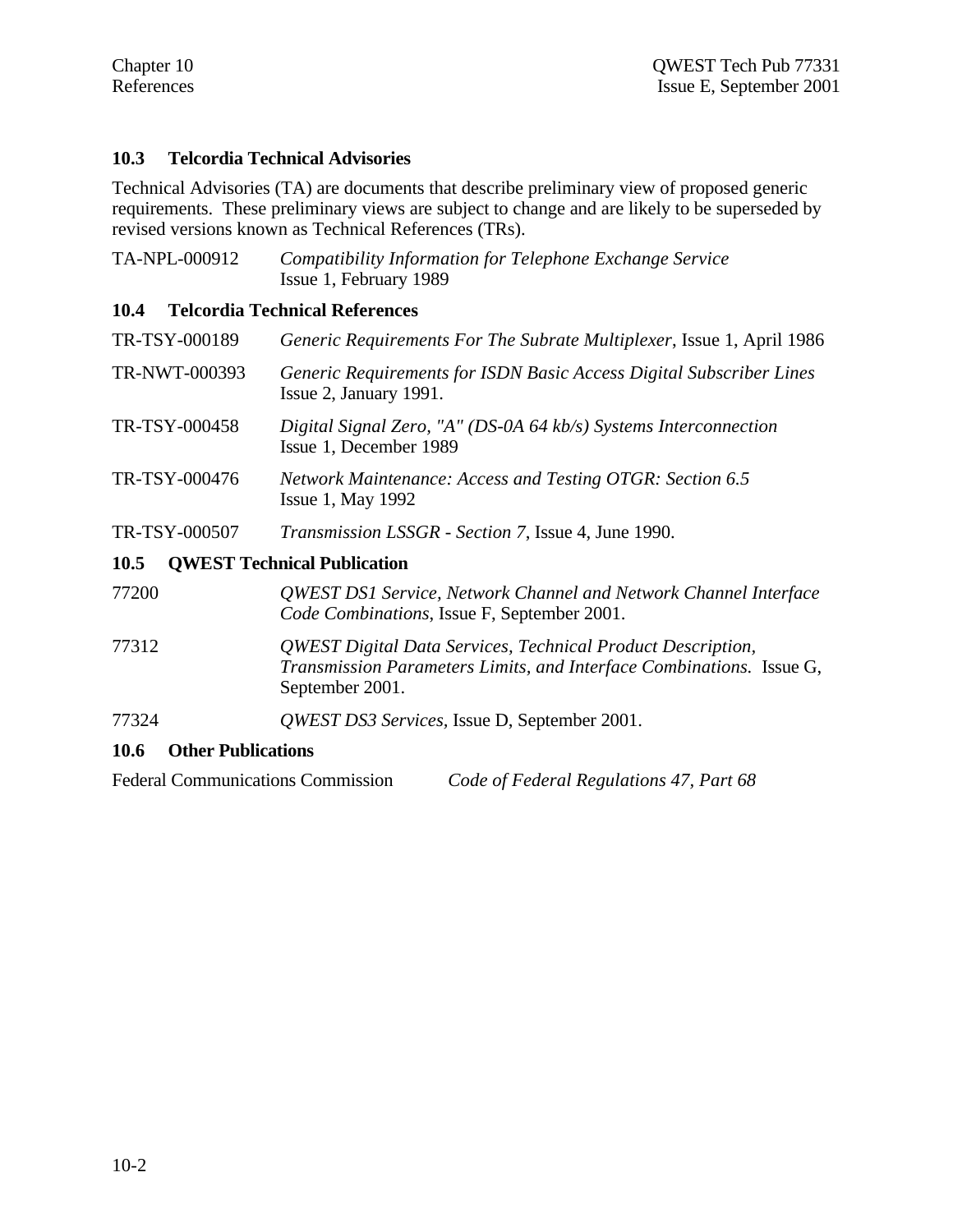## 10.3 Telcordia Technical Advisories

Technical Advisories (TA) are documents that describe preliminary view of proposed generic requirements. These preliminary views are subject to change and are likely to be superseded by revised versions known as Technical References (TRs).

TA-NPL-000912 — *Compatibility Information for Telephone Exchange Service* Issue 1, February 1989

## 10.4 Telcordia Technical References

TR-TSY-000189 — *Generic Requirements For The Subrate Multiplexer*, Issue 1, April 1986

TR-NWT-000393 — *Generic Requirements for ISDN Basic Access Digital Subscriber Lines* Issue 2, January 1991.

TR-TSY-000458 — *Digital Signal Zero, "A" (DS-0A 64 kb/s) Systems Interconnection* Issue 1, December 1989

TR-TSY-000476 — *Network Maintenance: Access and Testing OTGR: Section 6.5* Issue 1, May 1992

TR-TSY-000507 — *Transmission LSSGR - Section 7*, Issue 4, June 1990.

## 10.5 QWEST Technical Publication

77200 — *QWEST DS1 Service, Network Channel and Network Channel Interface Code Combinations*, Issue F, September 2001.

77312 — *QWEST Digital Data Services, Technical Product Description, Transmission Parameters Limits, and Interface Combinations.* Issue G, September 2001.

77324 — *QWEST DS3 Services*, Issue D, September 2001.

## 10.6 Other Publications

Federal Communications Commission — *Code of Federal Regulations 47, Part 68*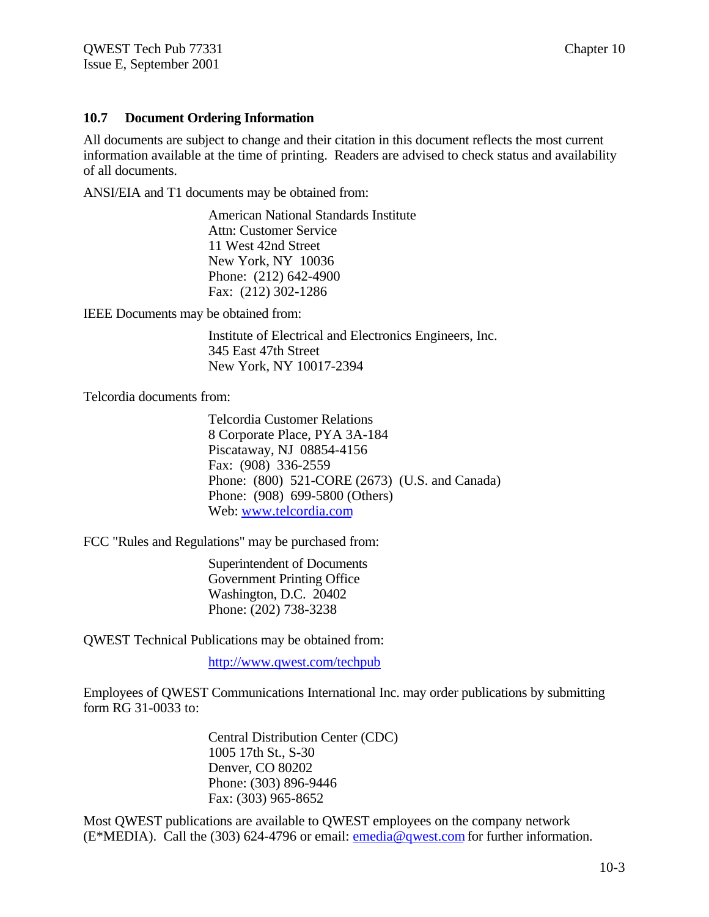## 10.7 Document Ordering Information

All documents are subject to change and their citation in this document reflects the most current information available at the time of printing. Readers are advised to check status and availability of all documents.

ANSI/EIA and T1 documents may be obtained from:

> American National Standards Institute
> Attn: Customer Service
> 11 West 42nd Street
> New York, NY 10036
> Phone: (212) 642-4900
> Fax: (212) 302-1286

IEEE Documents may be obtained from:

> Institute of Electrical and Electronics Engineers, Inc.
> 345 East 47th Street
> New York, NY 10017-2394

Telcordia documents from:

> Telcordia Customer Relations
> 8 Corporate Place, PYA 3A-184
> Piscataway, NJ 08854-4156
> Fax: (908) 336-2559
> Phone: (800) 521-CORE (2673) (U.S. and Canada)
> Phone: (908) 699-5800 (Others)
> Web: www.telcordia.com

FCC "Rules and Regulations" may be purchased from:

> Superintendent of Documents
> Government Printing Office
> Washington, D.C. 20402
> Phone: (202) 738-3238

QWEST Technical Publications may be obtained from:

> http://www.qwest.com/techpub

Employees of QWEST Communications International Inc. may order publications by submitting form RG 31-0033 to:

> Central Distribution Center (CDC)
> 1005 17th St., S-30
> Denver, CO 80202
> Phone: (303) 896-9446
> Fax: (303) 965-8652

Most QWEST publications are available to QWEST employees on the company network (E*MEDIA). Call the (303) 624-4796 or email: emedia@qwest.com for further information.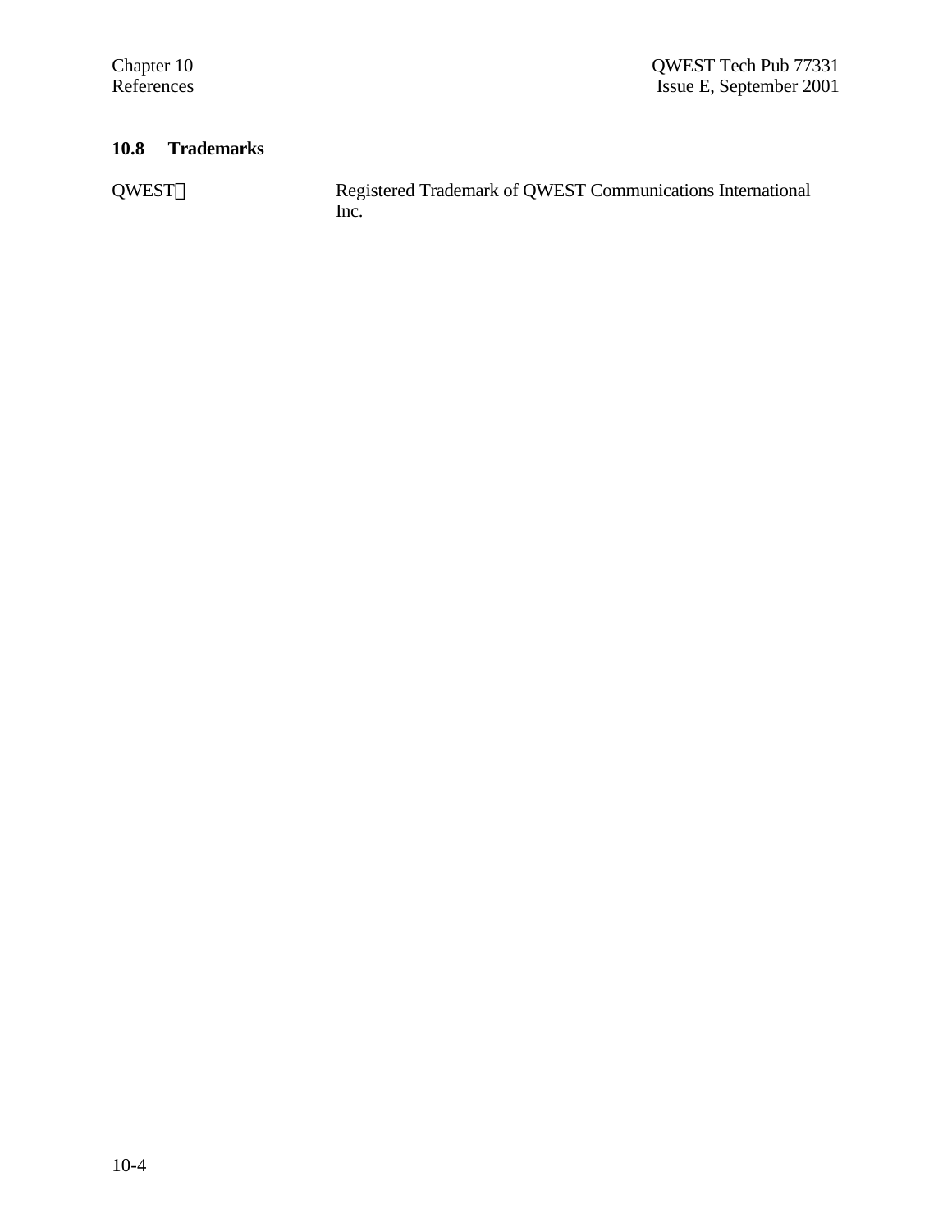### 10.8 Trademarks

| | |
|---|---|
| QWEST® | Registered Trademark of QWEST Communications International Inc. |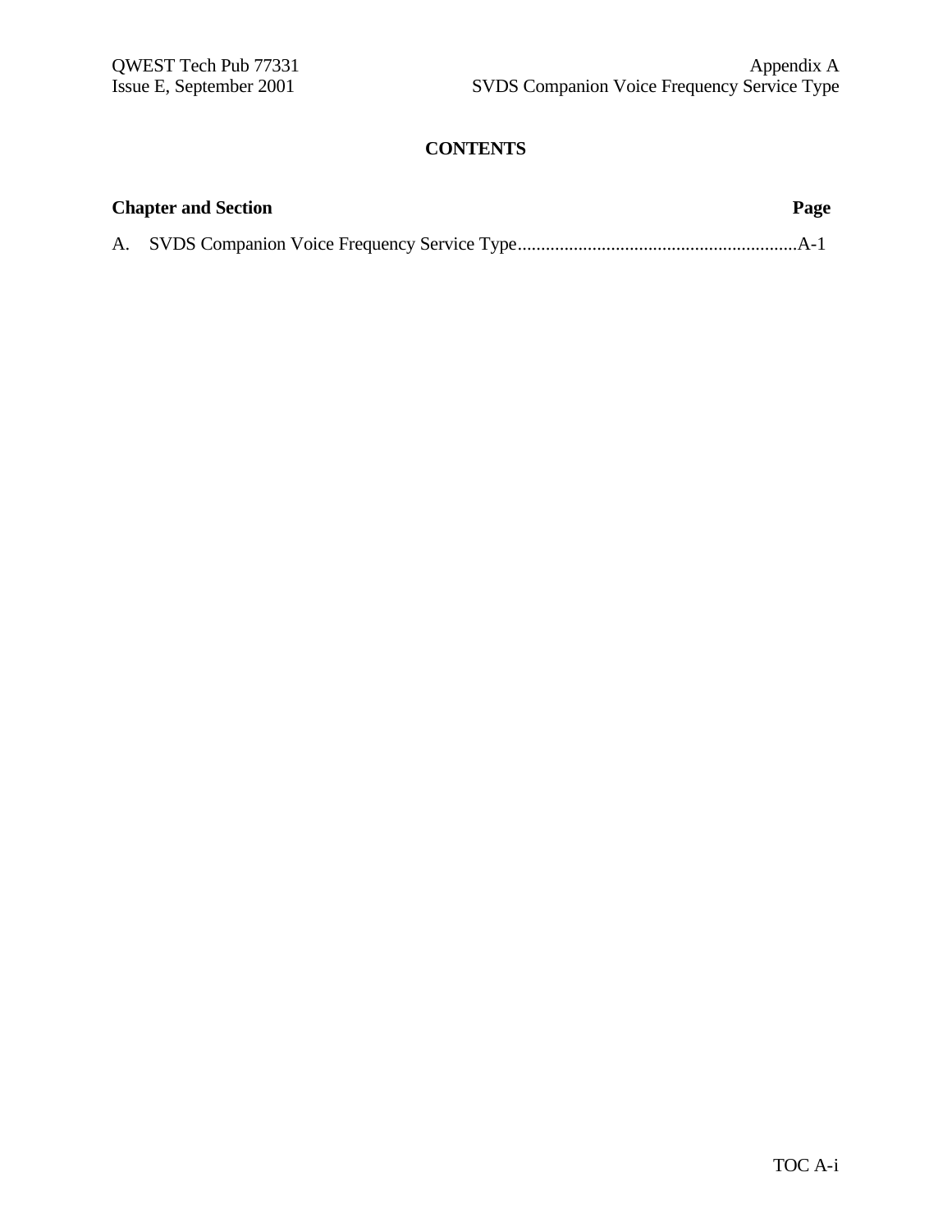# CONTENTS

| Chapter and Section | Page |
|---|---|
| A. SVDS Companion Voice Frequency Service Type | A-1 |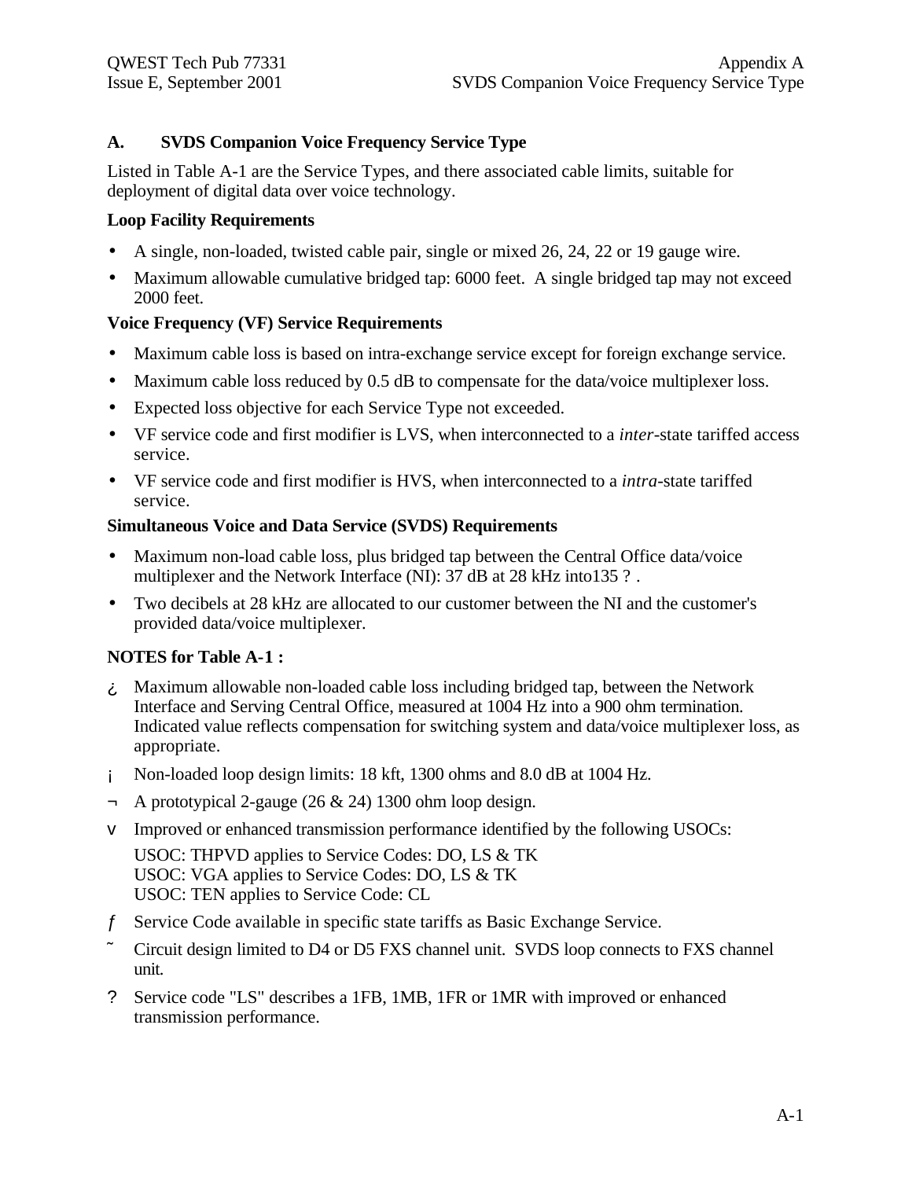## A. SVDS Companion Voice Frequency Service Type

Listed in Table A-1 are the Service Types, and there associated cable limits, suitable for deployment of digital data over voice technology.

**Loop Facility Requirements**

- A single, non-loaded, twisted cable pair, single or mixed 26, 24, 22 or 19 gauge wire.
- Maximum allowable cumulative bridged tap: 6000 feet. A single bridged tap may not exceed 2000 feet.

**Voice Frequency (VF) Service Requirements**

- Maximum cable loss is based on intra-exchange service except for foreign exchange service.
- Maximum cable loss reduced by 0.5 dB to compensate for the data/voice multiplexer loss.
- Expected loss objective for each Service Type not exceeded.
- VF service code and first modifier is LVS, when interconnected to a *inter*-state tariffed access service.
- VF service code and first modifier is HVS, when interconnected to a *intra*-state tariffed service.

**Simultaneous Voice and Data Service (SVDS) Requirements**

- Maximum non-load cable loss, plus bridged tap between the Central Office data/voice multiplexer and the Network Interface (NI): 37 dB at 28 kHz into135 ? .
- Two decibels at 28 kHz are allocated to our customer between the NI and the customer's provided data/voice multiplexer.

**NOTES for Table A-1 :**

¿ Maximum allowable non-loaded cable loss including bridged tap, between the Network Interface and Serving Central Office, measured at 1004 Hz into a 900 ohm termination. Indicated value reflects compensation for switching system and data/voice multiplexer loss, as appropriate.

¡ Non-loaded loop design limits: 18 kft, 1300 ohms and 8.0 dB at 1004 Hz.

¬ A prototypical 2-gauge (26 & 24) 1300 ohm loop design.

v Improved or enhanced transmission performance identified by the following USOCs:

USOC: THPVD applies to Service Codes: DO, LS & TK
USOC: VGA applies to Service Codes: DO, LS & TK
USOC: TEN applies to Service Code: CL

ƒ Service Code available in specific state tariffs as Basic Exchange Service.

˜ Circuit design limited to D4 or D5 FXS channel unit. SVDS loop connects to FXS channel unit.

? Service code "LS" describes a 1FB, 1MB, 1FR or 1MR with improved or enhanced transmission performance.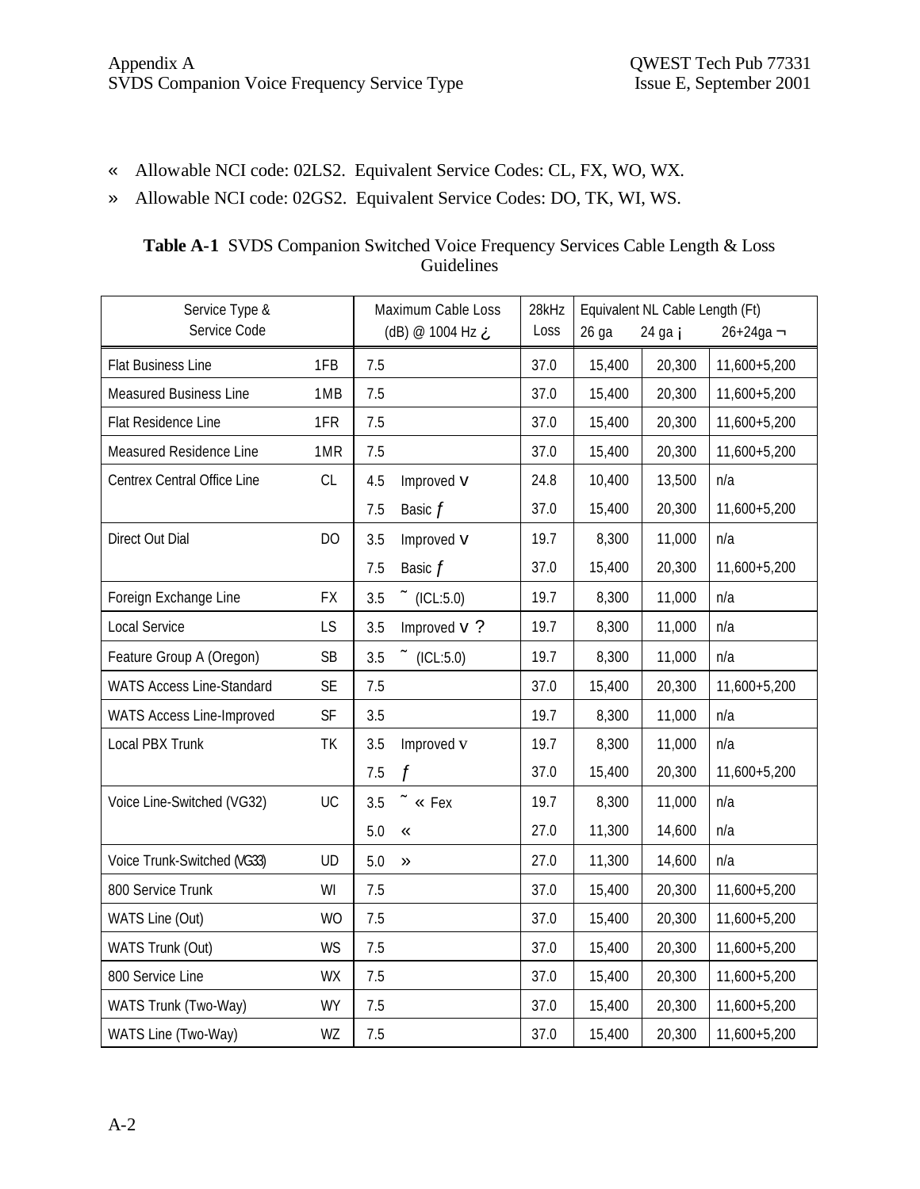« Allowable NCI code: 02LS2. Equivalent Service Codes: CL, FX, WO, WX.

» Allowable NCI code: 02GS2. Equivalent Service Codes: DO, TK, WI, WS.

**Table A-1** SVDS Companion Switched Voice Frequency Services Cable Length & Loss Guidelines

| Service Type & Service Code | | Maximum Cable Loss (dB) @ 1004 Hz ¿ | | 28kHz Loss | Equivalent NL Cable Length (Ft) 26 ga | 24 ga ¡ | 26+24ga ¬ |
|---|---|---|---|---|---|---|---|
| Flat Business Line | 1FB | 7.5 | | 37.0 | 15,400 | 20,300 | 11,600+5,200 |
| Measured Business Line | 1MB | 7.5 | | 37.0 | 15,400 | 20,300 | 11,600+5,200 |
| Flat Residence Line | 1FR | 7.5 | | 37.0 | 15,400 | 20,300 | 11,600+5,200 |
| Measured Residence Line | 1MR | 7.5 | | 37.0 | 15,400 | 20,300 | 11,600+5,200 |
| Centrex Central Office Line | CL | 4.5 | Improved √ | 24.8 | 10,400 | 13,500 | n/a |
| | | 7.5 | Basic ƒ | 37.0 | 15,400 | 20,300 | 11,600+5,200 |
| Direct Out Dial | DO | 3.5 | Improved √ | 19.7 | 8,300 | 11,000 | n/a |
| | | 7.5 | Basic ƒ | 37.0 | 15,400 | 20,300 | 11,600+5,200 |
| Foreign Exchange Line | FX | 3.5 | ˜ (ICL:5.0) | 19.7 | 8,300 | 11,000 | n/a |
| Local Service | LS | 3.5 | Improved √ ? | 19.7 | 8,300 | 11,000 | n/a |
| Feature Group A (Oregon) | SB | 3.5 | ˜ (ICL:5.0) | 19.7 | 8,300 | 11,000 | n/a |
| WATS Access Line-Standard | SE | 7.5 | | 37.0 | 15,400 | 20,300 | 11,600+5,200 |
| WATS Access Line-Improved | SF | 3.5 | | 19.7 | 8,300 | 11,000 | n/a |
| Local PBX Trunk | TK | 3.5 | Improved √ | 19.7 | 8,300 | 11,000 | n/a |
| | | 7.5 | ƒ | 37.0 | 15,400 | 20,300 | 11,600+5,200 |
| Voice Line-Switched (VG32) | UC | 3.5 | ˜ « Fex | 19.7 | 8,300 | 11,000 | n/a |
| | | 5.0 | « | 27.0 | 11,300 | 14,600 | n/a |
| Voice Trunk-Switched (VG33) | UD | 5.0 | » | 27.0 | 11,300 | 14,600 | n/a |
| 800 Service Trunk | WI | 7.5 | | 37.0 | 15,400 | 20,300 | 11,600+5,200 |
| WATS Line (Out) | WO | 7.5 | | 37.0 | 15,400 | 20,300 | 11,600+5,200 |
| WATS Trunk (Out) | WS | 7.5 | | 37.0 | 15,400 | 20,300 | 11,600+5,200 |
| 800 Service Line | WX | 7.5 | | 37.0 | 15,400 | 20,300 | 11,600+5,200 |
| WATS Trunk (Two-Way) | WY | 7.5 | | 37.0 | 15,400 | 20,300 | 11,600+5,200 |
| WATS Line (Two-Way) | WZ | 7.5 | | 37.0 | 15,400 | 20,300 | 11,600+5,200 |